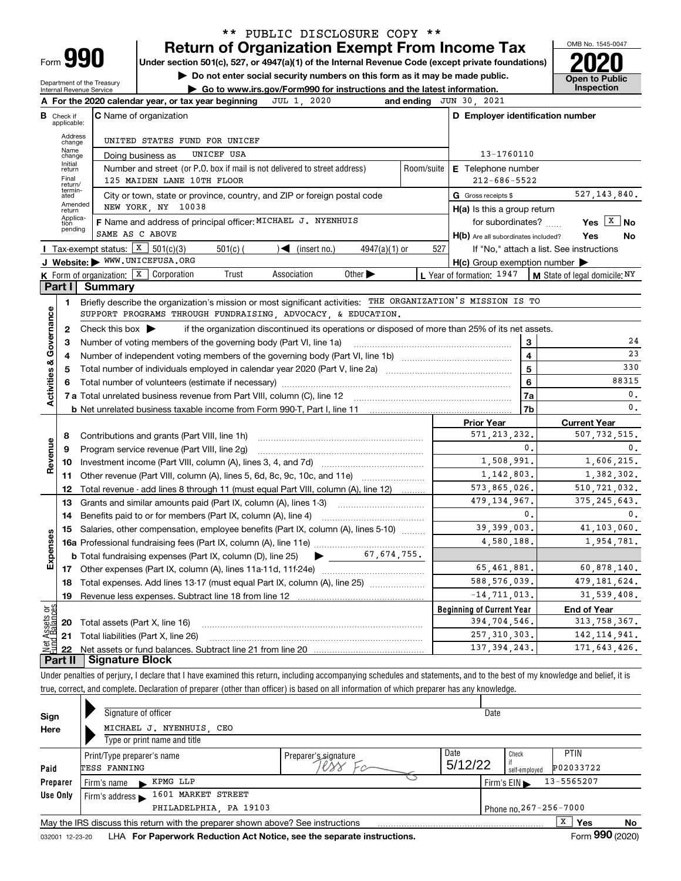** PUBLIC DISCLOSURE COPY **

# Form 990 — Return of Organization Exempt From Income Tax (2020)

Under section 501(c), 527, or 4947(a)(1) of the Internal Revenue Code (except private foundations)

▶ Do not enter social security numbers on this form as it may be made public.

▶ Go to www.irs.gov/Form990 for instructions and the latest information.

Department of the Treasury, Internal Revenue Service

OMB No. 1545-0047 — Open to Public Inspection

**A** For the 2020 calendar year, or tax year beginning JUL 1, 2020 and ending JUN 30, 2021

**B** Check if applicable: Address change, Name change, Initial return, Final return/terminated, Amended return, Application pending

**C** Name of organization: UNITED STATES FUND FOR UNICEF

Doing business as: UNICEF USA

Number and street (or P.O. box if mail is not delivered to street address): 125 MAIDEN LANE 10TH FLOOR — Room/suite:

City or town, state or province, country, and ZIP or foreign postal code: NEW YORK, NY 10038

**D** Employer identification number: 13-1760110

**E** Telephone number: 212-686-5522

**G** Gross receipts $ 527,143,840.

**F** Name and address of principal officer: MICHAEL J. NYENHUIS, SAME AS C ABOVE

**H(a)** Is this a group return for subordinates? Yes [ ] No [X]

**H(b)** Are all subordinates included? Yes No — If "No," attach a list. See instructions

**H(c)** Group exemption number ▶

**I** Tax-exempt status: [X] 501(c)(3) [ ] 501(c) ( ) ◀ (insert no.) [ ] 4947(a)(1) or [ ] 527

**J** Website: ▶ WWW.UNICEFUSA.ORG

**K** Form of organization: [X] Corporation [ ] Trust [ ] Association [ ] Other ▶

**L** Year of formation: 1947

**M** State of legal domicile: NY

## Part I Summary

**Activities & Governance**

1 Briefly describe the organization's mission or most significant activities: THE ORGANIZATION'S MISSION IS TO SUPPORT PROGRAMS THROUGH FUNDRAISING, ADVOCACY, & EDUCATION.

2 Check this box ▶ [ ] if the organization discontinued its operations or disposed of more than 25% of its net assets.

| Line | Description | No. | Value |
|---|---|---|---|
| 3 | Number of voting members of the governing body (Part VI, line 1a) | 3 | 24 |
| 4 | Number of independent voting members of the governing body (Part VI, line 1b) | 4 | 23 |
| 5 | Total number of individuals employed in calendar year 2020 (Part V, line 2a) | 5 | 330 |
| 6 | Total number of volunteers (estimate if necessary) | 6 | 88315 |
| 7a | Total unrelated business revenue from Part VIII, column (C), line 12 | 7a | 0. |
| 7b | Net unrelated business taxable income from Form 990-T, Part I, line 11 | 7b | 0. |

| Line | Description | Prior Year | Current Year |
|---|---|---|---|
| **Revenue** | | | |
| 8 | Contributions and grants (Part VIII, line 1h) | 571,213,232. | 507,732,515. |
| 9 | Program service revenue (Part VIII, line 2g) | 0. | 0. |
| 10 | Investment income (Part VIII, column (A), lines 3, 4, and 7d) | 1,508,991. | 1,606,215. |
| 11 | Other revenue (Part VIII, column (A), lines 5, 6d, 8c, 9c, 10c, and 11e) | 1,142,803. | 1,382,302. |
| 12 | Total revenue - add lines 8 through 11 (must equal Part VIII, column (A), line 12) | 573,865,026. | 510,721,032. |
| **Expenses** | | | |
| 13 | Grants and similar amounts paid (Part IX, column (A), lines 1-3) | 479,134,967. | 375,245,643. |
| 14 | Benefits paid to or for members (Part IX, column (A), line 4) | 0. | 0. |
| 15 | Salaries, other compensation, employee benefits (Part IX, column (A), lines 5-10) | 39,399,003. | 41,103,060. |
| 16a | Professional fundraising fees (Part IX, column (A), line 11e) | 4,580,188. | 1,954,781. |
| b | Total fundraising expenses (Part IX, column (D), line 25) ▶ 67,674,755. | | |
| 17 | Other expenses (Part IX, column (A), lines 11a-11d, 11f-24e) | 65,461,881. | 60,878,140. |
| 18 | Total expenses. Add lines 13-17 (must equal Part IX, column (A), line 25) | 588,576,039. | 479,181,624. |
| 19 | Revenue less expenses. Subtract line 18 from line 12 | -14,711,013. | 31,539,408. |

| Line | Net Assets or Fund Balances | Beginning of Current Year | End of Year |
|---|---|---|---|
| 20 | Total assets (Part X, line 16) | 394,704,546. | 313,758,367. |
| 21 | Total liabilities (Part X, line 26) | 257,310,303. | 142,114,941. |
| 22 | Net assets or fund balances. Subtract line 21 from line 20 | 137,394,243. | 171,643,426. |

## Part II Signature Block

Under penalties of perjury, I declare that I have examined this return, including accompanying schedules and statements, and to the best of my knowledge and belief, it is true, correct, and complete. Declaration of preparer (other than officer) is based on all information of which preparer has any knowledge.

**Sign Here**

Signature of officer — Date

MICHAEL J. NYENHUIS, CEO

Type or print name and title

**Paid Preparer Use Only**

| Print/Type preparer's name | Preparer's signature | Date | Check if self-employed | PTIN |
|---|---|---|---|---|
| TESS FANNING | Tess Fa | 5/12/22 | | P02033722 |

Firm's name ▶ KPMG LLP — Firm's EIN ▶ 13-5565207

Firm's address ▶ 1601 MARKET STREET, PHILADELPHIA, PA 19103 — Phone no. 267-256-7000

May the IRS discuss this return with the preparer shown above? See instructions [X] Yes [ ] No

032001 12-23-20 LHA For Paperwork Reduction Act Notice, see the separate instructions. Form 990 (2020)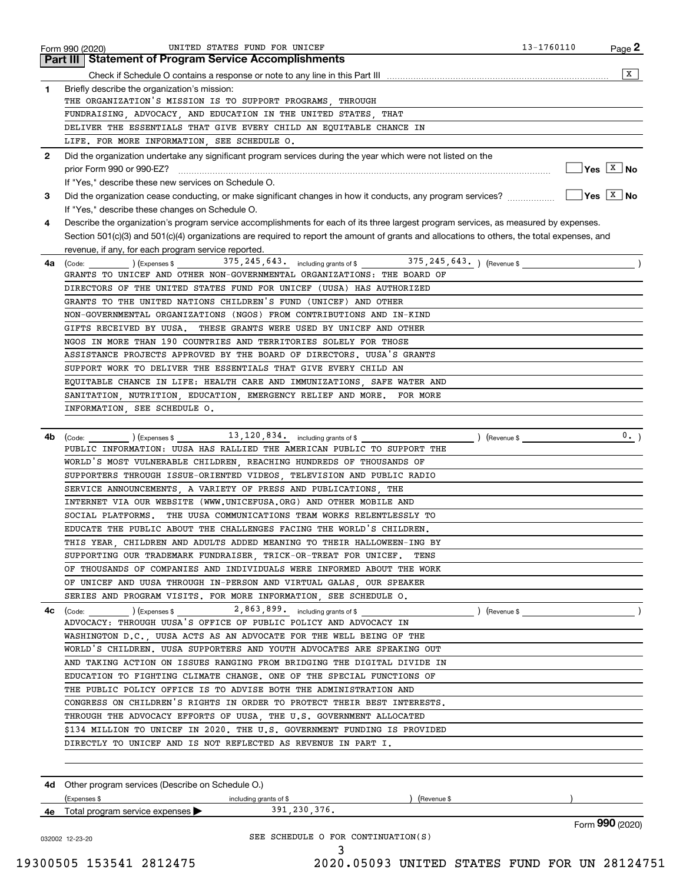Form 990 (2020) UNITED STATES FUND FOR UNICEF 13-1760110 Page 2

## Part III Statement of Program Service Accomplishments

Check if Schedule O contains a response or note to any line in this Part III [X]

**1** Briefly describe the organization's mission:

THE ORGANIZATION'S MISSION IS TO SUPPORT PROGRAMS, THROUGH FUNDRAISING, ADVOCACY, AND EDUCATION IN THE UNITED STATES, THAT DELIVER THE ESSENTIALS THAT GIVE EVERY CHILD AN EQUITABLE CHANCE IN LIFE. FOR MORE INFORMATION, SEE SCHEDULE O.

**2** Did the organization undertake any significant program services during the year which were not listed on the prior Form 990 or 990-EZ? [ ] Yes [X] No

If "Yes," describe these new services on Schedule O.

**3** Did the organization cease conducting, or make significant changes in how it conducts, any program services? [ ] Yes [X] No

If "Yes," describe these changes on Schedule O.

**4** Describe the organization's program service accomplishments for each of its three largest program services, as measured by expenses. Section 501(c)(3) and 501(c)(4) organizations are required to report the amount of grants and allocations to others, the total expenses, and revenue, if any, for each program service reported.

**4a** (Code: ) (Expenses $ 375,245,643. including grants of $ 375,245,643. ) (Revenue $ )

GRANTS TO UNICEF AND OTHER NON-GOVERNMENTAL ORGANIZATIONS: THE BOARD OF DIRECTORS OF THE UNITED STATES FUND FOR UNICEF (UUSA) HAS AUTHORIZED GRANTS TO THE UNITED NATIONS CHILDREN'S FUND (UNICEF) AND OTHER NON-GOVERNMENTAL ORGANIZATIONS (NGOS) FROM CONTRIBUTIONS AND IN-KIND GIFTS RECEIVED BY UUSA. THESE GRANTS WERE USED BY UNICEF AND OTHER NGOS IN MORE THAN 190 COUNTRIES AND TERRITORIES SOLELY FOR THOSE ASSISTANCE PROJECTS APPROVED BY THE BOARD OF DIRECTORS. UUSA'S GRANTS SUPPORT WORK TO DELIVER THE ESSENTIALS THAT GIVE EVERY CHILD AN EQUITABLE CHANCE IN LIFE: HEALTH CARE AND IMMUNIZATIONS, SAFE WATER AND SANITATION, NUTRITION, EDUCATION, EMERGENCY RELIEF AND MORE. FOR MORE INFORMATION, SEE SCHEDULE O.

**4b** (Code: ) (Expenses $ 13,120,834. including grants of $ ) (Revenue $ 0. )

PUBLIC INFORMATION: UUSA HAS RALLIED THE AMERICAN PUBLIC TO SUPPORT THE WORLD'S MOST VULNERABLE CHILDREN, REACHING HUNDREDS OF THOUSANDS OF SUPPORTERS THROUGH ISSUE-ORIENTED VIDEOS, TELEVISION AND PUBLIC RADIO SERVICE ANNOUNCEMENTS, A VARIETY OF PRESS AND PUBLICATIONS, THE INTERNET VIA OUR WEBSITE (WWW.UNICEFUSA.ORG) AND OTHER MOBILE AND SOCIAL PLATFORMS. THE UUSA COMMUNICATIONS TEAM WORKS RELENTLESSLY TO EDUCATE THE PUBLIC ABOUT THE CHALLENGES FACING THE WORLD'S CHILDREN. THIS YEAR, CHILDREN AND ADULTS ADDED MEANING TO THEIR HALLOWEEN-ING BY SUPPORTING OUR TRADEMARK FUNDRAISER, TRICK-OR-TREAT FOR UNICEF. TENS OF THOUSANDS OF COMPANIES AND INDIVIDUALS WERE INFORMED ABOUT THE WORK OF UNICEF AND UUSA THROUGH IN-PERSON AND VIRTUAL GALAS, OUR SPEAKER SERIES AND PROGRAM VISITS. FOR MORE INFORMATION, SEE SCHEDULE O.

**4c** (Code: ) (Expenses $ 2,863,899. including grants of $ ) (Revenue $ )

ADVOCACY: THROUGH UUSA'S OFFICE OF PUBLIC POLICY AND ADVOCACY IN WASHINGTON D.C., UUSA ACTS AS AN ADVOCATE FOR THE WELL BEING OF THE WORLD'S CHILDREN. UUSA SUPPORTERS AND YOUTH ADVOCATES ARE SPEAKING OUT AND TAKING ACTION ON ISSUES RANGING FROM BRIDGING THE DIGITAL DIVIDE IN EDUCATION TO FIGHTING CLIMATE CHANGE. ONE OF THE SPECIAL FUNCTIONS OF THE PUBLIC POLICY OFFICE IS TO ADVISE BOTH THE ADMINISTRATION AND CONGRESS ON CHILDREN'S RIGHTS IN ORDER TO PROTECT THEIR BEST INTERESTS. THROUGH THE ADVOCACY EFFORTS OF UUSA, THE U.S. GOVERNMENT ALLOCATED $134 MILLION TO UNICEF IN 2020. THE U.S. GOVERNMENT FUNDING IS PROVIDED DIRECTLY TO UNICEF AND IS NOT REFLECTED AS REVENUE IN PART I.

**4d** Other program services (Describe on Schedule O.)

(Expenses $ including grants of $ ) (Revenue $ )

**4e** Total program service expenses ▶ 391,230,376.

Form **990** (2020)

SEE SCHEDULE O FOR CONTINUATION(S)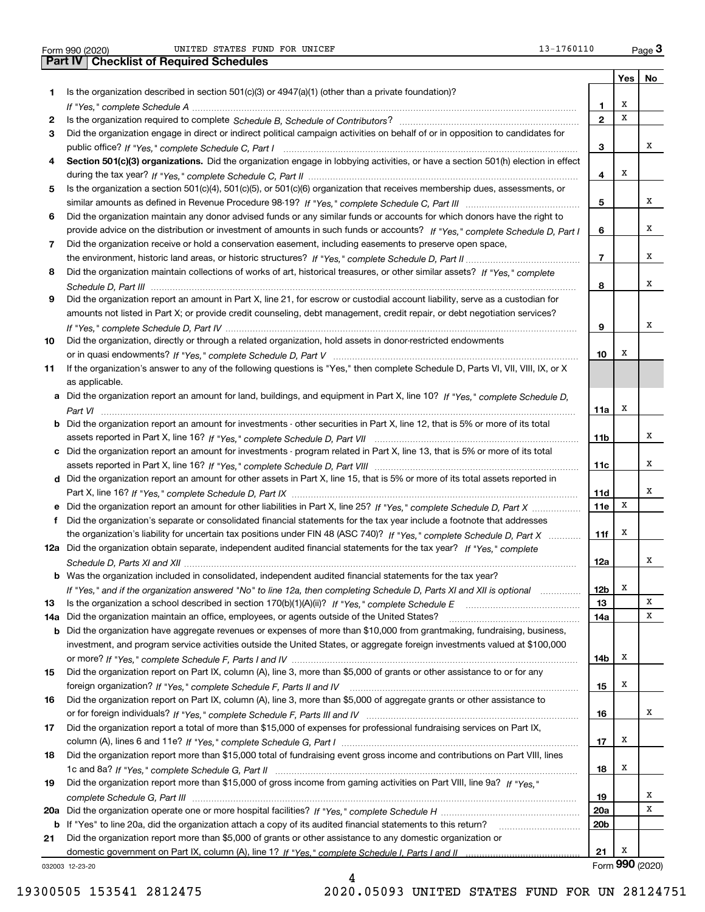Form 990 (2020) UNITED STATES FUND FOR UNICEF 13-1760110

## Part IV Checklist of Required Schedules

| | | | Yes | No |
|---|---|---|---|---|
| 1 | Is the organization described in section 501(c)(3) or 4947(a)(1) (other than a private foundation)? *If "Yes," complete Schedule A* | 1 | X | |
| 2 | Is the organization required to complete *Schedule B, Schedule of Contributors*? | 2 | X | |
| 3 | Did the organization engage in direct or indirect political campaign activities on behalf of or in opposition to candidates for public office? *If "Yes," complete Schedule C, Part I* | 3 | | X |
| 4 | **Section 501(c)(3) organizations.** Did the organization engage in lobbying activities, or have a section 501(h) election in effect during the tax year? *If "Yes," complete Schedule C, Part II* | 4 | X | |
| 5 | Is the organization a section 501(c)(4), 501(c)(5), or 501(c)(6) organization that receives membership dues, assessments, or similar amounts as defined in Revenue Procedure 98-19? *If "Yes," complete Schedule C, Part III* | 5 | | X |
| 6 | Did the organization maintain any donor advised funds or any similar funds or accounts for which donors have the right to provide advice on the distribution or investment of amounts in such funds or accounts? *If "Yes," complete Schedule D, Part I* | 6 | | X |
| 7 | Did the organization receive or hold a conservation easement, including easements to preserve open space, the environment, historic land areas, or historic structures? *If "Yes," complete Schedule D, Part II* | 7 | | X |
| 8 | Did the organization maintain collections of works of art, historical treasures, or other similar assets? *If "Yes," complete Schedule D, Part III* | 8 | | X |
| 9 | Did the organization report an amount in Part X, line 21, for escrow or custodial account liability, serve as a custodian for amounts not listed in Part X; or provide credit counseling, debt management, credit repair, or debt negotiation services? *If "Yes," complete Schedule D, Part IV* | 9 | | X |
| 10 | Did the organization, directly or through a related organization, hold assets in donor-restricted endowments or in quasi endowments? *If "Yes," complete Schedule D, Part V* | 10 | X | |
| 11 | If the organization's answer to any of the following questions is "Yes," then complete Schedule D, Parts VI, VII, VIII, IX, or X as applicable. | | | |
| a | Did the organization report an amount for land, buildings, and equipment in Part X, line 10? *If "Yes," complete Schedule D, Part VI* | 11a | X | |
| b | Did the organization report an amount for investments - other securities in Part X, line 12, that is 5% or more of its total assets reported in Part X, line 16? *If "Yes," complete Schedule D, Part VII* | 11b | | X |
| c | Did the organization report an amount for investments - program related in Part X, line 13, that is 5% or more of its total assets reported in Part X, line 16? *If "Yes," complete Schedule D, Part VIII* | 11c | | X |
| d | Did the organization report an amount for other assets in Part X, line 15, that is 5% or more of its total assets reported in Part X, line 16? *If "Yes," complete Schedule D, Part IX* | 11d | | X |
| e | Did the organization report an amount for other liabilities in Part X, line 25? *If "Yes," complete Schedule D, Part X* | 11e | X | |
| f | Did the organization's separate or consolidated financial statements for the tax year include a footnote that addresses the organization's liability for uncertain tax positions under FIN 48 (ASC 740)? *If "Yes," complete Schedule D, Part X* | 11f | X | |
| 12a | Did the organization obtain separate, independent audited financial statements for the tax year? *If "Yes," complete Schedule D, Parts XI and XII* | 12a | | X |
| b | Was the organization included in consolidated, independent audited financial statements for the tax year? *If "Yes," and if the organization answered "No" to line 12a, then completing Schedule D, Parts XI and XII is optional* | 12b | X | |
| 13 | Is the organization a school described in section 170(b)(1)(A)(ii)? *If "Yes," complete Schedule E* | 13 | | X |
| 14a | Did the organization maintain an office, employees, or agents outside of the United States? | 14a | | X |
| b | Did the organization have aggregate revenues or expenses of more than $10,000 from grantmaking, fundraising, business, investment, and program service activities outside the United States, or aggregate foreign investments valued at $100,000 or more? *If "Yes," complete Schedule F, Parts I and IV* | 14b | X | |
| 15 | Did the organization report on Part IX, column (A), line 3, more than $5,000 of grants or other assistance to or for any foreign organization? *If "Yes," complete Schedule F, Parts II and IV* | 15 | X | |
| 16 | Did the organization report on Part IX, column (A), line 3, more than $5,000 of aggregate grants or other assistance to or for foreign individuals? *If "Yes," complete Schedule F, Parts III and IV* | 16 | | X |
| 17 | Did the organization report a total of more than $15,000 of expenses for professional fundraising services on Part IX, column (A), lines 6 and 11e? *If "Yes," complete Schedule G, Part I* | 17 | X | |
| 18 | Did the organization report more than $15,000 total of fundraising event gross income and contributions on Part VIII, lines 1c and 8a? *If "Yes," complete Schedule G, Part II* | 18 | X | |
| 19 | Did the organization report more than $15,000 of gross income from gaming activities on Part VIII, line 9a? *If "Yes," complete Schedule G, Part III* | 19 | | X |
| 20a | Did the organization operate one or more hospital facilities? *If "Yes," complete Schedule H* | 20a | | X |
| b | If "Yes" to line 20a, did the organization attach a copy of its audited financial statements to this return? | 20b | | |
| 21 | Did the organization report more than $5,000 of grants or other assistance to any domestic organization or domestic government on Part IX, column (A), line 1? *If "Yes," complete Schedule I, Parts I and II* | 21 | X | |

032003 12-23-20

Form **990** (2020)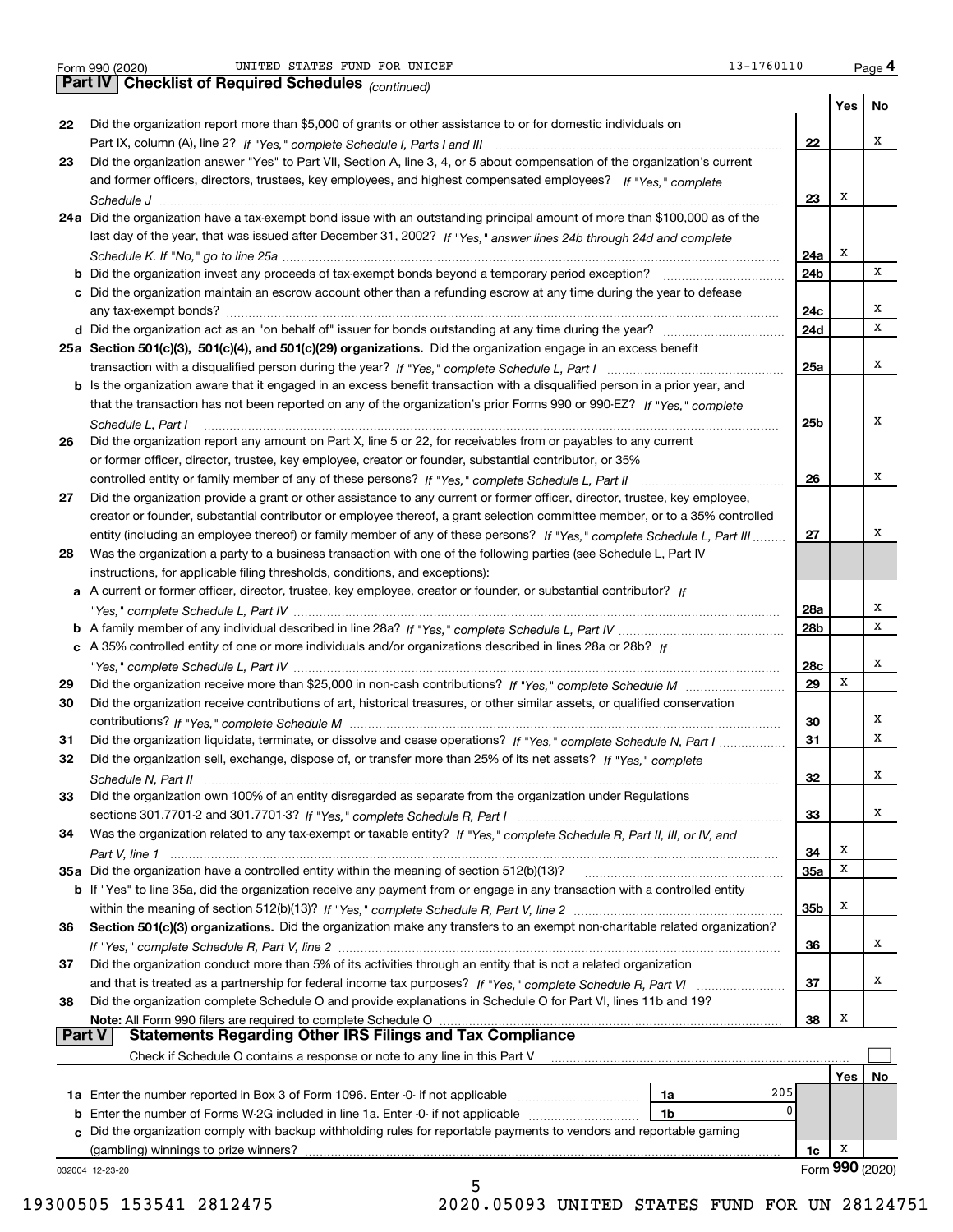Form 990 (2020) UNITED STATES FUND FOR UNICEF 13-1760110 Page 4

## Part IV Checklist of Required Schedules *(continued)*

| | | | Yes | No |
|---|---|---|---|---|
| 22 | Did the organization report more than $5,000 of grants or other assistance to or for domestic individuals on Part IX, column (A), line 2? *If "Yes," complete Schedule I, Parts I and III* | 22 | | X |
| 23 | Did the organization answer "Yes" to Part VII, Section A, line 3, 4, or 5 about compensation of the organization's current and former officers, directors, trustees, key employees, and highest compensated employees? *If "Yes," complete Schedule J* | 23 | X | |
| 24a | Did the organization have a tax-exempt bond issue with an outstanding principal amount of more than $100,000 as of the last day of the year, that was issued after December 31, 2002? *If "Yes," answer lines 24b through 24d and complete Schedule K. If "No," go to line 25a* | 24a | X | |
| b | Did the organization invest any proceeds of tax-exempt bonds beyond a temporary period exception? | 24b | | X |
| c | Did the organization maintain an escrow account other than a refunding escrow at any time during the year to defease any tax-exempt bonds? | 24c | | X |
| d | Did the organization act as an "on behalf of" issuer for bonds outstanding at any time during the year? | 24d | | X |
| 25a | **Section 501(c)(3), 501(c)(4), and 501(c)(29) organizations.** Did the organization engage in an excess benefit transaction with a disqualified person during the year? *If "Yes," complete Schedule L, Part I* | 25a | | X |
| b | Is the organization aware that it engaged in an excess benefit transaction with a disqualified person in a prior year, and that the transaction has not been reported on any of the organization's prior Forms 990 or 990-EZ? *If "Yes," complete Schedule L, Part I* | 25b | | X |
| 26 | Did the organization report any amount on Part X, line 5 or 22, for receivables from or payables to any current or former officer, director, trustee, key employee, creator or founder, substantial contributor, or 35% controlled entity or family member of any of these persons? *If "Yes," complete Schedule L, Part II* | 26 | | X |
| 27 | Did the organization provide a grant or other assistance to any current or former officer, director, trustee, key employee, creator or founder, substantial contributor or employee thereof, a grant selection committee member, or to a 35% controlled entity (including an employee thereof) or family member of any of these persons? *If "Yes," complete Schedule L, Part III* | 27 | | X |
| 28 | Was the organization a party to a business transaction with one of the following parties (see Schedule L, Part IV instructions, for applicable filing thresholds, conditions, and exceptions): | | | |
| a | A current or former officer, director, trustee, key employee, creator or founder, or substantial contributor? *If "Yes," complete Schedule L, Part IV* | 28a | | X |
| b | A family member of any individual described in line 28a? *If "Yes," complete Schedule L, Part IV* | 28b | | X |
| c | A 35% controlled entity of one or more individuals and/or organizations described in lines 28a or 28b? *If "Yes," complete Schedule L, Part IV* | 28c | | X |
| 29 | Did the organization receive more than $25,000 in non-cash contributions? *If "Yes," complete Schedule M* | 29 | X | |
| 30 | Did the organization receive contributions of art, historical treasures, or other similar assets, or qualified conservation contributions? *If "Yes," complete Schedule M* | 30 | | X |
| 31 | Did the organization liquidate, terminate, or dissolve and cease operations? *If "Yes," complete Schedule N, Part I* | 31 | | X |
| 32 | Did the organization sell, exchange, dispose of, or transfer more than 25% of its net assets? *If "Yes," complete Schedule N, Part II* | 32 | | X |
| 33 | Did the organization own 100% of an entity disregarded as separate from the organization under Regulations sections 301.7701-2 and 301.7701-3? *If "Yes," complete Schedule R, Part I* | 33 | | X |
| 34 | Was the organization related to any tax-exempt or taxable entity? *If "Yes," complete Schedule R, Part II, III, or IV, and Part V, line 1* | 34 | X | |
| 35a | Did the organization have a controlled entity within the meaning of section 512(b)(13)? | 35a | X | |
| b | If "Yes" to line 35a, did the organization receive any payment from or engage in any transaction with a controlled entity within the meaning of section 512(b)(13)? *If "Yes," complete Schedule R, Part V, line 2* | 35b | X | |
| 36 | **Section 501(c)(3) organizations.** Did the organization make any transfers to an exempt non-charitable related organization? *If "Yes," complete Schedule R, Part V, line 2* | 36 | | X |
| 37 | Did the organization conduct more than 5% of its activities through an entity that is not a related organization and that is treated as a partnership for federal income tax purposes? *If "Yes," complete Schedule R, Part VI* | 37 | | X |
| 38 | Did the organization complete Schedule O and provide explanations in Schedule O for Part VI, lines 11b and 19? **Note:** All Form 990 filers are required to complete Schedule O | 38 | X | |

## Part V Statements Regarding Other IRS Filings and Tax Compliance

Check if Schedule O contains a response or note to any line in this Part V ☐

| | | | | | Yes | No |
|---|---|---|---|---|---|---|
| 1a | Enter the number reported in Box 3 of Form 1096. Enter -0- if not applicable | 1a | 205 | | | |
| b | Enter the number of Forms W-2G included in line 1a. Enter -0- if not applicable | 1b | 0 | | | |
| c | Did the organization comply with backup withholding rules for reportable payments to vendors and reportable gaming (gambling) winnings to prize winners? | | | 1c | X | |

032004 12-23-20

Form **990** (2020)

19300505 153541 2812475 2020.05093 UNITED STATES FUND FOR UN 28124751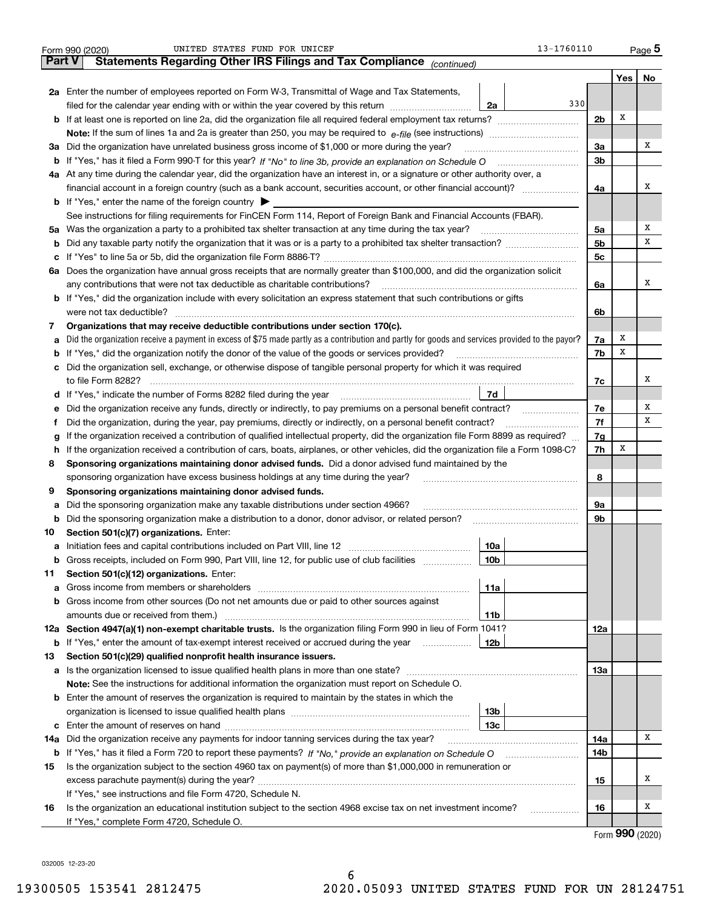Form 990 (2020) UNITED STATES FUND FOR UNICEF 13-1760110

## Part V Statements Regarding Other IRS Filings and Tax Compliance *(continued)*

| | | | | | Yes | No |
|---|---|---|---|---|---|---|
| **2a** | Enter the number of employees reported on Form W-3, Transmittal of Wage and Tax Statements, filed for the calendar year ending with or within the year covered by this return | 2a | 330 | | | |
| **b** | If at least one is reported on line 2a, did the organization file all required federal employment tax returns? | | | 2b | X | |
| | **Note:** If the sum of lines 1a and 2a is greater than 250, you may be required to *e-file* (see instructions) | | | | | |
| **3a** | Did the organization have unrelated business gross income of $1,000 or more during the year? | | | 3a | | X |
| **b** | If "Yes," has it filed a Form 990-T for this year? *If "No" to line 3b, provide an explanation on Schedule O* | | | 3b | | |
| **4a** | At any time during the calendar year, did the organization have an interest in, or a signature or other authority over, a financial account in a foreign country (such as a bank account, securities account, or other financial account)? | | | 4a | | X |
| **b** | If "Yes," enter the name of the foreign country ▶ | | | | | |
| | See instructions for filing requirements for FinCEN Form 114, Report of Foreign Bank and Financial Accounts (FBAR). | | | | | |
| **5a** | Was the organization a party to a prohibited tax shelter transaction at any time during the tax year? | | | 5a | | X |
| **b** | Did any taxable party notify the organization that it was or is a party to a prohibited tax shelter transaction? | | | 5b | | X |
| **c** | If "Yes" to line 5a or 5b, did the organization file Form 8886-T? | | | 5c | | |
| **6a** | Does the organization have annual gross receipts that are normally greater than $100,000, and did the organization solicit any contributions that were not tax deductible as charitable contributions? | | | 6a | | X |
| **b** | If "Yes," did the organization include with every solicitation an express statement that such contributions or gifts were not tax deductible? | | | 6b | | |
| **7** | **Organizations that may receive deductible contributions under section 170(c).** | | | | | |
| **a** | Did the organization receive a payment in excess of $75 made partly as a contribution and partly for goods and services provided to the payor? | | | 7a | X | |
| **b** | If "Yes," did the organization notify the donor of the value of the goods or services provided? | | | 7b | X | |
| **c** | Did the organization sell, exchange, or otherwise dispose of tangible personal property for which it was required to file Form 8282? | | | 7c | | X |
| **d** | If "Yes," indicate the number of Forms 8282 filed during the year | 7d | | | | |
| **e** | Did the organization receive any funds, directly or indirectly, to pay premiums on a personal benefit contract? | | | 7e | | X |
| **f** | Did the organization, during the year, pay premiums, directly or indirectly, on a personal benefit contract? | | | 7f | | X |
| **g** | If the organization received a contribution of qualified intellectual property, did the organization file Form 8899 as required? | | | 7g | | |
| **h** | If the organization received a contribution of cars, boats, airplanes, or other vehicles, did the organization file a Form 1098-C? | | | 7h | X | |
| **8** | **Sponsoring organizations maintaining donor advised funds.** Did a donor advised fund maintained by the sponsoring organization have excess business holdings at any time during the year? | | | 8 | | |
| **9** | **Sponsoring organizations maintaining donor advised funds.** | | | | | |
| **a** | Did the sponsoring organization make any taxable distributions under section 4966? | | | 9a | | |
| **b** | Did the sponsoring organization make a distribution to a donor, donor advisor, or related person? | | | 9b | | |
| **10** | **Section 501(c)(7) organizations.** Enter: | | | | | |
| **a** | Initiation fees and capital contributions included on Part VIII, line 12 | 10a | | | | |
| **b** | Gross receipts, included on Form 990, Part VIII, line 12, for public use of club facilities | 10b | | | | |
| **11** | **Section 501(c)(12) organizations.** Enter: | | | | | |
| **a** | Gross income from members or shareholders | 11a | | | | |
| **b** | Gross income from other sources (Do not net amounts due or paid to other sources against amounts due or received from them.) | 11b | | | | |
| **12a** | **Section 4947(a)(1) non-exempt charitable trusts.** Is the organization filing Form 990 in lieu of Form 1041? | | | 12a | | |
| **b** | If "Yes," enter the amount of tax-exempt interest received or accrued during the year | 12b | | | | |
| **13** | **Section 501(c)(29) qualified nonprofit health insurance issuers.** | | | | | |
| **a** | Is the organization licensed to issue qualified health plans in more than one state? | | | 13a | | |
| | **Note:** See the instructions for additional information the organization must report on Schedule O. | | | | | |
| **b** | Enter the amount of reserves the organization is required to maintain by the states in which the organization is licensed to issue qualified health plans | 13b | | | | |
| **c** | Enter the amount of reserves on hand | 13c | | | | |
| **14a** | Did the organization receive any payments for indoor tanning services during the tax year? | | | 14a | | X |
| **b** | If "Yes," has it filed a Form 720 to report these payments? *If "No," provide an explanation on Schedule O* | | | 14b | | |
| **15** | Is the organization subject to the section 4960 tax on payment(s) of more than $1,000,000 in remuneration or excess parachute payment(s) during the year? | | | 15 | | X |
| | If "Yes," see instructions and file Form 4720, Schedule N. | | | | | |
| **16** | Is the organization an educational institution subject to the section 4968 excise tax on net investment income? | | | 16 | | X |
| | If "Yes," complete Form 4720, Schedule O. | | | | | |

Form **990** (2020)

032005 12-23-20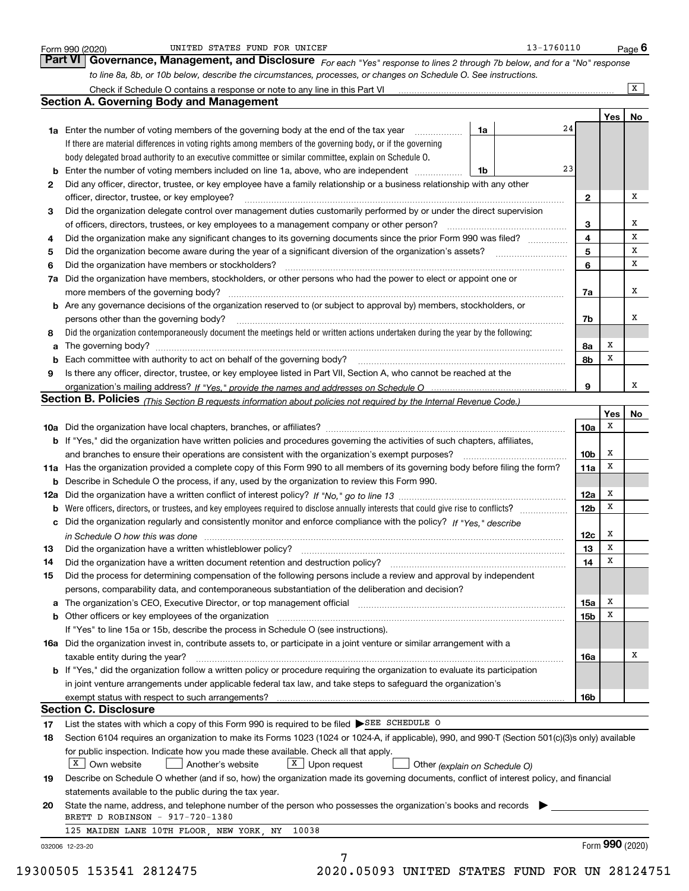Form 990 (2020) UNITED STATES FUND FOR UNICEF 13-1760110

## Part VI Governance, Management, and Disclosure

*For each "Yes" response to lines 2 through 7b below, and for a "No" response to line 8a, 8b, or 10b below, describe the circumstances, processes, or changes on Schedule O. See instructions.*

Check if Schedule O contains a response or note to any line in this Part VI .......... [X]

### Section A. Governing Body and Management

| | | | | Yes | No |
|---|---|---|---|---|---|
| **1a** | Enter the number of voting members of the governing body at the end of the tax year | 1a | 24 | | |
| | If there are material differences in voting rights among members of the governing body, or if the governing body delegated broad authority to an executive committee or similar committee, explain on Schedule O. | | | | |
| **b** | Enter the number of voting members included on line 1a, above, who are independent | 1b | 23 | | |
| **2** | Did any officer, director, trustee, or key employee have a family relationship or a business relationship with any other officer, director, trustee, or key employee? | 2 | | | X |
| **3** | Did the organization delegate control over management duties customarily performed by or under the direct supervision of officers, directors, trustees, or key employees to a management company or other person? | 3 | | | X |
| **4** | Did the organization make any significant changes to its governing documents since the prior Form 990 was filed? | 4 | | | X |
| **5** | Did the organization become aware during the year of a significant diversion of the organization's assets? | 5 | | | X |
| **6** | Did the organization have members or stockholders? | 6 | | | X |
| **7a** | Did the organization have members, stockholders, or other persons who had the power to elect or appoint one or more members of the governing body? | 7a | | | X |
| **b** | Are any governance decisions of the organization reserved to (or subject to approval by) members, stockholders, or persons other than the governing body? | 7b | | | X |
| **8** | Did the organization contemporaneously document the meetings held or written actions undertaken during the year by the following: | | | | |
| **a** | The governing body? | 8a | | X | |
| **b** | Each committee with authority to act on behalf of the governing body? | 8b | | X | |
| **9** | Is there any officer, director, trustee, or key employee listed in Part VII, Section A, who cannot be reached at the organization's mailing address? *If "Yes," provide the names and addresses on Schedule O* | 9 | | | X |

### Section B. Policies *(This Section B requests information about policies not required by the Internal Revenue Code.)*

| | | | Yes | No |
|---|---|---|---|---|
| **10a** | Did the organization have local chapters, branches, or affiliates? | 10a | X | |
| **b** | If "Yes," did the organization have written policies and procedures governing the activities of such chapters, affiliates, and branches to ensure their operations are consistent with the organization's exempt purposes? | 10b | X | |
| **11a** | Has the organization provided a complete copy of this Form 990 to all members of its governing body before filing the form? | 11a | X | |
| **b** | Describe in Schedule O the process, if any, used by the organization to review this Form 990. | | | |
| **12a** | Did the organization have a written conflict of interest policy? *If "No," go to line 13* | 12a | X | |
| **b** | Were officers, directors, or trustees, and key employees required to disclose annually interests that could give rise to conflicts? | 12b | X | |
| **c** | Did the organization regularly and consistently monitor and enforce compliance with the policy? *If "Yes," describe in Schedule O how this was done* | 12c | X | |
| **13** | Did the organization have a written whistleblower policy? | 13 | X | |
| **14** | Did the organization have a written document retention and destruction policy? | 14 | X | |
| **15** | Did the process for determining compensation of the following persons include a review and approval by independent persons, comparability data, and contemporaneous substantiation of the deliberation and decision? | | | |
| **a** | The organization's CEO, Executive Director, or top management official | 15a | X | |
| **b** | Other officers or key employees of the organization | 15b | X | |
| | If "Yes" to line 15a or 15b, describe the process in Schedule O (see instructions). | | | |
| **16a** | Did the organization invest in, contribute assets to, or participate in a joint venture or similar arrangement with a taxable entity during the year? | 16a | | X |
| **b** | If "Yes," did the organization follow a written policy or procedure requiring the organization to evaluate its participation in joint venture arrangements under applicable federal tax law, and take steps to safeguard the organization's exempt status with respect to such arrangements? | 16b | | |

### Section C. Disclosure

**17** List the states with which a copy of this Form 990 is required to be filed ▶ SEE SCHEDULE O

**18** Section 6104 requires an organization to make its Forms 1023 (1024 or 1024-A, if applicable), 990, and 990-T (Section 501(c)(3)s only) available for public inspection. Indicate how you made these available. Check all that apply.

[X] Own website [ ] Another's website [X] Upon request [ ] Other *(explain on Schedule O)*

**19** Describe on Schedule O whether (and if so, how) the organization made its governing documents, conflict of interest policy, and financial statements available to the public during the tax year.

**20** State the name, address, and telephone number of the person who possesses the organization's books and records ▶

BRETT D ROBINSON - 917-720-1380
125 MAIDEN LANE 10TH FLOOR, NEW YORK, NY 10038

032006 12-23-20 Form **990** (2020)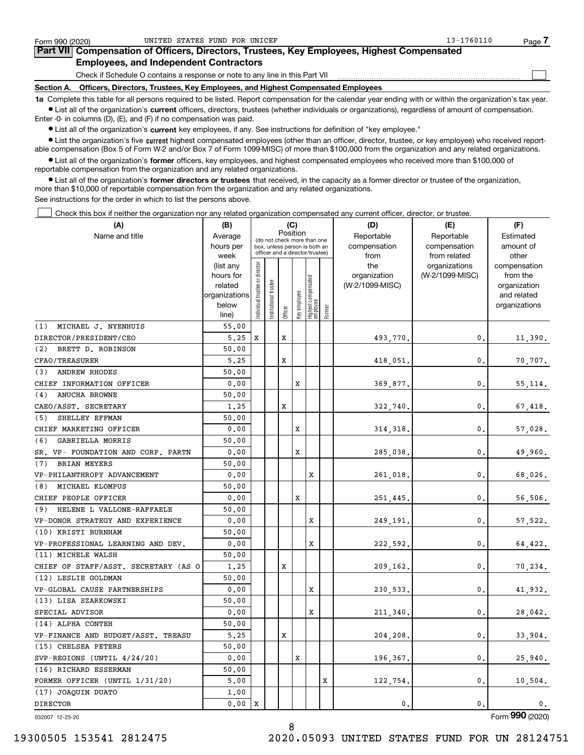Form 990 (2020) UNITED STATES FUND FOR UNICEF 13-1760110

## Part VII Compensation of Officers, Directors, Trustees, Key Employees, Highest Compensated Employees, and Independent Contractors

Check if Schedule O contains a response or note to any line in this Part VII ☐

### Section A. Officers, Directors, Trustees, Key Employees, and Highest Compensated Employees

**1a** Complete this table for all persons required to be listed. Report compensation for the calendar year ending with or within the organization's tax year.

- List all of the organization's **current** officers, directors, trustees (whether individuals or organizations), regardless of amount of compensation. Enter -0- in columns (D), (E), and (F) if no compensation was paid.
- List all of the organization's **current** key employees, if any. See instructions for definition of "key employee."
- List the organization's five **current** highest compensated employees (other than an officer, director, trustee, or key employee) who received reportable compensation (Box 5 of Form W-2 and/or Box 7 of Form 1099-MISC) of more than $100,000 from the organization and any related organizations.
- List all of the organization's **former** officers, key employees, and highest compensated employees who received more than $100,000 of reportable compensation from the organization and any related organizations.
- List all of the organization's **former directors or trustees** that received, in the capacity as a former director or trustee of the organization, more than $10,000 of reportable compensation from the organization and any related organizations.

See instructions for the order in which to list the persons above.

☐ Check this box if neither the organization nor any related organization compensated any current officer, director, or trustee.

| (A) Name and title | (B) Average hours per week (list any hours for related organizations below line) | (C) Position (do not check more than one box, unless person is both an officer and a director/trustee) | | | | | | (D) Reportable compensation from the organization (W-2/1099-MISC) | (E) Reportable compensation from related organizations (W-2/1099-MISC) | (F) Estimated amount of other compensation from the organization and related organizations |
|---|---|---|---|---|---|---|---|---|---|---|
| | | Individual trustee or director | Institutional trustee | Officer | Key employee | Highest compensated employee | Former | | | |
| (1) MICHAEL J. NYENHUIS<br>DIRECTOR/PRESIDENT/CEO | 55.00<br>5.25 | X | | X | | | | 493,770. | 0. | 11,390. |
| (2) BRETT D. ROBINSON<br>CFAO/TREASURER | 50.00<br>5.25 | | | X | | | | 418,051. | 0. | 70,707. |
| (3) ANDREW RHODES<br>CHIEF INFORMATION OFFICER | 50.00<br>0.00 | | | | X | | | 369,877. | 0. | 55,114. |
| (4) ANUCHA BROWNE<br>CAEO/ASST. SECRETARY | 50.00<br>1.25 | | | X | | | | 322,740. | 0. | 67,418. |
| (5) SHELLEY EFFMAN<br>CHIEF MARKETING OFFICER | 50.00<br>0.00 | | | | X | | | 314,318. | 0. | 57,028. |
| (6) GABRIELLA MORRIS<br>SR. VP- FOUNDATION AND CORP. PARTN | 50.00<br>0.00 | | | | X | | | 285,038. | 0. | 49,960. |
| (7) BRIAN MEYERS<br>VP-PHILANTHROPY ADVANCEMENT | 50.00<br>0.00 | | | | | X | | 261,018. | 0. | 68,026. |
| (8) MICHAEL KLOMPUS<br>CHIEF PEOPLE OFFICER | 50.00<br>0.00 | | | | X | | | 251,445. | 0. | 56,506. |
| (9) HELENE L VALLONE-RAFFAELE<br>VP-DONOR STRATEGY AND EXPERIENCE | 50.00<br>0.00 | | | | | X | | 249,191. | 0. | 57,522. |
| (10) KRISTI BURNHAM<br>VP-PROFESSIONAL LEARNING AND DEV. | 50.00<br>0.00 | | | | | X | | 222,592. | 0. | 64,422. |
| (11) MICHELE WALSH<br>CHIEF OF STAFF/ASST. SECRETARY (AS O | 50.00<br>1.25 | | | X | | | | 209,162. | 0. | 70,234. |
| (12) LESLIE GOLDMAN<br>VP-GLOBAL CAUSE PARTNERSHIPS | 50.00<br>0.00 | | | | | X | | 230,533. | 0. | 41,932. |
| (13) LISA SZARKOWSKI<br>SPECIAL ADVISOR | 50.00<br>0.00 | | | | | X | | 211,340. | 0. | 28,042. |
| (14) ALPHA CONTEH<br>VP-FINANCE AND BUDGET/ASST. TREASU | 50.00<br>5.25 | | | X | | | | 204,208. | 0. | 33,904. |
| (15) CHELSEA PETERS<br>SVP-REGIONS (UNTIL 4/24/20) | 50.00<br>0.00 | | | | X | | | 196,367. | 0. | 25,940. |
| (16) RICHARD ESSERMAN<br>FORMER OFFICER (UNTIL 1/31/20) | 50.00<br>5.00 | | | | | | X | 122,754. | 0. | 10,504. |
| (17) JOAQUIN DUATO<br>DIRECTOR | 1.00<br>0.00 | X | | | | | | 0. | 0. | 0. |

032007 12-23-20 Form **990** (2020)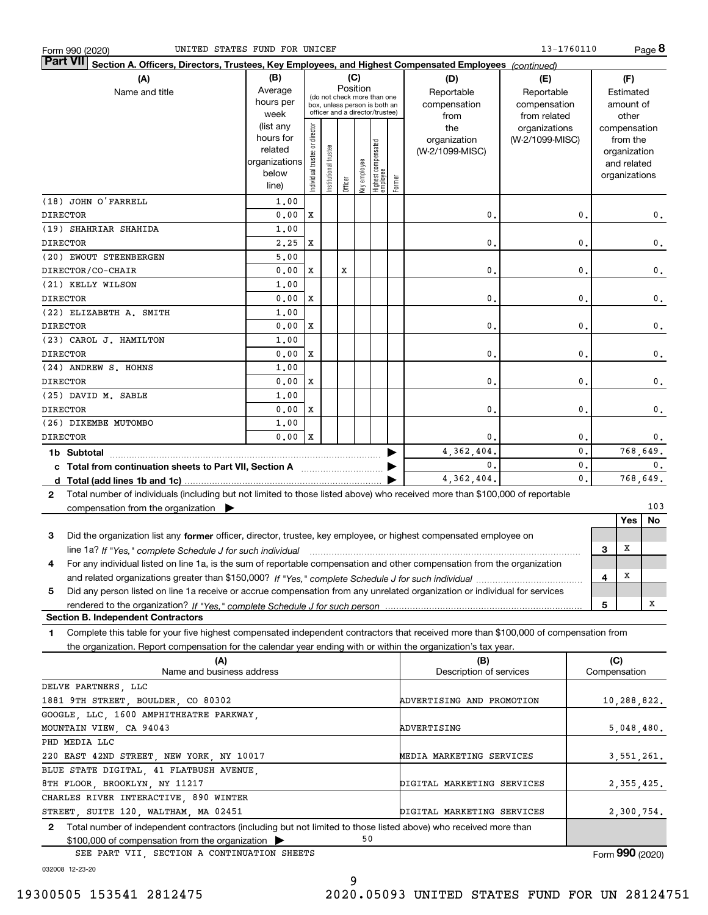Form 990 (2020) UNITED STATES FUND FOR UNICEF 13-1760110

**Part VII Section A. Officers, Directors, Trustees, Key Employees, and Highest Compensated Employees** *(continued)*

| (A) Name and title | (B) Average hours per week (list any hours for related organizations below line) | (C) Position: Individual trustee or director | Institutional trustee | Officer | Key employee | Highest compensated employee | Former | (D) Reportable compensation from the organization (W-2/1099-MISC) | (E) Reportable compensation from related organizations (W-2/1099-MISC) | (F) Estimated amount of other compensation from the organization and related organizations |
|---|---|---|---|---|---|---|---|---|---|---|
| (18) JOHN O'FARRELL<br>DIRECTOR | 1.00<br>0.00 | X | | | | | | 0. | 0. | 0. |
| (19) SHAHRIAR SHAHIDA<br>DIRECTOR | 1.00<br>2.25 | X | | | | | | 0. | 0. | 0. |
| (20) EWOUT STEENBERGEN<br>DIRECTOR/CO-CHAIR | 5.00<br>0.00 | X | | X | | | | 0. | 0. | 0. |
| (21) KELLY WILSON<br>DIRECTOR | 1.00<br>0.00 | X | | | | | | 0. | 0. | 0. |
| (22) ELIZABETH A. SMITH<br>DIRECTOR | 1.00<br>0.00 | X | | | | | | 0. | 0. | 0. |
| (23) CAROL J. HAMILTON<br>DIRECTOR | 1.00<br>0.00 | X | | | | | | 0. | 0. | 0. |
| (24) ANDREW S. HOHNS<br>DIRECTOR | 1.00<br>0.00 | X | | | | | | 0. | 0. | 0. |
| (25) DAVID M. SABLE<br>DIRECTOR | 1.00<br>0.00 | X | | | | | | 0. | 0. | 0. |
| (26) DIKEMBE MUTOMBO<br>DIRECTOR | 1.00<br>0.00 | X | | | | | | 0. | 0. | 0. |
| **1b Subtotal** | | | | | | | | 4,362,404. | 0. | 768,649. |
| **c Total from continuation sheets to Part VII, Section A** | | | | | | | | 0. | 0. | 0. |
| **d Total (add lines 1b and 1c)** | | | | | | | | 4,362,404. | 0. | 768,649. |

**2** Total number of individuals (including but not limited to those listed above) who received more than $100,000 of reportable compensation from the organization ▶ 103

| | | Yes | No |
|---|---|---|---|
| **3** Did the organization list any **former** officer, director, trustee, key employee, or highest compensated employee on line 1a? *If "Yes," complete Schedule J for such individual* | 3 | X | |
| **4** For any individual listed on line 1a, is the sum of reportable compensation and other compensation from the organization and related organizations greater than $150,000? *If "Yes," complete Schedule J for such individual* | 4 | X | |
| **5** Did any person listed on line 1a receive or accrue compensation from any unrelated organization or individual for services rendered to the organization? *If "Yes," complete Schedule J for such person* | 5 | | X |

**Section B. Independent Contractors**

**1** Complete this table for your five highest compensated independent contractors that received more than $100,000 of compensation from the organization. Report compensation for the calendar year ending with or within the organization's tax year.

| (A) Name and business address | (B) Description of services | (C) Compensation |
|---|---|---|
| DELVE PARTNERS, LLC<br>1881 9TH STREET, BOULDER, CO 80302 | ADVERTISING AND PROMOTION | 10,288,822. |
| GOOGLE, LLC, 1600 AMPHITHEATRE PARKWAY,<br>MOUNTAIN VIEW, CA 94043 | ADVERTISING | 5,048,480. |
| PHD MEDIA LLC<br>220 EAST 42ND STREET, NEW YORK, NY 10017 | MEDIA MARKETING SERVICES | 3,551,261. |
| BLUE STATE DIGITAL, 41 FLATBUSH AVENUE,<br>8TH FLOOR, BROOKLYN, NY 11217 | DIGITAL MARKETING SERVICES | 2,355,425. |
| CHARLES RIVER INTERACTIVE, 890 WINTER<br>STREET, SUITE 120, WALTHAM, MA 02451 | DIGITAL MARKETING SERVICES | 2,300,754. |

**2** Total number of independent contractors (including but not limited to those listed above) who received more than $100,000 of compensation from the organization ▶ 50

SEE PART VII, SECTION A CONTINUATION SHEETS

Form **990** (2020)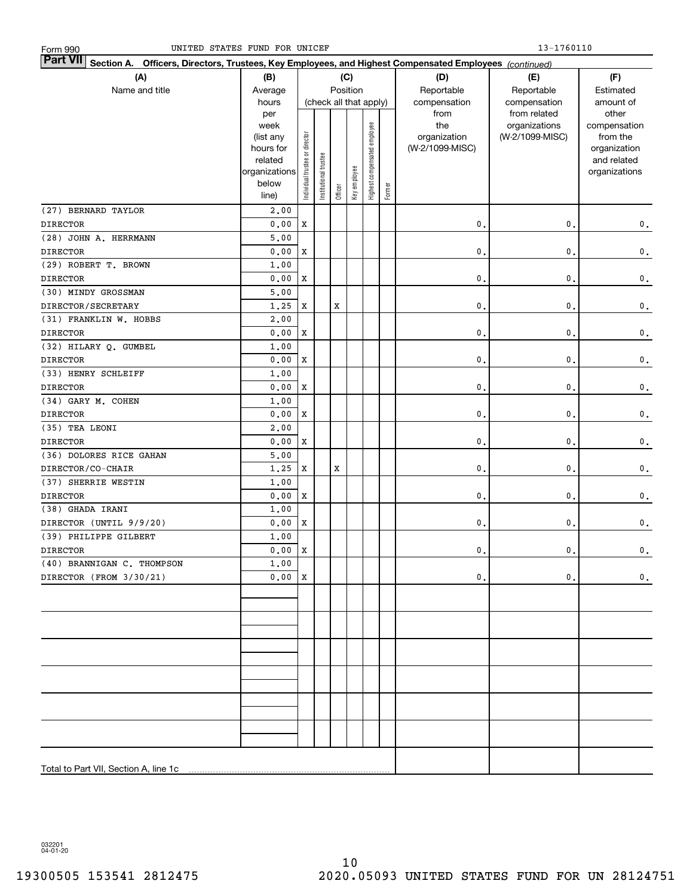Form 990 UNITED STATES FUND FOR UNICEF 13-1760110

**Part VII** **Section A. Officers, Directors, Trustees, Key Employees, and Highest Compensated Employees** *(continued)*

| (A) Name and title | (B) Average hours per week (list any hours for related organizations below line) | (C) Position: Individual trustee or director | Institutional trustee | Officer | Key employee | Highest compensated employee | Former | (D) Reportable compensation from the organization (W-2/1099-MISC) | (E) Reportable compensation from related organizations (W-2/1099-MISC) | (F) Estimated amount of other compensation from the organization and related organizations |
|---|---|---|---|---|---|---|---|---|---|---|
| (27) BERNARD TAYLOR<br>DIRECTOR | 2.00<br>0.00 | X | | | | | | 0. | 0. | 0. |
| (28) JOHN A. HERRMANN<br>DIRECTOR | 5.00<br>0.00 | X | | | | | | 0. | 0. | 0. |
| (29) ROBERT T. BROWN<br>DIRECTOR | 1.00<br>0.00 | X | | | | | | 0. | 0. | 0. |
| (30) MINDY GROSSMAN<br>DIRECTOR/SECRETARY | 5.00<br>1.25 | X | | X | | | | 0. | 0. | 0. |
| (31) FRANKLIN W. HOBBS<br>DIRECTOR | 2.00<br>0.00 | X | | | | | | 0. | 0. | 0. |
| (32) HILARY Q. GUMBEL<br>DIRECTOR | 1.00<br>0.00 | X | | | | | | 0. | 0. | 0. |
| (33) HENRY SCHLEIFF<br>DIRECTOR | 1.00<br>0.00 | X | | | | | | 0. | 0. | 0. |
| (34) GARY M. COHEN<br>DIRECTOR | 1.00<br>0.00 | X | | | | | | 0. | 0. | 0. |
| (35) TEA LEONI<br>DIRECTOR | 2.00<br>0.00 | X | | | | | | 0. | 0. | 0. |
| (36) DOLORES RICE GAHAN<br>DIRECTOR/CO-CHAIR | 5.00<br>1.25 | X | | X | | | | 0. | 0. | 0. |
| (37) SHERRIE WESTIN<br>DIRECTOR | 1.00<br>0.00 | X | | | | | | 0. | 0. | 0. |
| (38) GHADA IRANI<br>DIRECTOR (UNTIL 9/9/20) | 1.00<br>0.00 | X | | | | | | 0. | 0. | 0. |
| (39) PHILIPPE GILBERT<br>DIRECTOR | 1.00<br>0.00 | X | | | | | | 0. | 0. | 0. |
| (40) BRANNIGAN C. THOMPSON<br>DIRECTOR (FROM 3/30/21) | 1.00<br>0.00 | X | | | | | | 0. | 0. | 0. |
| | | | | | | | | | | |
| | | | | | | | | | | |
| | | | | | | | | | | |
| | | | | | | | | | | |
| | | | | | | | | | | |
| | | | | | | | | | | |
| Total to Part VII, Section A, line 1c | | | | | | | | | | |

032201 04-01-20

19300505 153541 2812475 2020.05093 UNITED STATES FUND FOR UN 28124751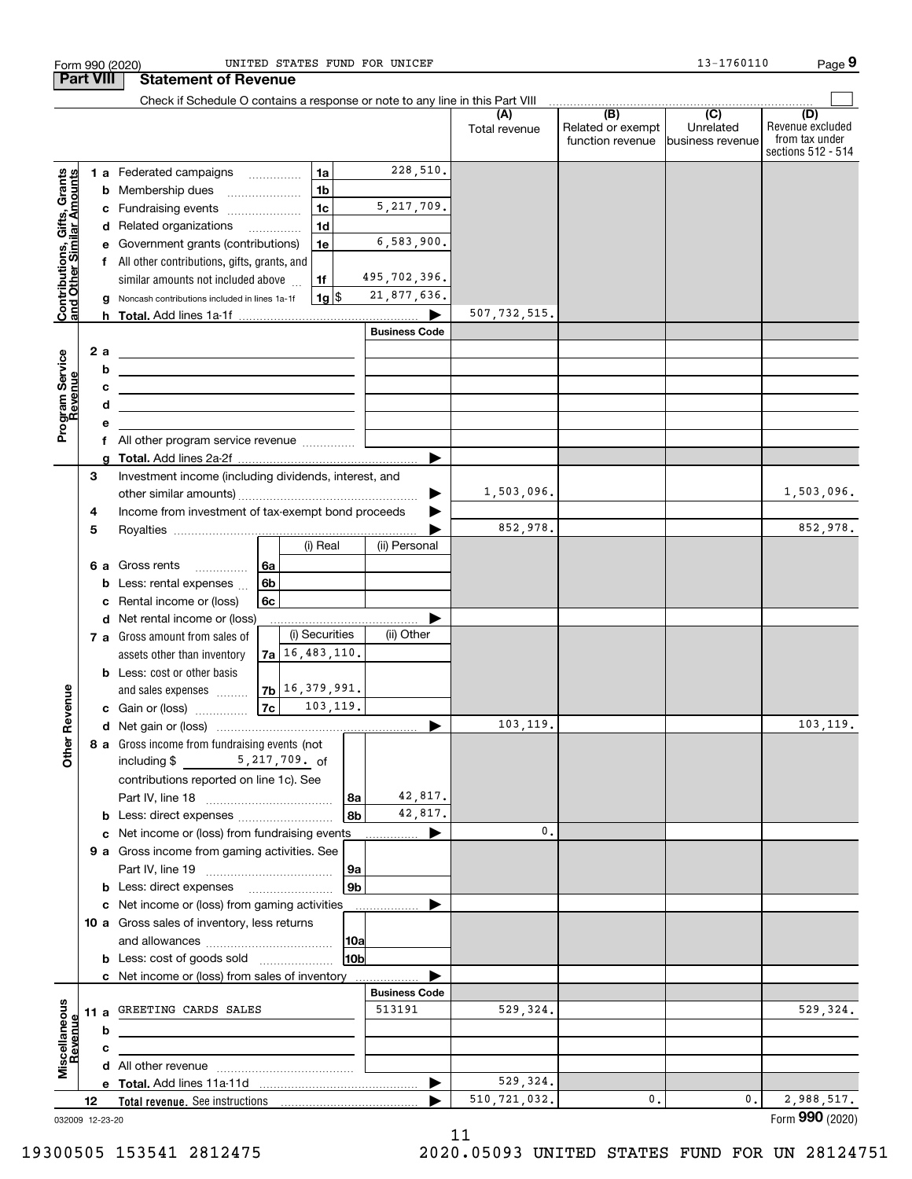Form 990 (2020) UNITED STATES FUND FOR UNICEF 13-1760110

## Part VIII Statement of Revenue

Check if Schedule O contains a response or note to any line in this Part VIII ☐

| | | | | (A) Total revenue | (B) Related or exempt function revenue | (C) Unrelated business revenue | (D) Revenue excluded from tax under sections 512 - 514 |
|---|---|---|---|---|---|---|---|
| **Contributions, Gifts, Grants and Other Similar Amounts** | 1 a Federated campaigns | 1a | 228,510. | | | | |
| | b Membership dues | 1b | | | | | |
| | c Fundraising events | 1c | 5,217,709. | | | | |
| | d Related organizations | 1d | | | | | |
| | e Government grants (contributions) | 1e | 6,583,900. | | | | |
| | f All other contributions, gifts, grants, and similar amounts not included above | 1f | 495,702,396. | | | | |
| | g Noncash contributions included in lines 1a-1f | 1g $ | 21,877,636. | | | | |
| | h **Total.** Add lines 1a-1f | | | 507,732,515. | | | |
| **Program Service Revenue** | | | **Business Code** | | | | |
| | 2 a | | | | | | |
| | b | | | | | | |
| | c | | | | | | |
| | d | | | | | | |
| | e | | | | | | |
| | f All other program service revenue | | | | | | |
| | g **Total.** Add lines 2a-2f | | | | | | |
| **Other Revenue** | 3 Investment income (including dividends, interest, and other similar amounts) | | | 1,503,096. | | | 1,503,096. |
| | 4 Income from investment of tax-exempt bond proceeds | | | | | | |
| | 5 Royalties | | | 852,978. | | | 852,978. |
| | | | (i) Real | (ii) Personal | | | |
| | 6 a Gross rents | 6a | | | | | |
| | b Less: rental expenses | 6b | | | | | |
| | c Rental income or (loss) | 6c | | | | | |
| | d Net rental income or (loss) | | | | | | |
| | | | (i) Securities | (ii) Other | | | |
| | 7 a Gross amount from sales of assets other than inventory | 7a | 16,483,110. | | | | |
| | b Less: cost or other basis and sales expenses | 7b | 16,379,991. | | | | |
| | c Gain or (loss) | 7c | 103,119. | | | | |
| | d Net gain or (loss) | | | 103,119. | | | 103,119. |
| | 8 a Gross income from fundraising events (not including $ 5,217,709. of contributions reported on line 1c). See Part IV, line 18 | 8a | 42,817. | | | | |
| | b Less: direct expenses | 8b | 42,817. | | | | |
| | c Net income or (loss) from fundraising events | | | 0. | | | |
| | 9 a Gross income from gaming activities. See Part IV, line 19 | 9a | | | | | |
| | b Less: direct expenses | 9b | | | | | |
| | c Net income or (loss) from gaming activities | | | | | | |
| | 10 a Gross sales of inventory, less returns and allowances | 10a | | | | | |
| | b Less: cost of goods sold | 10b | | | | | |
| | c Net income or (loss) from sales of inventory | | | | | | |
| **Miscellaneous Revenue** | | | **Business Code** | | | | |
| | 11 a GREETING CARDS SALES | | 513191 | 529,324. | | | 529,324. |
| | b | | | | | | |
| | c | | | | | | |
| | d All other revenue | | | | | | |
| | e **Total.** Add lines 11a-11d | | | 529,324. | | | |
| | 12 **Total revenue.** See instructions | | | 510,721,032. | 0. | 0. | 2,988,517. |

032009 12-23-20

Form **990** (2020)

19300505 153541 2812475 2020.05093 UNITED STATES FUND FOR UN 28124751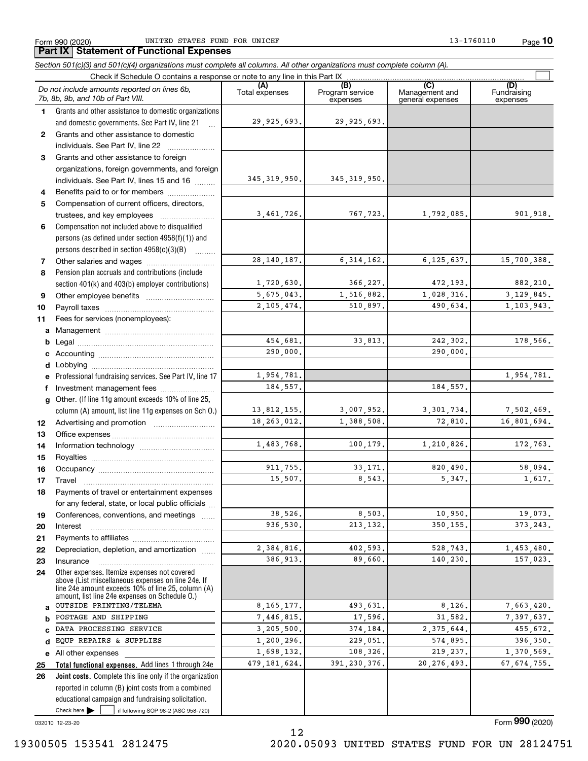Form 990 (2020) UNITED STATES FUND FOR UNICEF 13-1760110

## Part IX Statement of Functional Expenses

*Section 501(c)(3) and 501(c)(4) organizations must complete all columns. All other organizations must complete column (A).*

Check if Schedule O contains a response or note to any line in this Part IX

| | *Do not include amounts reported on lines 6b, 7b, 8b, 9b, and 10b of Part VIII.* | (A) Total expenses | (B) Program service expenses | (C) Management and general expenses | (D) Fundraising expenses |
|---|---|---|---|---|---|
| 1 | Grants and other assistance to domestic organizations and domestic governments. See Part IV, line 21 | 29,925,693. | 29,925,693. | | |
| 2 | Grants and other assistance to domestic individuals. See Part IV, line 22 | | | | |
| 3 | Grants and other assistance to foreign organizations, foreign governments, and foreign individuals. See Part IV, lines 15 and 16 | 345,319,950. | 345,319,950. | | |
| 4 | Benefits paid to or for members | | | | |
| 5 | Compensation of current officers, directors, trustees, and key employees | 3,461,726. | 767,723. | 1,792,085. | 901,918. |
| 6 | Compensation not included above to disqualified persons (as defined under section 4958(f)(1)) and persons described in section 4958(c)(3)(B) | | | | |
| 7 | Other salaries and wages | 28,140,187. | 6,314,162. | 6,125,637. | 15,700,388. |
| 8 | Pension plan accruals and contributions (include section 401(k) and 403(b) employer contributions) | 1,720,630. | 366,227. | 472,193. | 882,210. |
| 9 | Other employee benefits | 5,675,043. | 1,516,882. | 1,028,316. | 3,129,845. |
| 10 | Payroll taxes | 2,105,474. | 510,897. | 490,634. | 1,103,943. |
| 11 | Fees for services (nonemployees): | | | | |
| a | Management | | | | |
| b | Legal | 454,681. | 33,813. | 242,302. | 178,566. |
| c | Accounting | 290,000. | | 290,000. | |
| d | Lobbying | | | | |
| e | Professional fundraising services. See Part IV, line 17 | 1,954,781. | | | 1,954,781. |
| f | Investment management fees | 184,557. | | 184,557. | |
| g | Other. (If line 11g amount exceeds 10% of line 25, column (A) amount, list line 11g expenses on Sch O.) | 13,812,155. | 3,007,952. | 3,301,734. | 7,502,469. |
| 12 | Advertising and promotion | 18,263,012. | 1,388,508. | 72,810. | 16,801,694. |
| 13 | Office expenses | | | | |
| 14 | Information technology | 1,483,768. | 100,179. | 1,210,826. | 172,763. |
| 15 | Royalties | | | | |
| 16 | Occupancy | 911,755. | 33,171. | 820,490. | 58,094. |
| 17 | Travel | 15,507. | 8,543. | 5,347. | 1,617. |
| 18 | Payments of travel or entertainment expenses for any federal, state, or local public officials | | | | |
| 19 | Conferences, conventions, and meetings | 38,526. | 8,503. | 10,950. | 19,073. |
| 20 | Interest | 936,530. | 213,132. | 350,155. | 373,243. |
| 21 | Payments to affiliates | | | | |
| 22 | Depreciation, depletion, and amortization | 2,384,816. | 402,593. | 528,743. | 1,453,480. |
| 23 | Insurance | 386,913. | 89,660. | 140,230. | 157,023. |
| 24 | Other expenses. Itemize expenses not covered above (List miscellaneous expenses on line 24e. If line 24e amount exceeds 10% of line 25, column (A) amount, list line 24e expenses on Schedule O.) | | | | |
| a | OUTSIDE PRINTING/TELEMA | 8,165,177. | 493,631. | 8,126. | 7,663,420. |
| b | POSTAGE AND SHIPPING | 7,446,815. | 17,596. | 31,582. | 7,397,637. |
| c | DATA PROCESSING SERVICE | 3,205,500. | 374,184. | 2,375,644. | 455,672. |
| d | EQUP REPAIRS & SUPPLIES | 1,200,296. | 229,051. | 574,895. | 396,350. |
| e | All other expenses | 1,698,132. | 108,326. | 219,237. | 1,370,569. |
| 25 | **Total functional expenses.** Add lines 1 through 24e | 479,181,624. | 391,230,376. | 20,276,493. | 67,674,755. |
| 26 | **Joint costs.** Complete this line only if the organization reported in column (B) joint costs from a combined educational campaign and fundraising solicitation. Check here ☐ if following SOP 98-2 (ASC 958-720) | | | | |

032010 12-23-20

Form **990** (2020)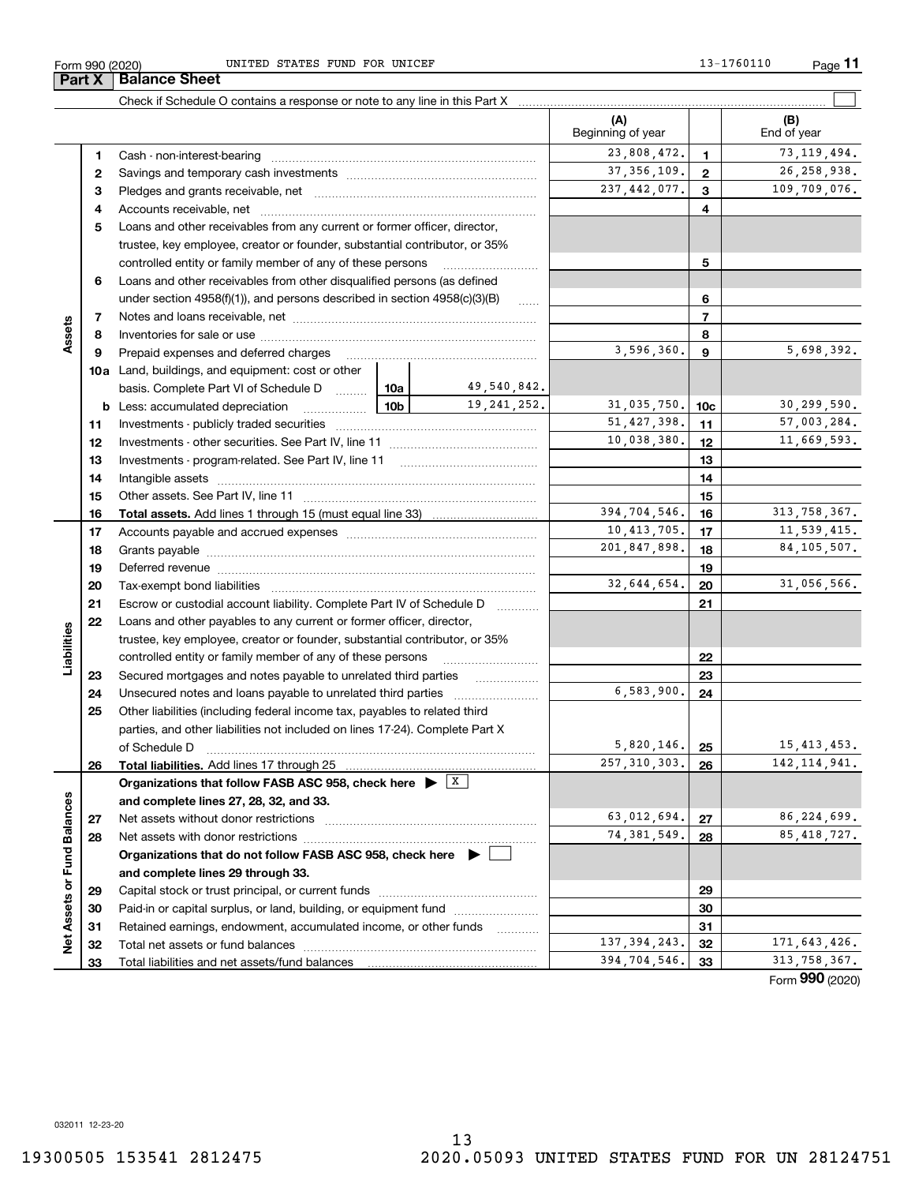Form 990 (2020) UNITED STATES FUND FOR UNICEF 13-1760110 Page **11**

## Part X Balance Sheet

Check if Schedule O contains a response or note to any line in this Part X ☐

| | | | | | (A) Beginning of year | | (B) End of year |
|---|---|---|---|---|---|---|---|
| Assets | 1 | Cash - non-interest-bearing | | | 23,808,472. | 1 | 73,119,494. |
| | 2 | Savings and temporary cash investments | | | 37,356,109. | 2 | 26,258,938. |
| | 3 | Pledges and grants receivable, net | | | 237,442,077. | 3 | 109,709,076. |
| | 4 | Accounts receivable, net | | | | 4 | |
| | 5 | Loans and other receivables from any current or former officer, director, trustee, key employee, creator or founder, substantial contributor, or 35% controlled entity or family member of any of these persons | | | | 5 | |
| | 6 | Loans and other receivables from other disqualified persons (as defined under section 4958(f)(1)), and persons described in section 4958(c)(3)(B) | | | | 6 | |
| | 7 | Notes and loans receivable, net | | | | 7 | |
| | 8 | Inventories for sale or use | | | | 8 | |
| | 9 | Prepaid expenses and deferred charges | | | 3,596,360. | 9 | 5,698,392. |
| | 10a | Land, buildings, and equipment: cost or other basis. Complete Part VI of Schedule D | 10a | 49,540,842. | | | |
| | b | Less: accumulated depreciation | 10b | 19,241,252. | 31,035,750. | 10c | 30,299,590. |
| | 11 | Investments - publicly traded securities | | | 51,427,398. | 11 | 57,003,284. |
| | 12 | Investments - other securities. See Part IV, line 11 | | | 10,038,380. | 12 | 11,669,593. |
| | 13 | Investments - program-related. See Part IV, line 11 | | | | 13 | |
| | 14 | Intangible assets | | | | 14 | |
| | 15 | Other assets. See Part IV, line 11 | | | | 15 | |
| | 16 | **Total assets.** Add lines 1 through 15 (must equal line 33) | | | 394,704,546. | 16 | 313,758,367. |
| Liabilities | 17 | Accounts payable and accrued expenses | | | 10,413,705. | 17 | 11,539,415. |
| | 18 | Grants payable | | | 201,847,898. | 18 | 84,105,507. |
| | 19 | Deferred revenue | | | | 19 | |
| | 20 | Tax-exempt bond liabilities | | | 32,644,654. | 20 | 31,056,566. |
| | 21 | Escrow or custodial account liability. Complete Part IV of Schedule D | | | | 21 | |
| | 22 | Loans and other payables to any current or former officer, director, trustee, key employee, creator or founder, substantial contributor, or 35% controlled entity or family member of any of these persons | | | | 22 | |
| | 23 | Secured mortgages and notes payable to unrelated third parties | | | | 23 | |
| | 24 | Unsecured notes and loans payable to unrelated third parties | | | 6,583,900. | 24 | |
| | 25 | Other liabilities (including federal income tax, payables to related third parties, and other liabilities not included on lines 17-24). Complete Part X of Schedule D | | | 5,820,146. | 25 | 15,413,453. |
| | 26 | **Total liabilities.** Add lines 17 through 25 | | | 257,310,303. | 26 | 142,114,941. |
| Net Assets or Fund Balances | | **Organizations that follow FASB ASC 958, check here ▶** ☒ **and complete lines 27, 28, 32, and 33.** | | | | | |
| | 27 | Net assets without donor restrictions | | | 63,012,694. | 27 | 86,224,699. |
| | 28 | Net assets with donor restrictions | | | 74,381,549. | 28 | 85,418,727. |
| | | **Organizations that do not follow FASB ASC 958, check here ▶** ☐ **and complete lines 29 through 33.** | | | | | |
| | 29 | Capital stock or trust principal, or current funds | | | | 29 | |
| | 30 | Paid-in or capital surplus, or land, building, or equipment fund | | | | 30 | |
| | 31 | Retained earnings, endowment, accumulated income, or other funds | | | | 31 | |
| | 32 | Total net assets or fund balances | | | 137,394,243. | 32 | 171,643,426. |
| | 33 | Total liabilities and net assets/fund balances | | | 394,704,546. | 33 | 313,758,367. |

Form **990** (2020)

032011 12-23-20

19300505 153541 2812475 2020.05093 UNITED STATES FUND FOR UN 28124751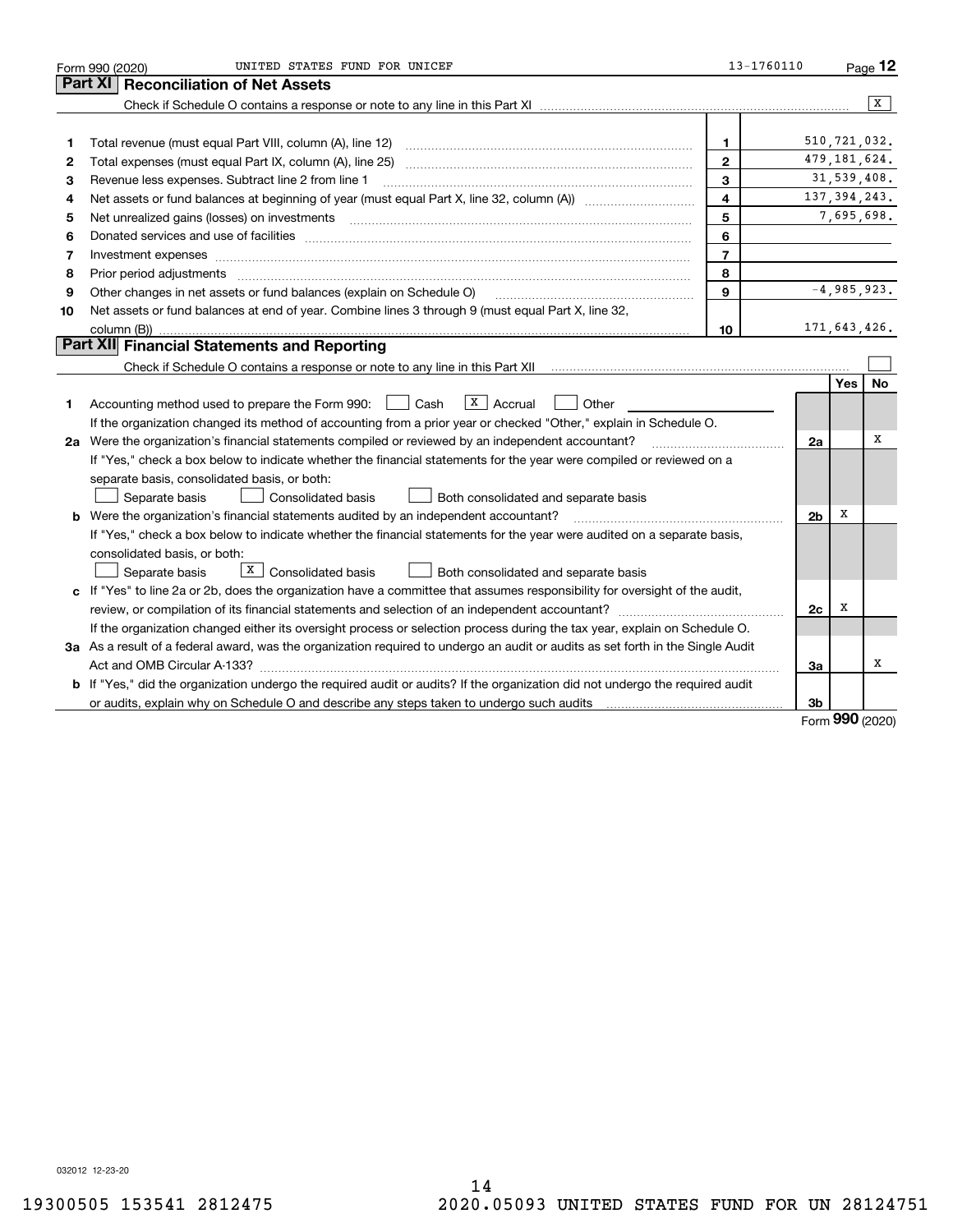Form 990 (2020) UNITED STATES FUND FOR UNICEF 13-1760110

## Part XI Reconciliation of Net Assets

Check if Schedule O contains a response or note to any line in this Part XI .......... [X]

| | | | |
|---|---|---|---|
| 1 | Total revenue (must equal Part VIII, column (A), line 12) | 1 | 510,721,032. |
| 2 | Total expenses (must equal Part IX, column (A), line 25) | 2 | 479,181,624. |
| 3 | Revenue less expenses. Subtract line 2 from line 1 | 3 | 31,539,408. |
| 4 | Net assets or fund balances at beginning of year (must equal Part X, line 32, column (A)) | 4 | 137,394,243. |
| 5 | Net unrealized gains (losses) on investments | 5 | 7,695,698. |
| 6 | Donated services and use of facilities | 6 | |
| 7 | Investment expenses | 7 | |
| 8 | Prior period adjustments | 8 | |
| 9 | Other changes in net assets or fund balances (explain on Schedule O) | 9 | -4,985,923. |
| 10 | Net assets or fund balances at end of year. Combine lines 3 through 9 (must equal Part X, line 32, column (B)) | 10 | 171,643,426. |

## Part XII Financial Statements and Reporting

Check if Schedule O contains a response or note to any line in this Part XII .......... [ ]

| | | | Yes | No |
|---|---|---|---|---|
| 1 | Accounting method used to prepare the Form 990: [ ] Cash [X] Accrual [ ] Other<br>If the organization changed its method of accounting from a prior year or checked "Other," explain in Schedule O. | | | |
| 2a | Were the organization's financial statements compiled or reviewed by an independent accountant?<br>If "Yes," check a box below to indicate whether the financial statements for the year were compiled or reviewed on a separate basis, consolidated basis, or both:<br>[ ] Separate basis [ ] Consolidated basis [ ] Both consolidated and separate basis | 2a | | X |
| b | Were the organization's financial statements audited by an independent accountant?<br>If "Yes," check a box below to indicate whether the financial statements for the year were audited on a separate basis, consolidated basis, or both:<br>[ ] Separate basis [X] Consolidated basis [ ] Both consolidated and separate basis | 2b | X | |
| c | If "Yes" to line 2a or 2b, does the organization have a committee that assumes responsibility for oversight of the audit, review, or compilation of its financial statements and selection of an independent accountant?<br>If the organization changed either its oversight process or selection process during the tax year, explain on Schedule O. | 2c | X | |
| 3a | As a result of a federal award, was the organization required to undergo an audit or audits as set forth in the Single Audit Act and OMB Circular A-133? | 3a | | X |
| b | If "Yes," did the organization undergo the required audit or audits? If the organization did not undergo the required audit or audits, explain why on Schedule O and describe any steps taken to undergo such audits | 3b | | |

Form 990 (2020)

032012 12-23-20

19300505 153541 2812475 2020.05093 UNITED STATES FUND FOR UN 28124751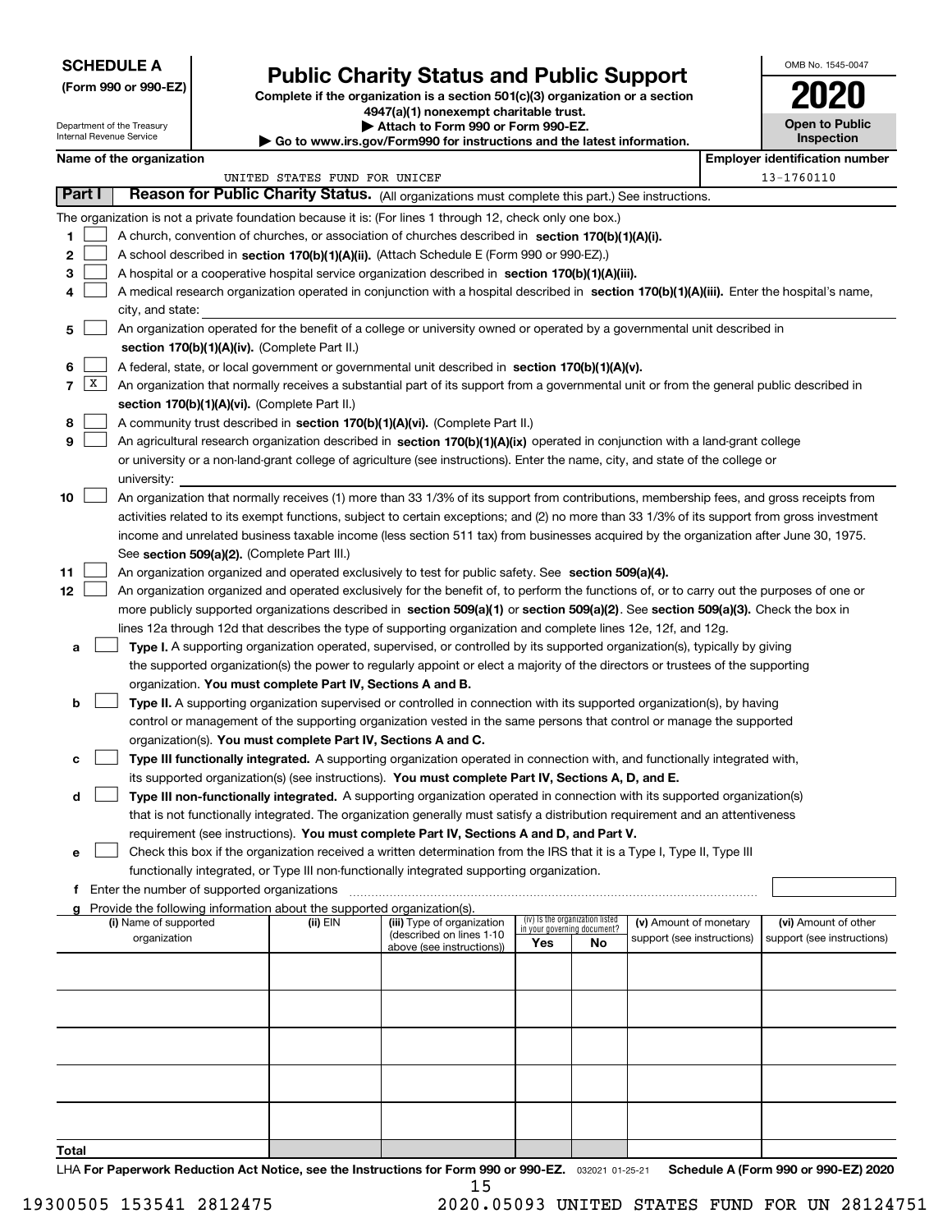**SCHEDULE A**
**(Form 990 or 990-EZ)**

Department of the Treasury
Internal Revenue Service

# Public Charity Status and Public Support

**Complete if the organization is a section 501(c)(3) organization or a section 4947(a)(1) nonexempt charitable trust.**
**▶ Attach to Form 990 or Form 990-EZ.**
**▶ Go to www.irs.gov/Form990 for instructions and the latest information.**

OMB No. 1545-0047

**2020**

**Open to Public Inspection**

| Name of the organization | Employer identification number |
|---|---|
| UNITED STATES FUND FOR UNICEF | 13-1760110 |

## Part I — Reason for Public Charity Status. (All organizations must complete this part.) See instructions.

The organization is not a private foundation because it is: (For lines 1 through 12, check only one box.)

1. ☐ A church, convention of churches, or association of churches described in **section 170(b)(1)(A)(i).**
2. ☐ A school described in **section 170(b)(1)(A)(ii).** (Attach Schedule E (Form 990 or 990-EZ).)
3. ☐ A hospital or a cooperative hospital service organization described in **section 170(b)(1)(A)(iii).**
4. ☐ A medical research organization operated in conjunction with a hospital described in **section 170(b)(1)(A)(iii).** Enter the hospital's name, city, and state:
5. ☐ An organization operated for the benefit of a college or university owned or operated by a governmental unit described in **section 170(b)(1)(A)(iv).** (Complete Part II.)
6. ☐ A federal, state, or local government or governmental unit described in **section 170(b)(1)(A)(v).**
7. ☒ An organization that normally receives a substantial part of its support from a governmental unit or from the general public described in **section 170(b)(1)(A)(vi).** (Complete Part II.)
8. ☐ A community trust described in **section 170(b)(1)(A)(vi).** (Complete Part II.)
9. ☐ An agricultural research organization described in **section 170(b)(1)(A)(ix)** operated in conjunction with a land-grant college or university or a non-land-grant college of agriculture (see instructions). Enter the name, city, and state of the college or university:
10. ☐ An organization that normally receives (1) more than 33 1/3% of its support from contributions, membership fees, and gross receipts from activities related to its exempt functions, subject to certain exceptions; and (2) no more than 33 1/3% of its support from gross investment income and unrelated business taxable income (less section 511 tax) from businesses acquired by the organization after June 30, 1975. See **section 509(a)(2).** (Complete Part III.)
11. ☐ An organization organized and operated exclusively to test for public safety. See **section 509(a)(4).**
12. ☐ An organization organized and operated exclusively for the benefit of, to perform the functions of, or to carry out the purposes of one or more publicly supported organizations described in **section 509(a)(1)** or **section 509(a)(2)**. See **section 509(a)(3).** Check the box in lines 12a through 12d that describes the type of supporting organization and complete lines 12e, 12f, and 12g.
    - **a** ☐ **Type I.** A supporting organization operated, supervised, or controlled by its supported organization(s), typically by giving the supported organization(s) the power to regularly appoint or elect a majority of the directors or trustees of the supporting organization. **You must complete Part IV, Sections A and B.**
    - **b** ☐ **Type II.** A supporting organization supervised or controlled in connection with its supported organization(s), by having control or management of the supporting organization vested in the same persons that control or manage the supported organization(s). **You must complete Part IV, Sections A and C.**
    - **c** ☐ **Type III functionally integrated.** A supporting organization operated in connection with, and functionally integrated with, its supported organization(s) (see instructions). **You must complete Part IV, Sections A, D, and E.**
    - **d** ☐ **Type III non-functionally integrated.** A supporting organization operated in connection with its supported organization(s) that is not functionally integrated. The organization generally must satisfy a distribution requirement and an attentiveness requirement (see instructions). **You must complete Part IV, Sections A and D, and Part V.**
    - **e** ☐ Check this box if the organization received a written determination from the IRS that it is a Type I, Type II, Type III functionally integrated, or Type III non-functionally integrated supporting organization.
    - **f** Enter the number of supported organizations
    - **g** Provide the following information about the supported organization(s).

| (i) Name of supported organization | (ii) EIN | (iii) Type of organization (described on lines 1-10 above (see instructions)) | (iv) Is the organization listed in your governing document? Yes | No | (v) Amount of monetary support (see instructions) | (vi) Amount of other support (see instructions) |
|---|---|---|---|---|---|---|
| | | | | | | |
| | | | | | | |
| | | | | | | |
| | | | | | | |
| | | | | | | |
| **Total** | | | | | | |

LHA **For Paperwork Reduction Act Notice, see the Instructions for Form 990 or 990-EZ.** 032021 01-25-21 **Schedule A (Form 990 or 990-EZ) 2020**

19300505 153541 2812475 2020.05093 UNITED STATES FUND FOR UN 28124751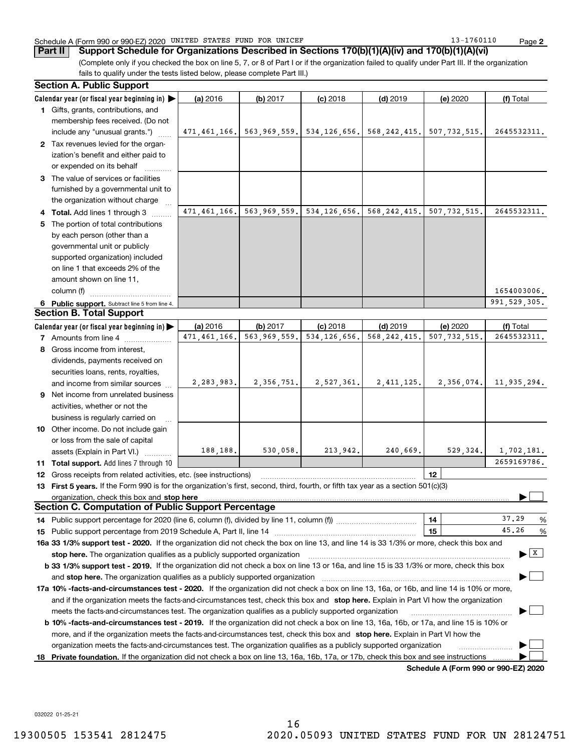Schedule A (Form 990 or 990-EZ) 2020 UNITED STATES FUND FOR UNICEF 13-1760110 Page 2

## Part II Support Schedule for Organizations Described in Sections 170(b)(1)(A)(iv) and 170(b)(1)(A)(vi)

(Complete only if you checked the box on line 5, 7, or 8 of Part I or if the organization failed to qualify under Part III. If the organization fails to qualify under the tests listed below, please complete Part III.)

### Section A. Public Support

| Calendar year (or fiscal year beginning in) ▶ | (a) 2016 | (b) 2017 | (c) 2018 | (d) 2019 | (e) 2020 | (f) Total |
|---|---|---|---|---|---|---|
| 1 Gifts, grants, contributions, and membership fees received. (Do not include any "unusual grants.") | 471,461,166. | 563,969,559. | 534,126,656. | 568,242,415. | 507,732,515. | 2645532311. |
| 2 Tax revenues levied for the organization's benefit and either paid to or expended on its behalf | | | | | | |
| 3 The value of services or facilities furnished by a governmental unit to the organization without charge | | | | | | |
| 4 Total. Add lines 1 through 3 | 471,461,166. | 563,969,559. | 534,126,656. | 568,242,415. | 507,732,515. | 2645532311. |
| 5 The portion of total contributions by each person (other than a governmental unit or publicly supported organization) included on line 1 that exceeds 2% of the amount shown on line 11, column (f) | | | | | | 1654003006. |
| 6 Public support. Subtract line 5 from line 4. | | | | | | 991,529,305. |

### Section B. Total Support

| Calendar year (or fiscal year beginning in) ▶ | (a) 2016 | (b) 2017 | (c) 2018 | (d) 2019 | (e) 2020 | (f) Total |
|---|---|---|---|---|---|---|
| 7 Amounts from line 4 | 471,461,166. | 563,969,559. | 534,126,656. | 568,242,415. | 507,732,515. | 2645532311. |
| 8 Gross income from interest, dividends, payments received on securities loans, rents, royalties, and income from similar sources | 2,283,983. | 2,356,751. | 2,527,361. | 2,411,125. | 2,356,074. | 11,935,294. |
| 9 Net income from unrelated business activities, whether or not the business is regularly carried on | | | | | | |
| 10 Other income. Do not include gain or loss from the sale of capital assets (Explain in Part VI.) | 188,188. | 530,058. | 213,942. | 240,669. | 529,324. | 1,702,181. |
| 11 Total support. Add lines 7 through 10 | | | | | | 2659169786. |

12 Gross receipts from related activities, etc. (see instructions) | 12 |

13 **First 5 years.** If the Form 990 is for the organization's first, second, third, fourth, or fifth tax year as a section 501(c)(3) organization, check this box and **stop here** ▶ ☐

### Section C. Computation of Public Support Percentage

14 Public support percentage for 2020 (line 6, column (f), divided by line 11, column (f)) | 14 | 37.29 %

15 Public support percentage from 2019 Schedule A, Part II, line 14 | 15 | 45.26 %

16a **33 1/3% support test - 2020.** If the organization did not check the box on line 13, and line 14 is 33 1/3% or more, check this box and **stop here.** The organization qualifies as a publicly supported organization ▶ ☒

b **33 1/3% support test - 2019.** If the organization did not check a box on line 13 or 16a, and line 15 is 33 1/3% or more, check this box and **stop here.** The organization qualifies as a publicly supported organization ▶ ☐

17a **10% -facts-and-circumstances test - 2020.** If the organization did not check a box on line 13, 16a, or 16b, and line 14 is 10% or more, and if the organization meets the facts-and-circumstances test, check this box and **stop here.** Explain in Part VI how the organization meets the facts-and-circumstances test. The organization qualifies as a publicly supported organization ▶ ☐

b **10% -facts-and-circumstances test - 2019.** If the organization did not check a box on line 13, 16a, 16b, or 17a, and line 15 is 10% or more, and if the organization meets the facts-and-circumstances test, check this box and **stop here.** Explain in Part VI how the organization meets the facts-and-circumstances test. The organization qualifies as a publicly supported organization ▶ ☐

18 **Private foundation.** If the organization did not check a box on line 13, 16a, 16b, 17a, or 17b, check this box and see instructions ▶ ☐

**Schedule A (Form 990 or 990-EZ) 2020**

032022 01-25-21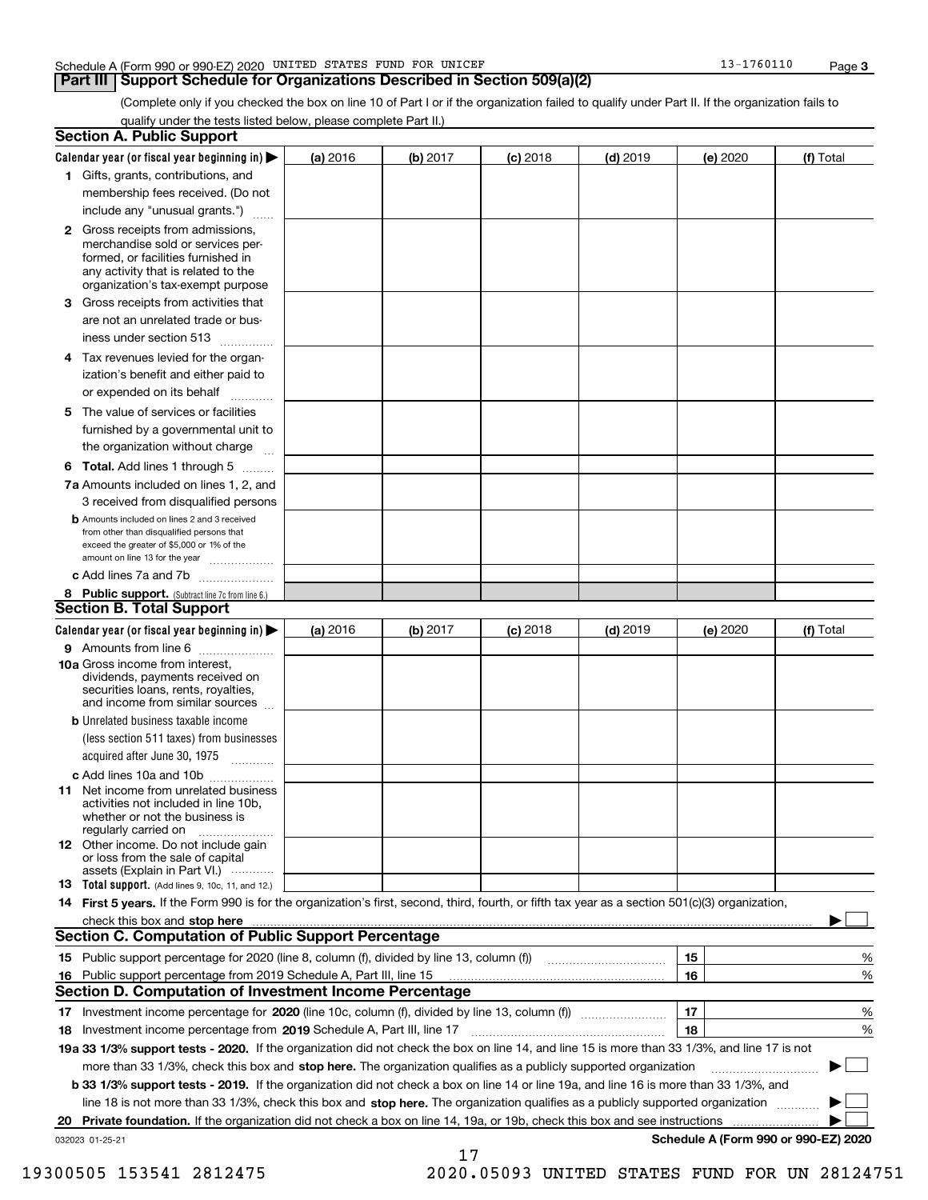Schedule A (Form 990 or 990-EZ) 2020 UNITED STATES FUND FOR UNICEF 13-1760110

## Part III Support Schedule for Organizations Described in Section 509(a)(2)

(Complete only if you checked the box on line 10 of Part I or if the organization failed to qualify under Part II. If the organization fails to qualify under the tests listed below, please complete Part II.)

### Section A. Public Support

| Calendar year (or fiscal year beginning in) ▶ | (a) 2016 | (b) 2017 | (c) 2018 | (d) 2019 | (e) 2020 | (f) Total |
|---|---|---|---|---|---|---|
| **1** Gifts, grants, contributions, and membership fees received. (Do not include any "unusual grants.") | | | | | | |
| **2** Gross receipts from admissions, merchandise sold or services performed, or facilities furnished in any activity that is related to the organization's tax-exempt purpose | | | | | | |
| **3** Gross receipts from activities that are not an unrelated trade or business under section 513 | | | | | | |
| **4** Tax revenues levied for the organization's benefit and either paid to or expended on its behalf | | | | | | |
| **5** The value of services or facilities furnished by a governmental unit to the organization without charge | | | | | | |
| **6 Total.** Add lines 1 through 5 | | | | | | |
| **7a** Amounts included on lines 1, 2, and 3 received from disqualified persons | | | | | | |
| **b** Amounts included on lines 2 and 3 received from other than disqualified persons that exceed the greater of $5,000 or 1% of the amount on line 13 for the year | | | | | | |
| **c** Add lines 7a and 7b | | | | | | |
| **8 Public support.** (Subtract line 7c from line 6.) | | | | | | |

### Section B. Total Support

| Calendar year (or fiscal year beginning in) ▶ | (a) 2016 | (b) 2017 | (c) 2018 | (d) 2019 | (e) 2020 | (f) Total |
|---|---|---|---|---|---|---|
| **9** Amounts from line 6 | | | | | | |
| **10a** Gross income from interest, dividends, payments received on securities loans, rents, royalties, and income from similar sources | | | | | | |
| **b** Unrelated business taxable income (less section 511 taxes) from businesses acquired after June 30, 1975 | | | | | | |
| **c** Add lines 10a and 10b | | | | | | |
| **11** Net income from unrelated business activities not included in line 10b, whether or not the business is regularly carried on | | | | | | |
| **12** Other income. Do not include gain or loss from the sale of capital assets (Explain in Part VI.) | | | | | | |
| **13 Total support.** (Add lines 9, 10c, 11, and 12.) | | | | | | |

**14 First 5 years.** If the Form 990 is for the organization's first, second, third, fourth, or fifth tax year as a section 501(c)(3) organization, check this box and **stop here** ▶ ☐

### Section C. Computation of Public Support Percentage

| | | | |
|---|---|---|---|
| **15** | Public support percentage for 2020 (line 8, column (f), divided by line 13, column (f)) | 15 | % |
| **16** | Public support percentage from 2019 Schedule A, Part III, line 15 | 16 | % |

### Section D. Computation of Investment Income Percentage

| | | | |
|---|---|---|---|
| **17** | Investment income percentage for **2020** (line 10c, column (f), divided by line 13, column (f)) | 17 | % |
| **18** | Investment income percentage from **2019** Schedule A, Part III, line 17 | 18 | % |

**19a 33 1/3% support tests - 2020.** If the organization did not check the box on line 14, and line 15 is more than 33 1/3%, and line 17 is not more than 33 1/3%, check this box and **stop here.** The organization qualifies as a publicly supported organization ▶ ☐

**b 33 1/3% support tests - 2019.** If the organization did not check a box on line 14 or line 19a, and line 16 is more than 33 1/3%, and line 18 is not more than 33 1/3%, check this box and **stop here.** The organization qualifies as a publicly supported organization ▶ ☐

**20 Private foundation.** If the organization did not check a box on line 14, 19a, or 19b, check this box and see instructions ▶ ☐

032023 01-25-21

**Schedule A (Form 990 or 990-EZ) 2020**

19300505 153541 2812475 2020.05093 UNITED STATES FUND FOR UN 28124751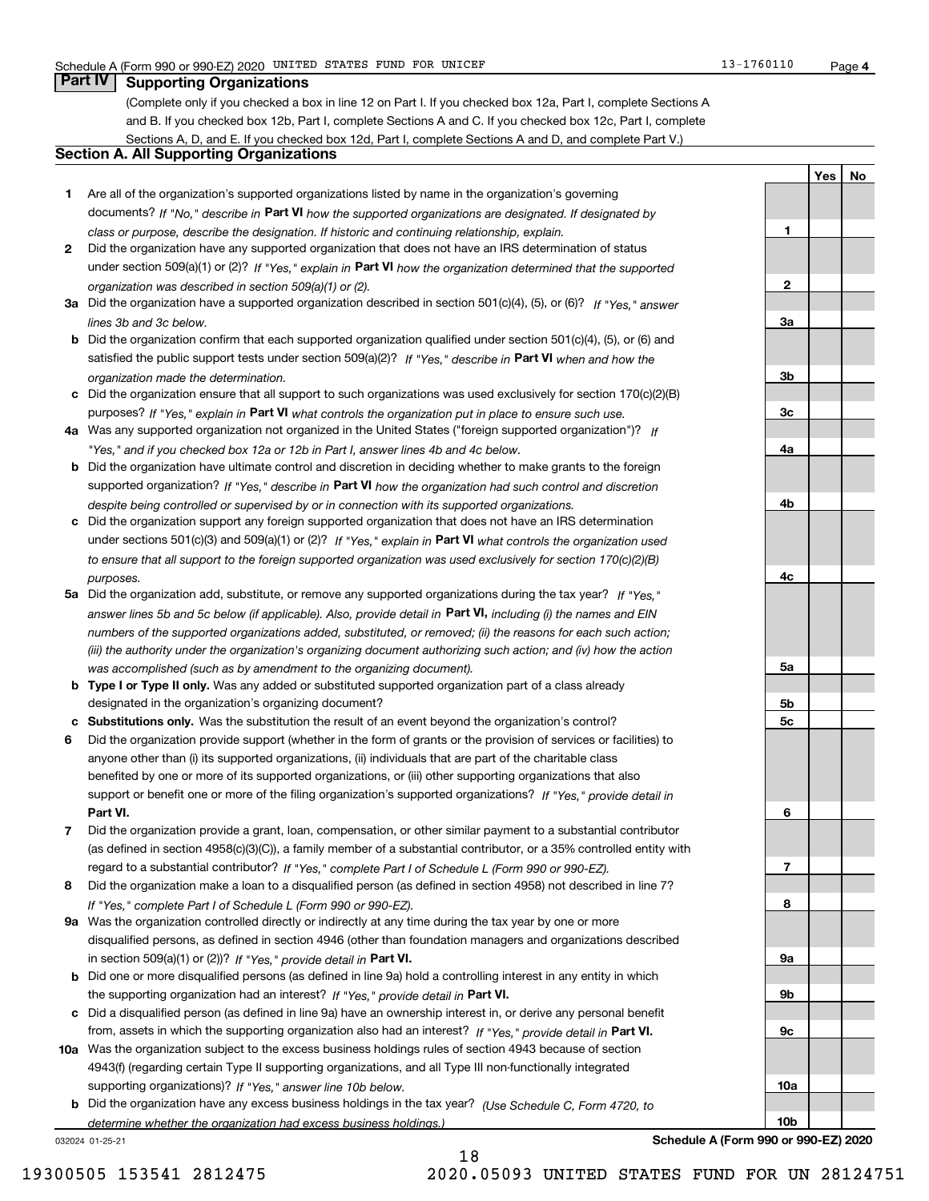Schedule A (Form 990 or 990-EZ) 2020 UNITED STATES FUND FOR UNICEF 13-1760110

## Part IV Supporting Organizations

(Complete only if you checked a box in line 12 on Part I. If you checked box 12a, Part I, complete Sections A and B. If you checked box 12b, Part I, complete Sections A and C. If you checked box 12c, Part I, complete Sections A, D, and E. If you checked box 12d, Part I, complete Sections A and D, and complete Part V.)

### Section A. All Supporting Organizations

| | | Line | Yes | No |
|---|---|---|---|---|
| **1** | Are all of the organization's supported organizations listed by name in the organization's governing documents? *If "No," describe in* **Part VI** *how the supported organizations are designated. If designated by class or purpose, describe the designation. If historic and continuing relationship, explain.* | 1 | | |
| **2** | Did the organization have any supported organization that does not have an IRS determination of status under section 509(a)(1) or (2)? *If "Yes," explain in* **Part VI** *how the organization determined that the supported organization was described in section 509(a)(1) or (2).* | 2 | | |
| **3a** | Did the organization have a supported organization described in section 501(c)(4), (5), or (6)? *If "Yes," answer lines 3b and 3c below.* | 3a | | |
| **b** | Did the organization confirm that each supported organization qualified under section 501(c)(4), (5), or (6) and satisfied the public support tests under section 509(a)(2)? *If "Yes," describe in* **Part VI** *when and how the organization made the determination.* | 3b | | |
| **c** | Did the organization ensure that all support to such organizations was used exclusively for section 170(c)(2)(B) purposes? *If "Yes," explain in* **Part VI** *what controls the organization put in place to ensure such use.* | 3c | | |
| **4a** | Was any supported organization not organized in the United States ("foreign supported organization")? *If "Yes," and if you checked box 12a or 12b in Part I, answer lines 4b and 4c below.* | 4a | | |
| **b** | Did the organization have ultimate control and discretion in deciding whether to make grants to the foreign supported organization? *If "Yes," describe in* **Part VI** *how the organization had such control and discretion despite being controlled or supervised by or in connection with its supported organizations.* | 4b | | |
| **c** | Did the organization support any foreign supported organization that does not have an IRS determination under sections 501(c)(3) and 509(a)(1) or (2)? *If "Yes," explain in* **Part VI** *what controls the organization used to ensure that all support to the foreign supported organization was used exclusively for section 170(c)(2)(B) purposes.* | 4c | | |
| **5a** | Did the organization add, substitute, or remove any supported organizations during the tax year? *If "Yes," answer lines 5b and 5c below (if applicable). Also, provide detail in* **Part VI,** *including (i) the names and EIN numbers of the supported organizations added, substituted, or removed; (ii) the reasons for each such action; (iii) the authority under the organization's organizing document authorizing such action; and (iv) how the action was accomplished (such as by amendment to the organizing document).* | 5a | | |
| **b** | **Type I or Type II only.** Was any added or substituted supported organization part of a class already designated in the organization's organizing document? | 5b | | |
| **c** | **Substitutions only.** Was the substitution the result of an event beyond the organization's control? | 5c | | |
| **6** | Did the organization provide support (whether in the form of grants or the provision of services or facilities) to anyone other than (i) its supported organizations, (ii) individuals that are part of the charitable class benefited by one or more of its supported organizations, or (iii) other supporting organizations that also support or benefit one or more of the filing organization's supported organizations? *If "Yes," provide detail in* **Part VI.** | 6 | | |
| **7** | Did the organization provide a grant, loan, compensation, or other similar payment to a substantial contributor (as defined in section 4958(c)(3)(C)), a family member of a substantial contributor, or a 35% controlled entity with regard to a substantial contributor? *If "Yes," complete Part I of Schedule L (Form 990 or 990-EZ).* | 7 | | |
| **8** | Did the organization make a loan to a disqualified person (as defined in section 4958) not described in line 7? *If "Yes," complete Part I of Schedule L (Form 990 or 990-EZ).* | 8 | | |
| **9a** | Was the organization controlled directly or indirectly at any time during the tax year by one or more disqualified persons, as defined in section 4946 (other than foundation managers and organizations described in section 509(a)(1) or (2))? *If "Yes," provide detail in* **Part VI.** | 9a | | |
| **b** | Did one or more disqualified persons (as defined in line 9a) hold a controlling interest in any entity in which the supporting organization had an interest? *If "Yes," provide detail in* **Part VI.** | 9b | | |
| **c** | Did a disqualified person (as defined in line 9a) have an ownership interest in, or derive any personal benefit from, assets in which the supporting organization also had an interest? *If "Yes," provide detail in* **Part VI.** | 9c | | |
| **10a** | Was the organization subject to the excess business holdings rules of section 4943 because of section 4943(f) (regarding certain Type II supporting organizations, and all Type III non-functionally integrated supporting organizations)? *If "Yes," answer line 10b below.* | 10a | | |
| **b** | Did the organization have any excess business holdings in the tax year? *(Use Schedule C, Form 4720, to determine whether the organization had excess business holdings.)* | 10b | | |

032024 01-25-21 **Schedule A (Form 990 or 990-EZ) 2020**

19300505 153541 2812475 2020.05093 UNITED STATES FUND FOR UN 28124751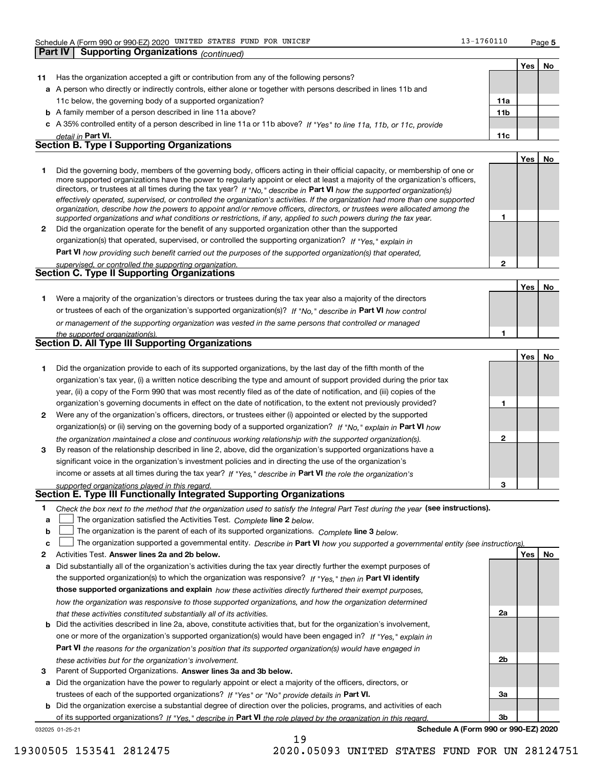## Part IV Supporting Organizations *(continued)*

| | | | Yes | No |
|---|---|---|---|---|
| **11** | Has the organization accepted a gift or contribution from any of the following persons? | | | |
| **a** | A person who directly or indirectly controls, either alone or together with persons described in lines 11b and 11c below, the governing body of a supported organization? | 11a | | |
| **b** | A family member of a person described in line 11a above? | 11b | | |
| **c** | A 35% controlled entity of a person described in line 11a or 11b above? *If "Yes" to line 11a, 11b, or 11c, provide detail in* **Part VI.** | 11c | | |

### Section B. Type I Supporting Organizations

| | | | Yes | No |
|---|---|---|---|---|
| **1** | Did the governing body, members of the governing body, officers acting in their official capacity, or membership of one or more supported organizations have the power to regularly appoint or elect at least a majority of the organization's officers, directors, or trustees at all times during the tax year? *If "No," describe in* **Part VI** *how the supported organization(s) effectively operated, supervised, or controlled the organization's activities. If the organization had more than one supported organization, describe how the powers to appoint and/or remove officers, directors, or trustees were allocated among the supported organizations and what conditions or restrictions, if any, applied to such powers during the tax year.* | 1 | | |
| **2** | Did the organization operate for the benefit of any supported organization other than the supported organization(s) that operated, supervised, or controlled the supporting organization? *If "Yes," explain in* **Part VI** *how providing such benefit carried out the purposes of the supported organization(s) that operated, supervised, or controlled the supporting organization.* | 2 | | |

### Section C. Type II Supporting Organizations

| | | | Yes | No |
|---|---|---|---|---|
| **1** | Were a majority of the organization's directors or trustees during the tax year also a majority of the directors or trustees of each of the organization's supported organization(s)? *If "No," describe in* **Part VI** *how control or management of the supporting organization was vested in the same persons that controlled or managed the supported organization(s).* | 1 | | |

### Section D. All Type III Supporting Organizations

| | | | Yes | No |
|---|---|---|---|---|
| **1** | Did the organization provide to each of its supported organizations, by the last day of the fifth month of the organization's tax year, (i) a written notice describing the type and amount of support provided during the prior tax year, (ii) a copy of the Form 990 that was most recently filed as of the date of notification, and (iii) copies of the organization's governing documents in effect on the date of notification, to the extent not previously provided? | 1 | | |
| **2** | Were any of the organization's officers, directors, or trustees either (i) appointed or elected by the supported organization(s) or (ii) serving on the governing body of a supported organization? *If "No," explain in* **Part VI** *how the organization maintained a close and continuous working relationship with the supported organization(s).* | 2 | | |
| **3** | By reason of the relationship described in line 2, above, did the organization's supported organizations have a significant voice in the organization's investment policies and in directing the use of the organization's income or assets at all times during the tax year? *If "Yes," describe in* **Part VI** *the role the organization's supported organizations played in this regard.* | 3 | | |

### Section E. Type III Functionally Integrated Supporting Organizations

**1** *Check the box next to the method that the organization used to satisfy the Integral Part Test during the year* **(see instructions).**

- **a** ☐ The organization satisfied the Activities Test. *Complete* **line 2** *below.*
- **b** ☐ The organization is the parent of each of its supported organizations. *Complete* **line 3** *below.*
- **c** ☐ The organization supported a governmental entity. *Describe in* **Part VI** *how you supported a governmental entity (see instructions).*

| | | | Yes | No |
|---|---|---|---|---|
| **2** | Activities Test. **Answer lines 2a and 2b below.** | | | |
| **a** | Did substantially all of the organization's activities during the tax year directly further the exempt purposes of the supported organization(s) to which the organization was responsive? *If "Yes," then in* **Part VI identify those supported organizations and explain** *how these activities directly furthered their exempt purposes, how the organization was responsive to those supported organizations, and how the organization determined that these activities constituted substantially all of its activities.* | 2a | | |
| **b** | Did the activities described in line 2a, above, constitute activities that, but for the organization's involvement, one or more of the organization's supported organization(s) would have been engaged in? *If "Yes," explain in* **Part VI** *the reasons for the organization's position that its supported organization(s) would have engaged in these activities but for the organization's involvement.* | 2b | | |
| **3** | Parent of Supported Organizations. **Answer lines 3a and 3b below.** | | | |
| **a** | Did the organization have the power to regularly appoint or elect a majority of the officers, directors, or trustees of each of the supported organizations? *If "Yes" or "No" provide details in* **Part VI.** | 3a | | |
| **b** | Did the organization exercise a substantial degree of direction over the policies, programs, and activities of each of its supported organizations? *If "Yes," describe in* **Part VI** *the role played by the organization in this regard.* | 3b | | |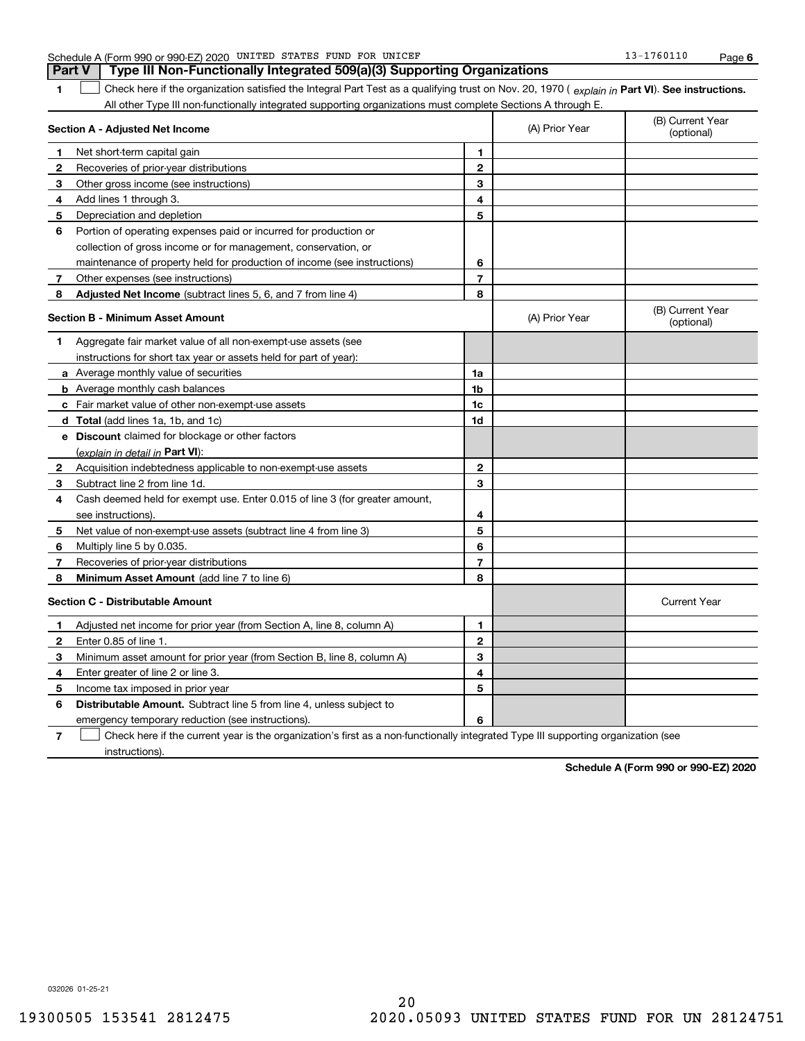## Part V — Type III Non-Functionally Integrated 509(a)(3) Supporting Organizations

**1** ☐ Check here if the organization satisfied the Integral Part Test as a qualifying trust on Nov. 20, 1970 ( *explain in* **Part VI**). **See instructions.** All other Type III non-functionally integrated supporting organizations must complete Sections A through E.

| **Section A - Adjusted Net Income** | | | (A) Prior Year | (B) Current Year (optional) |
|---|---|---|---|---|
| **1** | Net short-term capital gain | **1** | | |
| **2** | Recoveries of prior-year distributions | **2** | | |
| **3** | Other gross income (see instructions) | **3** | | |
| **4** | Add lines 1 through 3. | **4** | | |
| **5** | Depreciation and depletion | **5** | | |
| **6** | Portion of operating expenses paid or incurred for production or collection of gross income or for management, conservation, or maintenance of property held for production of income (see instructions) | **6** | | |
| **7** | Other expenses (see instructions) | **7** | | |
| **8** | **Adjusted Net Income** (subtract lines 5, 6, and 7 from line 4) | **8** | | |

| **Section B - Minimum Asset Amount** | | | (A) Prior Year | (B) Current Year (optional) |
|---|---|---|---|---|
| **1** | Aggregate fair market value of all non-exempt-use assets (see instructions for short tax year or assets held for part of year): | | | |
| **a** | Average monthly value of securities | **1a** | | |
| **b** | Average monthly cash balances | **1b** | | |
| **c** | Fair market value of other non-exempt-use assets | **1c** | | |
| **d** | **Total** (add lines 1a, 1b, and 1c) | **1d** | | |
| **e** | **Discount** claimed for blockage or other factors (*explain in detail in* **Part VI**): | | | |
| **2** | Acquisition indebtedness applicable to non-exempt-use assets | **2** | | |
| **3** | Subtract line 2 from line 1d. | **3** | | |
| **4** | Cash deemed held for exempt use. Enter 0.015 of line 3 (for greater amount, see instructions). | **4** | | |
| **5** | Net value of non-exempt-use assets (subtract line 4 from line 3) | **5** | | |
| **6** | Multiply line 5 by 0.035. | **6** | | |
| **7** | Recoveries of prior-year distributions | **7** | | |
| **8** | **Minimum Asset Amount** (add line 7 to line 6) | **8** | | |

| **Section C - Distributable Amount** | | | | Current Year |
|---|---|---|---|---|
| **1** | Adjusted net income for prior year (from Section A, line 8, column A) | **1** | | |
| **2** | Enter 0.85 of line 1. | **2** | | |
| **3** | Minimum asset amount for prior year (from Section B, line 8, column A) | **3** | | |
| **4** | Enter greater of line 2 or line 3. | **4** | | |
| **5** | Income tax imposed in prior year | **5** | | |
| **6** | **Distributable Amount.** Subtract line 5 from line 4, unless subject to emergency temporary reduction (see instructions). | **6** | | |

**7** ☐ Check here if the current year is the organization's first as a non-functionally integrated Type III supporting organization (see instructions).

032026 01-25-21

19300505 153541 2812475 2020.05093 UNITED STATES FUND FOR UN 28124751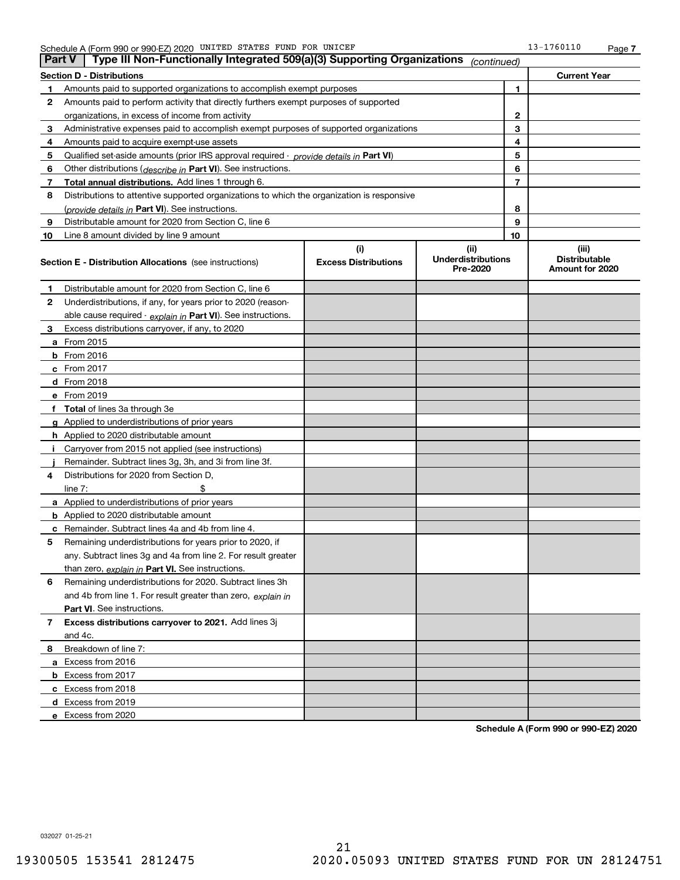Schedule A (Form 990 or 990-EZ) 2020 UNITED STATES FUND FOR UNICEF 13-1760110 Page 7

## Part V | Type III Non-Functionally Integrated 509(a)(3) Supporting Organizations *(continued)*

| Section D - Distributions | | | Current Year |
|---|---|---|---|
| 1 | Amounts paid to supported organizations to accomplish exempt purposes | 1 | |
| 2 | Amounts paid to perform activity that directly furthers exempt purposes of supported organizations, in excess of income from activity | 2 | |
| 3 | Administrative expenses paid to accomplish exempt purposes of supported organizations | 3 | |
| 4 | Amounts paid to acquire exempt-use assets | 4 | |
| 5 | Qualified set-aside amounts (prior IRS approval required - *provide details in* **Part VI**) | 5 | |
| 6 | Other distributions (*describe in* **Part VI**). See instructions. | 6 | |
| 7 | **Total annual distributions.** Add lines 1 through 6. | 7 | |
| 8 | Distributions to attentive supported organizations to which the organization is responsive (*provide details in* **Part VI**). See instructions. | 8 | |
| 9 | Distributable amount for 2020 from Section C, line 6 | 9 | |
| 10 | Line 8 amount divided by line 9 amount | 10 | |

| **Section E - Distribution Allocations** (see instructions) | (i) Excess Distributions | (ii) Underdistributions Pre-2020 | (iii) Distributable Amount for 2020 |
|---|---|---|---|
| **1** Distributable amount for 2020 from Section C, line 6 | | | |
| **2** Underdistributions, if any, for years prior to 2020 (reasonable cause required - *explain in* **Part VI**). See instructions. | | | |
| **3** Excess distributions carryover, if any, to 2020 | | | |
| **a** From 2015 | | | |
| **b** From 2016 | | | |
| **c** From 2017 | | | |
| **d** From 2018 | | | |
| **e** From 2019 | | | |
| **f Total** of lines 3a through 3e | | | |
| **g** Applied to underdistributions of prior years | | | |
| **h** Applied to 2020 distributable amount | | | |
| **i** Carryover from 2015 not applied (see instructions) | | | |
| **j** Remainder. Subtract lines 3g, 3h, and 3i from line 3f. | | | |
| **4** Distributions for 2020 from Section D, line 7: $ | | | |
| **a** Applied to underdistributions of prior years | | | |
| **b** Applied to 2020 distributable amount | | | |
| **c** Remainder. Subtract lines 4a and 4b from line 4. | | | |
| **5** Remaining underdistributions for years prior to 2020, if any. Subtract lines 3g and 4a from line 2. For result greater than zero, *explain in* **Part VI.** See instructions. | | | |
| **6** Remaining underdistributions for 2020. Subtract lines 3h and 4b from line 1. For result greater than zero, *explain in* **Part VI**. See instructions. | | | |
| **7 Excess distributions carryover to 2021.** Add lines 3j and 4c. | | | |
| **8** Breakdown of line 7: | | | |
| **a** Excess from 2016 | | | |
| **b** Excess from 2017 | | | |
| **c** Excess from 2018 | | | |
| **d** Excess from 2019 | | | |
| **e** Excess from 2020 | | | |

**Schedule A (Form 990 or 990-EZ) 2020**

032027 01-25-21

19300505 153541 2812475 2020.05093 UNITED STATES FUND FOR UN 28124751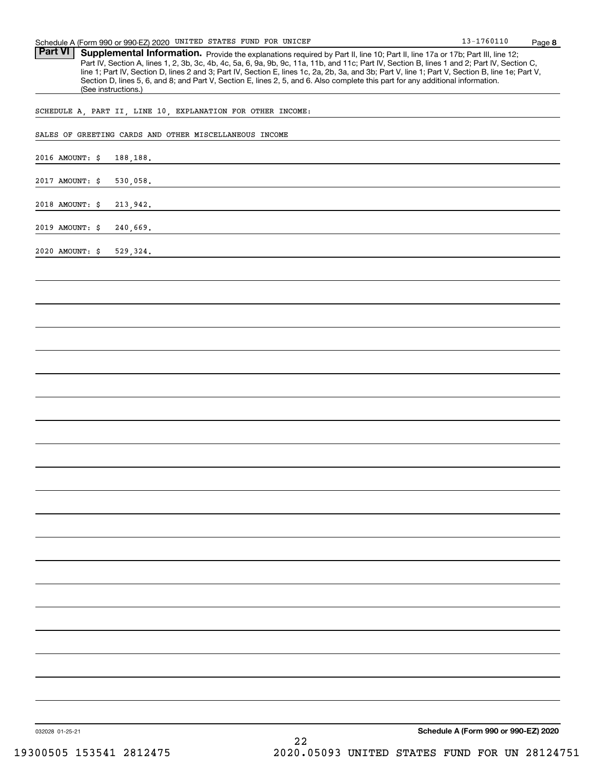## Part VI Supplemental Information.

Provide the explanations required by Part II, line 10; Part II, line 17a or 17b; Part III, line 12; Part IV, Section A, lines 1, 2, 3b, 3c, 4b, 4c, 5a, 6, 9a, 9b, 9c, 11a, 11b, and 11c; Part IV, Section B, lines 1 and 2; Part IV, Section C, line 1; Part IV, Section D, lines 2 and 3; Part IV, Section E, lines 1c, 2a, 2b, 3a, and 3b; Part V, line 1; Part V, Section B, line 1e; Part V, Section D, lines 5, 6, and 8; and Part V, Section E, lines 2, 5, and 6. Also complete this part for any additional information. (See instructions.)

SCHEDULE A, PART II, LINE 10, EXPLANATION FOR OTHER INCOME:

SALES OF GREETING CARDS AND OTHER MISCELLANEOUS INCOME

2016 AMOUNT: $ 188,188.

2017 AMOUNT: $ 530,058.

2018 AMOUNT: $ 213,942.

2019 AMOUNT: $ 240,669.

2020 AMOUNT: $ 529,324.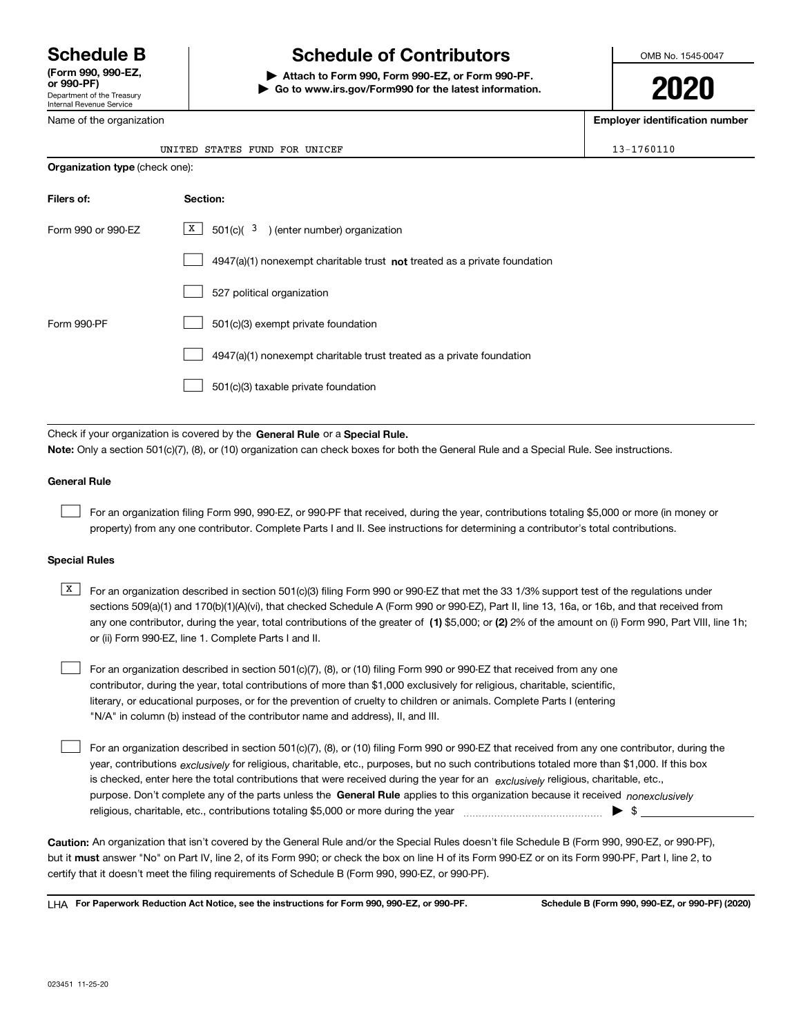# Schedule B

**(Form 990, 990-EZ, or 990-PF)**

Department of the Treasury
Internal Revenue Service

# Schedule of Contributors

▶ **Attach to Form 990, Form 990-EZ, or Form 990-PF.**

▶ **Go to www.irs.gov/Form990 for the latest information.**

OMB No. 1545-0047

**2020**

| Name of the organization | Employer identification number |
|---|---|
| UNITED STATES FUND FOR UNICEF | 13-1760110 |

**Organization type** (check one):

| Filers of: | Section: |
|---|---|
| Form 990 or 990-EZ | [X] 501(c)( 3 ) (enter number) organization |
| | [ ] 4947(a)(1) nonexempt charitable trust **not** treated as a private foundation |
| | [ ] 527 political organization |
| Form 990-PF | [ ] 501(c)(3) exempt private foundation |
| | [ ] 4947(a)(1) nonexempt charitable trust treated as a private foundation |
| | [ ] 501(c)(3) taxable private foundation |

Check if your organization is covered by the **General Rule** or a **Special Rule.**

**Note:** Only a section 501(c)(7), (8), or (10) organization can check boxes for both the General Rule and a Special Rule. See instructions.

**General Rule**

[ ] For an organization filing Form 990, 990-EZ, or 990-PF that received, during the year, contributions totaling $5,000 or more (in money or property) from any one contributor. Complete Parts I and II. See instructions for determining a contributor's total contributions.

**Special Rules**

[X] For an organization described in section 501(c)(3) filing Form 990 or 990-EZ that met the 33 1/3% support test of the regulations under sections 509(a)(1) and 170(b)(1)(A)(vi), that checked Schedule A (Form 990 or 990-EZ), Part II, line 13, 16a, or 16b, and that received from any one contributor, during the year, total contributions of the greater of **(1)** $5,000; or **(2)** 2% of the amount on (i) Form 990, Part VIII, line 1h; or (ii) Form 990-EZ, line 1. Complete Parts I and II.

[ ] For an organization described in section 501(c)(7), (8), or (10) filing Form 990 or 990-EZ that received from any one contributor, during the year, total contributions of more than $1,000 exclusively for religious, charitable, scientific, literary, or educational purposes, or for the prevention of cruelty to children or animals. Complete Parts I (entering "N/A" in column (b) instead of the contributor name and address), II, and III.

[ ] For an organization described in section 501(c)(7), (8), or (10) filing Form 990 or 990-EZ that received from any one contributor, during the year, contributions *exclusively* for religious, charitable, etc., purposes, but no such contributions totaled more than $1,000. If this box is checked, enter here the total contributions that were received during the year for an *exclusively* religious, charitable, etc., purpose. Don't complete any of the parts unless the **General Rule** applies to this organization because it received *nonexclusively* religious, charitable, etc., contributions totaling $5,000 or more during the year ▶ $ ____________

**Caution:** An organization that isn't covered by the General Rule and/or the Special Rules doesn't file Schedule B (Form 990, 990-EZ, or 990-PF), but it **must** answer "No" on Part IV, line 2, of its Form 990; or check the box on line H of its Form 990-EZ or on its Form 990-PF, Part I, line 2, to certify that it doesn't meet the filing requirements of Schedule B (Form 990, 990-EZ, or 990-PF).

LHA **For Paperwork Reduction Act Notice, see the instructions for Form 990, 990-EZ, or 990-PF.** **Schedule B (Form 990, 990-EZ, or 990-PF) (2020)**

023451 11-25-20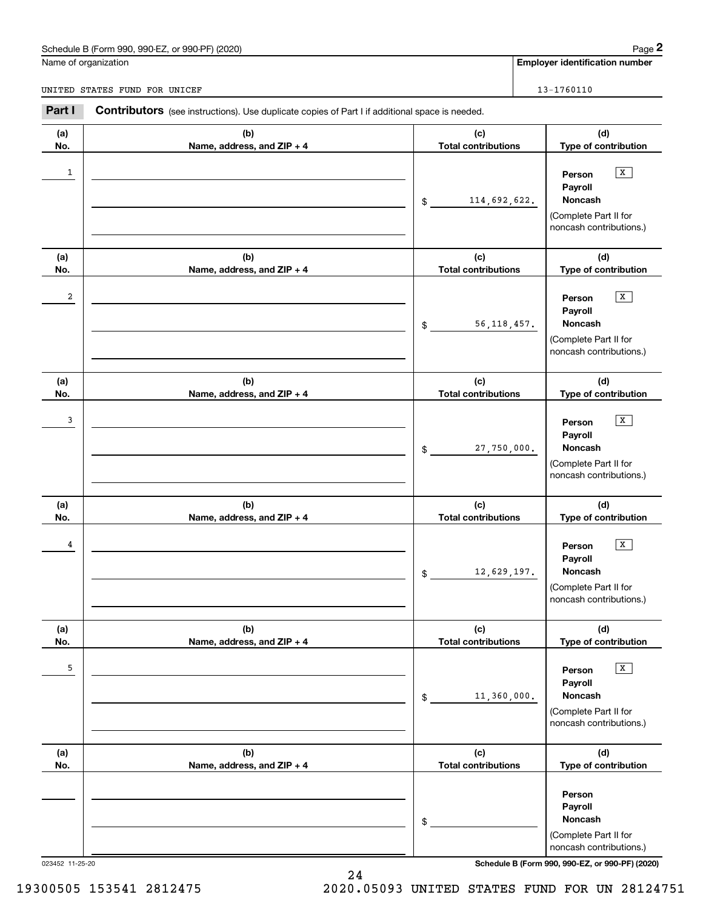Schedule B (Form 990, 990-EZ, or 990-PF) (2020)

Name of organization: UNITED STATES FUND FOR UNICEF

Employer identification number: 13-1760110

**Part I** **Contributors** (see instructions). Use duplicate copies of Part I if additional space is needed.

| (a) No. | (b) Name, address, and ZIP + 4 | (c) Total contributions | (d) Type of contribution |
|---|---|---|---|
| 1 | | $ 114,692,622. | Person [X] Payroll [ ] Noncash [ ] (Complete Part II for noncash contributions.) |
| 2 | | $ 56,118,457. | Person [X] Payroll [ ] Noncash [ ] (Complete Part II for noncash contributions.) |
| 3 | | $ 27,750,000. | Person [X] Payroll [ ] Noncash [ ] (Complete Part II for noncash contributions.) |
| 4 | | $ 12,629,197. | Person [X] Payroll [ ] Noncash [ ] (Complete Part II for noncash contributions.) |
| 5 | | $ 11,360,000. | Person [X] Payroll [ ] Noncash [ ] (Complete Part II for noncash contributions.) |
| | | $ | Person [ ] Payroll [ ] Noncash [ ] (Complete Part II for noncash contributions.) |

023452 11-25-20

Schedule B (Form 990, 990-EZ, or 990-PF) (2020)

19300505 153541 2812475 2020.05093 UNITED STATES FUND FOR UN 28124751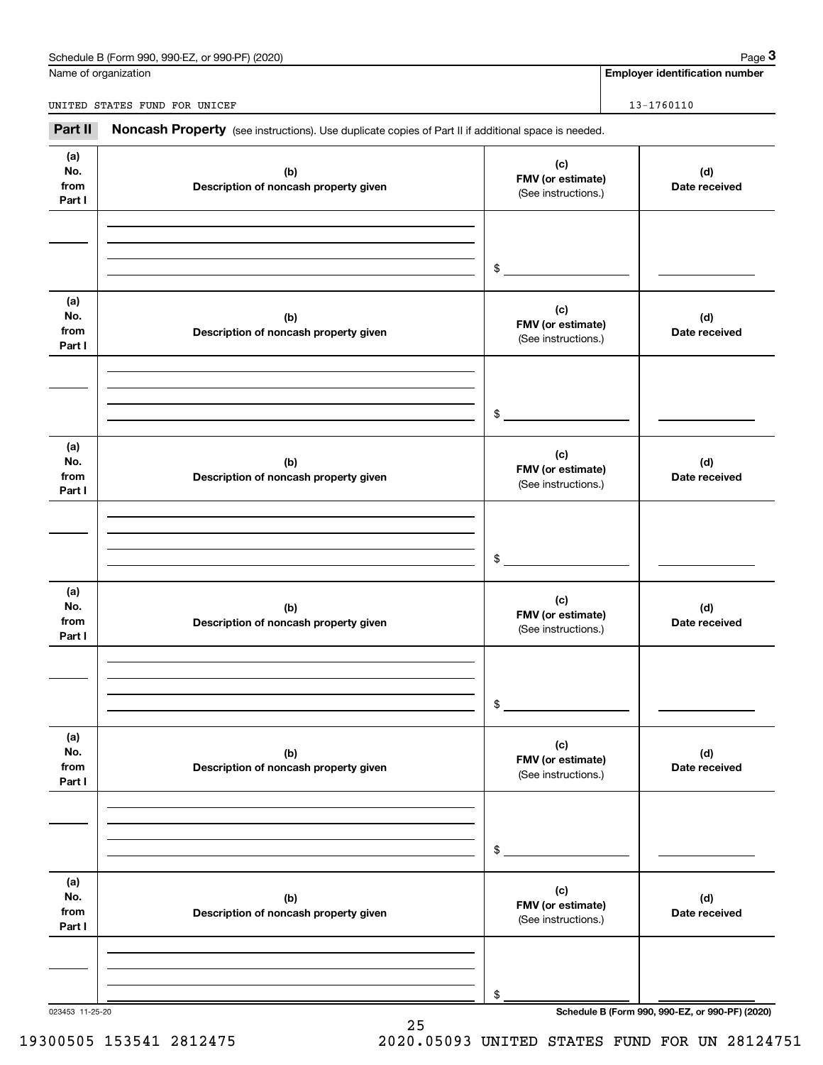Name of organization

UNITED STATES FUND FOR UNICEF

**Employer identification number**

13-1760110

## Part II Noncash Property

(see instructions). Use duplicate copies of Part II if additional space is needed.

| (a) No. from Part I | (b) Description of noncash property given | (c) FMV (or estimate) (See instructions.) | (d) Date received |
|---|---|---|---|
| | | $ | |
| | | $ | |
| | | $ | |
| | | $ | |
| | | $ | |
| | | $ | |

023453 11-25-20

**Schedule B (Form 990, 990-EZ, or 990-PF) (2020)**

19300505 153541 2812475 2020.05093 UNITED STATES FUND FOR UN 28124751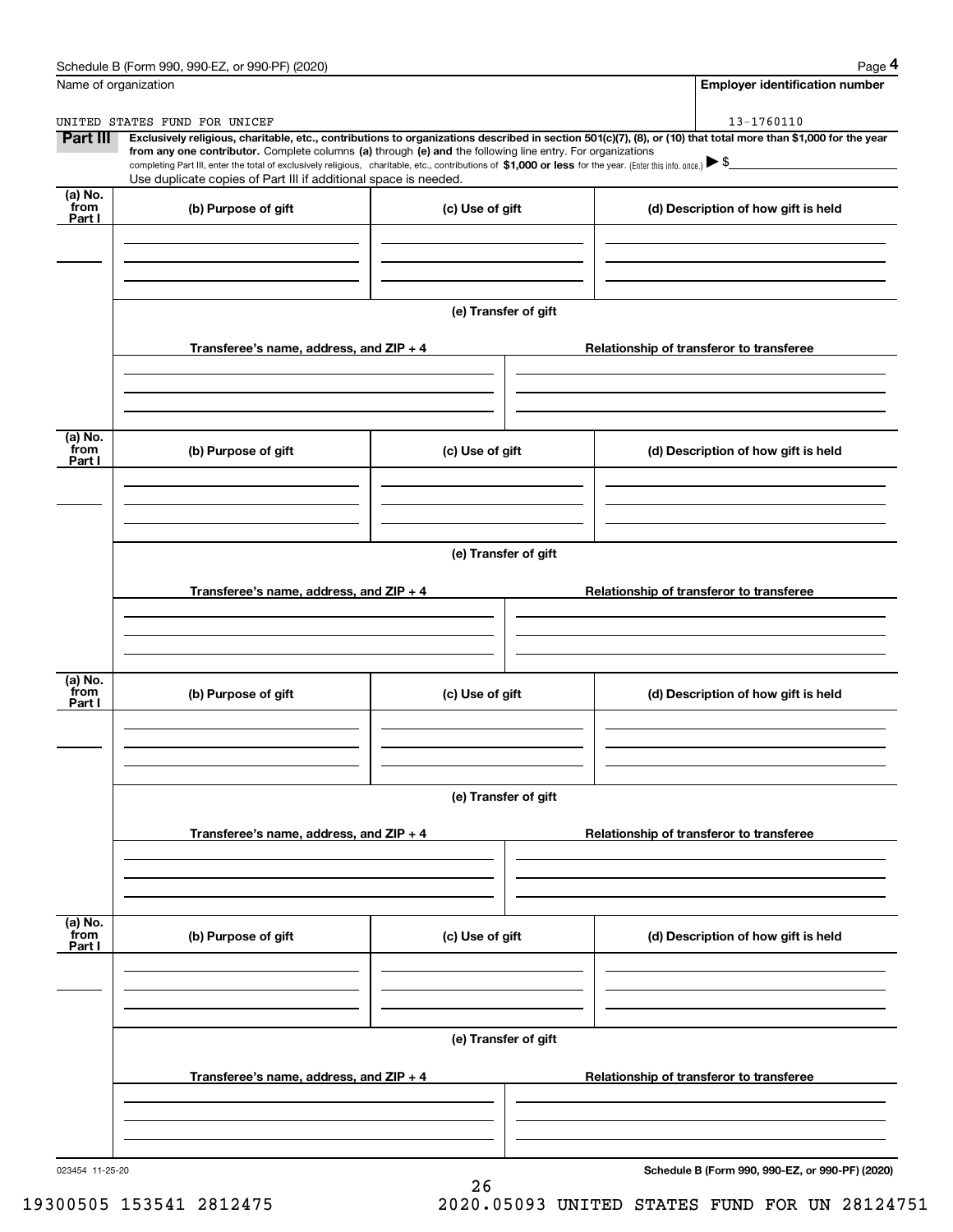Schedule B (Form 990, 990-EZ, or 990-PF) (2020)

Name of organization: UNITED STATES FUND FOR UNICEF

**Employer identification number**: 13-1760110

**Part III** **Exclusively religious, charitable, etc., contributions to organizations described in section 501(c)(7), (8), or (10) that total more than $1,000 for the year from any one contributor.** Complete columns **(a)** through **(e) and** the following line entry. For organizations completing Part III, enter the total of exclusively religious, charitable, etc., contributions of **$1,000 or less** for the year. (Enter this info. once.) ▶ $

Use duplicate copies of Part III if additional space is needed.

| (a) No. from Part I | (b) Purpose of gift | (c) Use of gift | (d) Description of how gift is held |
|---|---|---|---|
| | | | |

(e) Transfer of gift

| Transferee's name, address, and ZIP + 4 | Relationship of transferor to transferee |
|---|---|
| | |

| (a) No. from Part I | (b) Purpose of gift | (c) Use of gift | (d) Description of how gift is held |
|---|---|---|---|
| | | | |

(e) Transfer of gift

| Transferee's name, address, and ZIP + 4 | Relationship of transferor to transferee |
|---|---|
| | |

| (a) No. from Part I | (b) Purpose of gift | (c) Use of gift | (d) Description of how gift is held |
|---|---|---|---|
| | | | |

(e) Transfer of gift

| Transferee's name, address, and ZIP + 4 | Relationship of transferor to transferee |
|---|---|
| | |

| (a) No. from Part I | (b) Purpose of gift | (c) Use of gift | (d) Description of how gift is held |
|---|---|---|---|
| | | | |

(e) Transfer of gift

| Transferee's name, address, and ZIP + 4 | Relationship of transferor to transferee |
|---|---|
| | |

023454 11-25-20

**Schedule B (Form 990, 990-EZ, or 990-PF) (2020)**

19300505 153541 2812475 2020.05093 UNITED STATES FUND FOR UN 28124751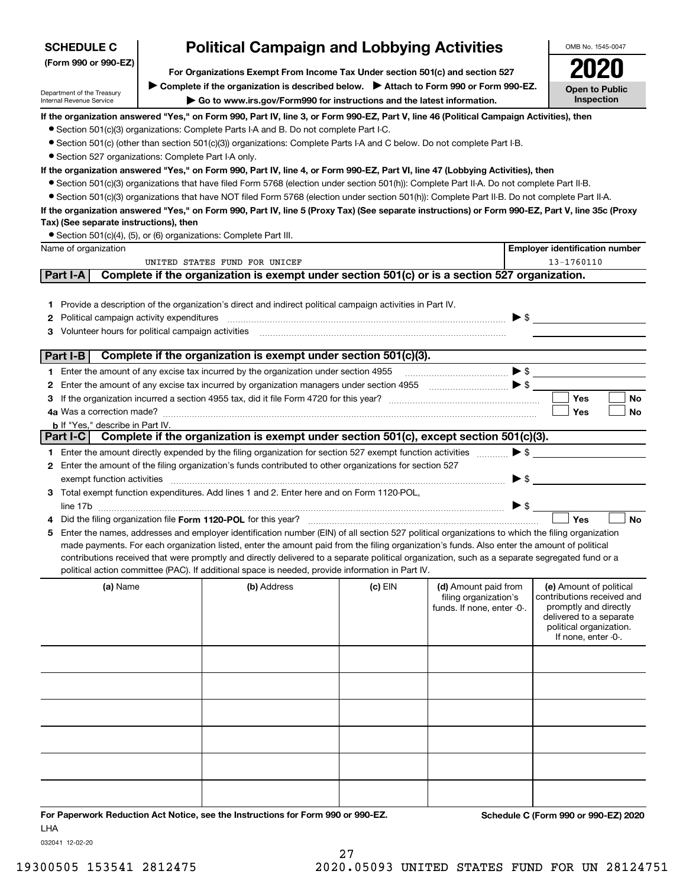**SCHEDULE C**
**(Form 990 or 990-EZ)**

Department of the Treasury
Internal Revenue Service

# Political Campaign and Lobbying Activities

**For Organizations Exempt From Income Tax Under section 501(c) and section 527**

▶ **Complete if the organization is described below.** ▶ **Attach to Form 990 or Form 990-EZ.**

▶ **Go to www.irs.gov/Form990 for instructions and the latest information.**

OMB No. 1545-0047

**2020**

**Open to Public Inspection**

**If the organization answered "Yes," on Form 990, Part IV, line 3, or Form 990-EZ, Part V, line 46 (Political Campaign Activities), then**

- Section 501(c)(3) organizations: Complete Parts I-A and B. Do not complete Part I-C.
- Section 501(c) (other than section 501(c)(3)) organizations: Complete Parts I-A and C below. Do not complete Part I-B.
- Section 527 organizations: Complete Part I-A only.

**If the organization answered "Yes," on Form 990, Part IV, line 4, or Form 990-EZ, Part VI, line 47 (Lobbying Activities), then**

- Section 501(c)(3) organizations that have filed Form 5768 (election under section 501(h)): Complete Part II-A. Do not complete Part II-B.
- Section 501(c)(3) organizations that have NOT filed Form 5768 (election under section 501(h)): Complete Part II-B. Do not complete Part II-A.

**If the organization answered "Yes," on Form 990, Part IV, line 5 (Proxy Tax) (See separate instructions) or Form 990-EZ, Part V, line 35c (Proxy Tax) (See separate instructions), then**

- Section 501(c)(4), (5), or (6) organizations: Complete Part III.

| Name of organization | Employer identification number |
|---|---|
| UNITED STATES FUND FOR UNICEF | 13-1760110 |

## Part I-A Complete if the organization is exempt under section 501(c) or is a section 527 organization.

1. Provide a description of the organization's direct and indirect political campaign activities in Part IV.
2. Political campaign activity expenditures ▶ $
3. Volunteer hours for political campaign activities

## Part I-B Complete if the organization is exempt under section 501(c)(3).

1. Enter the amount of any excise tax incurred by the organization under section 4955 ▶ $
2. Enter the amount of any excise tax incurred by organization managers under section 4955 ▶ $
3. If the organization incurred a section 4955 tax, did it file Form 4720 for this year? ☐ Yes ☐ No

4a Was a correction made? ☐ Yes ☐ No

**b** If "Yes," describe in Part IV.

## Part I-C Complete if the organization is exempt under section 501(c), except section 501(c)(3).

1. Enter the amount directly expended by the filing organization for section 527 exempt function activities ▶ $
2. Enter the amount of the filing organization's funds contributed to other organizations for section 527 exempt function activities ▶ $
3. Total exempt function expenditures. Add lines 1 and 2. Enter here and on Form 1120-POL, line 17b ▶ $
4. Did the filing organization file **Form 1120-POL** for this year? ☐ Yes ☐ No
5. Enter the names, addresses and employer identification number (EIN) of all section 527 political organizations to which the filing organization made payments. For each organization listed, enter the amount paid from the filing organization's funds. Also enter the amount of political contributions received that were promptly and directly delivered to a separate political organization, such as a separate segregated fund or a political action committee (PAC). If additional space is needed, provide information in Part IV.

| (a) Name | (b) Address | (c) EIN | (d) Amount paid from filing organization's funds. If none, enter -0-. | (e) Amount of political contributions received and promptly and directly delivered to a separate political organization. If none, enter -0-. |
|---|---|---|---|---|
| | | | | |
| | | | | |
| | | | | |
| | | | | |
| | | | | |
| | | | | |

**For Paperwork Reduction Act Notice, see the Instructions for Form 990 or 990-EZ.** **Schedule C (Form 990 or 990-EZ) 2020**

LHA

032041 12-02-20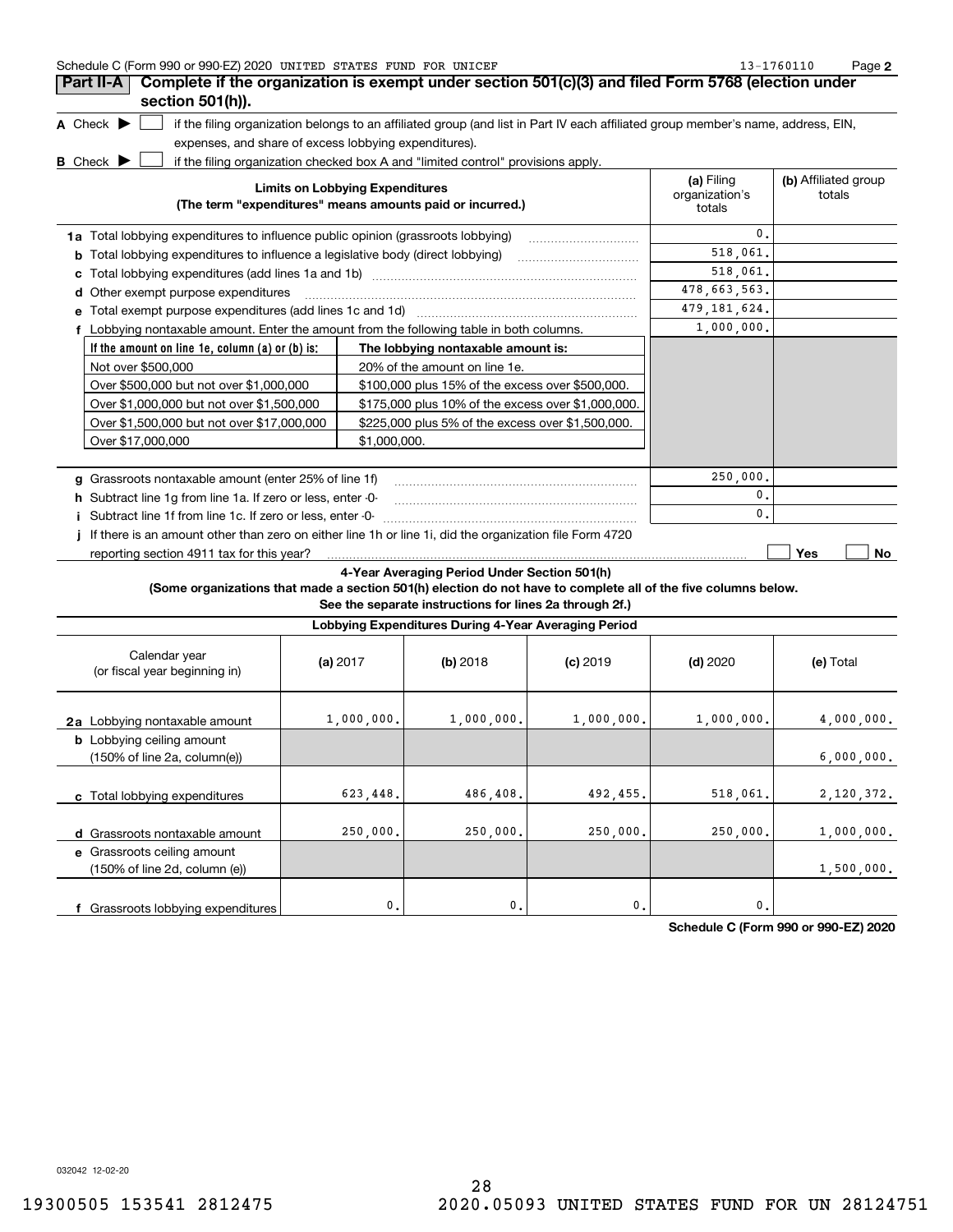Schedule C (Form 990 or 990-EZ) 2020 UNITED STATES FUND FOR UNICEF 13-1760110 Page **2**

## Part II-A Complete if the organization is exempt under section 501(c)(3) and filed Form 5768 (election under section 501(h)).

**A** Check ▶ ☐ if the filing organization belongs to an affiliated group (and list in Part IV each affiliated group member's name, address, EIN, expenses, and share of excess lobbying expenditures).

**B** Check ▶ ☐ if the filing organization checked box A and "limited control" provisions apply.

| **Limits on Lobbying Expenditures** (The term "expenditures" means amounts paid or incurred.) | **(a)** Filing organization's totals | **(b)** Affiliated group totals |
|---|---|---|
| **1a** Total lobbying expenditures to influence public opinion (grassroots lobbying) | 0. | |
| **b** Total lobbying expenditures to influence a legislative body (direct lobbying) | 518,061. | |
| **c** Total lobbying expenditures (add lines 1a and 1b) | 518,061. | |
| **d** Other exempt purpose expenditures | 478,663,563. | |
| **e** Total exempt purpose expenditures (add lines 1c and 1d) | 479,181,624. | |
| **f** Lobbying nontaxable amount. Enter the amount from the following table in both columns. | 1,000,000. | |

| If the amount on line 1e, column (a) or (b) is: | The lobbying nontaxable amount is: |
|---|---|
| Not over $500,000 | 20% of the amount on line 1e. |
| Over $500,000 but not over $1,000,000 | $100,000 plus 15% of the excess over $500,000. |
| Over $1,000,000 but not over $1,500,000 | $175,000 plus 10% of the excess over $1,000,000. |
| Over $1,500,000 but not over $17,000,000 | $225,000 plus 5% of the excess over $1,500,000. |
| Over $17,000,000 | $1,000,000. |

| | (a) | (b) |
|---|---|---|
| **g** Grassroots nontaxable amount (enter 25% of line 1f) | 250,000. | |
| **h** Subtract line 1g from line 1a. If zero or less, enter -0- | 0. | |
| **i** Subtract line 1f from line 1c. If zero or less, enter -0- | 0. | |

**j** If there is an amount other than zero on either line 1h or line 1i, did the organization file Form 4720 reporting section 4911 tax for this year? ☐ Yes ☐ No

### 4-Year Averaging Period Under Section 501(h)

**(Some organizations that made a section 501(h) election do not have to complete all of the five columns below. See the separate instructions for lines 2a through 2f.)**

| Lobbying Expenditures During 4-Year Averaging Period | | | | | |
|---|---|---|---|---|---|
| Calendar year (or fiscal year beginning in) | **(a)** 2017 | **(b)** 2018 | **(c)** 2019 | **(d)** 2020 | **(e)** Total |
| **2a** Lobbying nontaxable amount | 1,000,000. | 1,000,000. | 1,000,000. | 1,000,000. | 4,000,000. |
| **b** Lobbying ceiling amount (150% of line 2a, column(e)) | | | | | 6,000,000. |
| **c** Total lobbying expenditures | 623,448. | 486,408. | 492,455. | 518,061. | 2,120,372. |
| **d** Grassroots nontaxable amount | 250,000. | 250,000. | 250,000. | 250,000. | 1,000,000. |
| **e** Grassroots ceiling amount (150% of line 2d, column (e)) | | | | | 1,500,000. |
| **f** Grassroots lobbying expenditures | 0. | 0. | 0. | 0. | |

**Schedule C (Form 990 or 990-EZ) 2020**

032042 12-02-20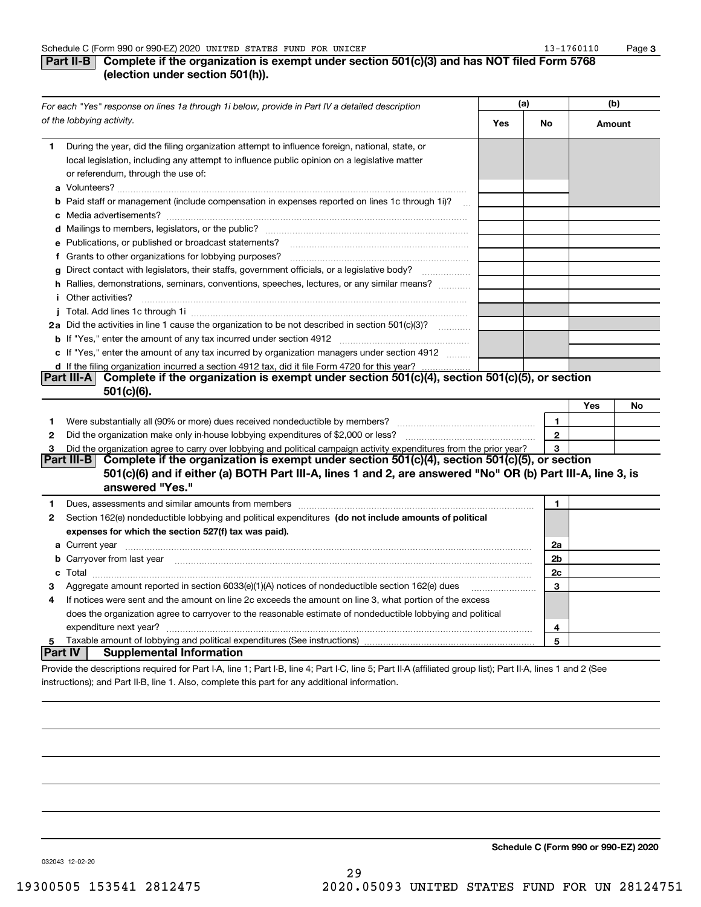Schedule C (Form 990 or 990-EZ) 2020 UNITED STATES FUND FOR UNICEF 13-1760110 Page 3

## Part II-B Complete if the organization is exempt under section 501(c)(3) and has NOT filed Form 5768 (election under section 501(h)).

| *For each "Yes" response on lines 1a through 1i below, provide in Part IV a detailed description of the lobbying activity.* | (a) Yes | (a) No | (b) Amount |
|---|---|---|---|
| **1** During the year, did the filing organization attempt to influence foreign, national, state, or local legislation, including any attempt to influence public opinion on a legislative matter or referendum, through the use of: | | | |
| **a** Volunteers? | | | |
| **b** Paid staff or management (include compensation in expenses reported on lines 1c through 1i)? | | | |
| **c** Media advertisements? | | | |
| **d** Mailings to members, legislators, or the public? | | | |
| **e** Publications, or published or broadcast statements? | | | |
| **f** Grants to other organizations for lobbying purposes? | | | |
| **g** Direct contact with legislators, their staffs, government officials, or a legislative body? | | | |
| **h** Rallies, demonstrations, seminars, conventions, speeches, lectures, or any similar means? | | | |
| **i** Other activities? | | | |
| **j** Total. Add lines 1c through 1i | | | |
| **2a** Did the activities in line 1 cause the organization to be not described in section 501(c)(3)? | | | |
| **b** If "Yes," enter the amount of any tax incurred under section 4912 | | | |
| **c** If "Yes," enter the amount of any tax incurred by organization managers under section 4912 | | | |
| **d** If the filing organization incurred a section 4912 tax, did it file Form 4720 for this year? | | | |

## Part III-A Complete if the organization is exempt under section 501(c)(4), section 501(c)(5), or section 501(c)(6).

| | | | Yes | No |
|---|---|---|---|---|
| **1** | Were substantially all (90% or more) dues received nondeductible by members? | 1 | | |
| **2** | Did the organization make only in-house lobbying expenditures of $2,000 or less? | 2 | | |
| **3** | Did the organization agree to carry over lobbying and political campaign activity expenditures from the prior year? | 3 | | |

## Part III-B Complete if the organization is exempt under section 501(c)(4), section 501(c)(5), or section 501(c)(6) and if either (a) BOTH Part III-A, lines 1 and 2, are answered "No" OR (b) Part III-A, line 3, is answered "Yes."

| | | | |
|---|---|---|---|
| **1** | Dues, assessments and similar amounts from members | 1 | |
| **2** | Section 162(e) nondeductible lobbying and political expenditures **(do not include amounts of political expenses for which the section 527(f) tax was paid).** | | |
| **a** | Current year | 2a | |
| **b** | Carryover from last year | 2b | |
| **c** | Total | 2c | |
| **3** | Aggregate amount reported in section 6033(e)(1)(A) notices of nondeductible section 162(e) dues | 3 | |
| **4** | If notices were sent and the amount on line 2c exceeds the amount on line 3, what portion of the excess does the organization agree to carryover to the reasonable estimate of nondeductible lobbying and political expenditure next year? | 4 | |
| **5** | Taxable amount of lobbying and political expenditures (See instructions) | 5 | |

## Part IV Supplemental Information

Provide the descriptions required for Part I-A, line 1; Part I-B, line 4; Part I-C, line 5; Part II-A (affiliated group list); Part II-A, lines 1 and 2 (See instructions); and Part II-B, line 1. Also, complete this part for any additional information.

**Schedule C (Form 990 or 990-EZ) 2020**

032043 12-02-20

19300505 153541 2812475 2020.05093 UNITED STATES FUND FOR UN 28124751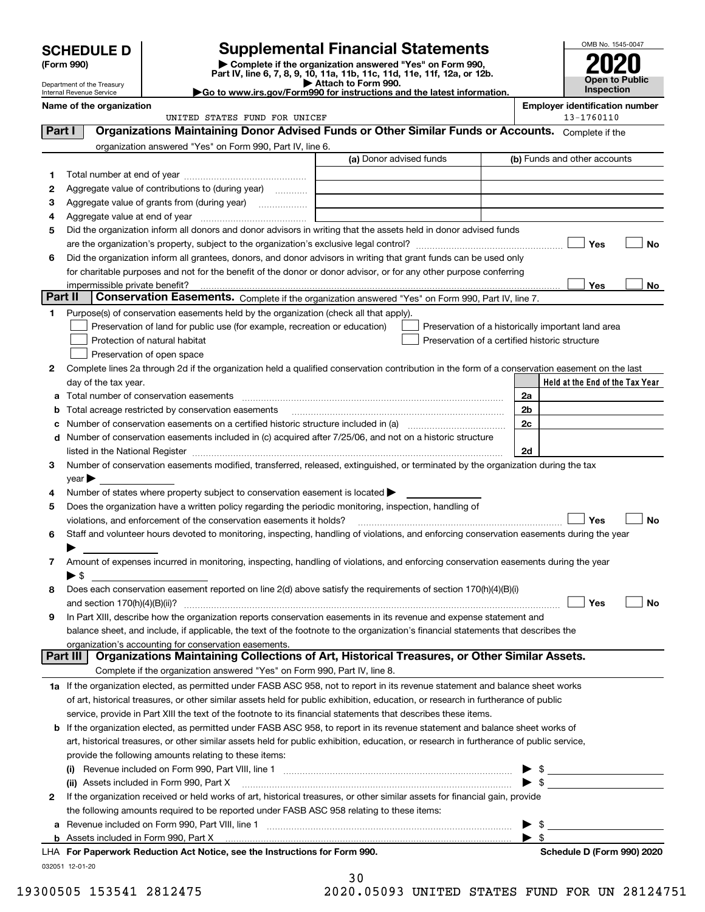# SCHEDULE D (Form 990)

Department of the Treasury
Internal Revenue Service

## Supplemental Financial Statements

▶ Complete if the organization answered "Yes" on Form 990, Part IV, line 6, 7, 8, 9, 10, 11a, 11b, 11c, 11d, 11e, 11f, 12a, or 12b.
▶ Attach to Form 990.
▶Go to www.irs.gov/Form990 for instructions and the latest information.

OMB No. 1545-0047
**2020**
**Open to Public Inspection**

**Name of the organization:** UNITED STATES FUND FOR UNICEF
**Employer identification number:** 13-1760110

### Part I — Organizations Maintaining Donor Advised Funds or Other Similar Funds or Accounts.

Complete if the organization answered "Yes" on Form 990, Part IV, line 6.

| | | (a) Donor advised funds | (b) Funds and other accounts |
|---|---|---|---|
| 1 | Total number at end of year | | |
| 2 | Aggregate value of contributions to (during year) | | |
| 3 | Aggregate value of grants from (during year) | | |
| 4 | Aggregate value at end of year | | |

5 Did the organization inform all donors and donor advisors in writing that the assets held in donor advised funds are the organization's property, subject to the organization's exclusive legal control? ☐ Yes ☐ No

6 Did the organization inform all grantees, donors, and donor advisors in writing that grant funds can be used only for charitable purposes and not for the benefit of the donor or donor advisor, or for any other purpose conferring impermissible private benefit? ☐ Yes ☐ No

### Part II — Conservation Easements.

Complete if the organization answered "Yes" on Form 990, Part IV, line 7.

1 Purpose(s) of conservation easements held by the organization (check all that apply).
- ☐ Preservation of land for public use (for example, recreation or education)
- ☐ Preservation of a historically important land area
- ☐ Protection of natural habitat
- ☐ Preservation of a certified historic structure
- ☐ Preservation of open space

2 Complete lines 2a through 2d if the organization held a qualified conservation contribution in the form of a conservation easement on the last day of the tax year.

| | | | Held at the End of the Tax Year |
|---|---|---|---|
| a | Total number of conservation easements | 2a | |
| b | Total acreage restricted by conservation easements | 2b | |
| c | Number of conservation easements on a certified historic structure included in (a) | 2c | |
| d | Number of conservation easements included in (c) acquired after 7/25/06, and not on a historic structure listed in the National Register | 2d | |

3 Number of conservation easements modified, transferred, released, extinguished, or terminated by the organization during the tax year ▶

4 Number of states where property subject to conservation easement is located ▶

5 Does the organization have a written policy regarding the periodic monitoring, inspection, handling of violations, and enforcement of the conservation easements it holds? ☐ Yes ☐ No

6 Staff and volunteer hours devoted to monitoring, inspecting, handling of violations, and enforcing conservation easements during the year ▶

7 Amount of expenses incurred in monitoring, inspecting, handling of violations, and enforcing conservation easements during the year ▶ $

8 Does each conservation easement reported on line 2(d) above satisfy the requirements of section 170(h)(4)(B)(i) and section 170(h)(4)(B)(ii)? ☐ Yes ☐ No

9 In Part XIII, describe how the organization reports conservation easements in its revenue and expense statement and balance sheet, and include, if applicable, the text of the footnote to the organization's financial statements that describes the organization's accounting for conservation easements.

### Part III — Organizations Maintaining Collections of Art, Historical Treasures, or Other Similar Assets.

Complete if the organization answered "Yes" on Form 990, Part IV, line 8.

1a If the organization elected, as permitted under FASB ASC 958, not to report in its revenue statement and balance sheet works of art, historical treasures, or other similar assets held for public exhibition, education, or research in furtherance of public service, provide in Part XIII the text of the footnote to its financial statements that describes these items.

b If the organization elected, as permitted under FASB ASC 958, to report in its revenue statement and balance sheet works of art, historical treasures, or other similar assets held for public exhibition, education, or research in furtherance of public service, provide the following amounts relating to these items:

(i) Revenue included on Form 990, Part VIII, line 1 ▶ $

(ii) Assets included in Form 990, Part X ▶ $

2 If the organization received or held works of art, historical treasures, or other similar assets for financial gain, provide the following amounts required to be reported under FASB ASC 958 relating to these items:

a Revenue included on Form 990, Part VIII, line 1 ▶ $

b Assets included in Form 990, Part X ▶ $

LHA For Paperwork Reduction Act Notice, see the Instructions for Form 990. **Schedule D (Form 990) 2020**

032051 12-01-20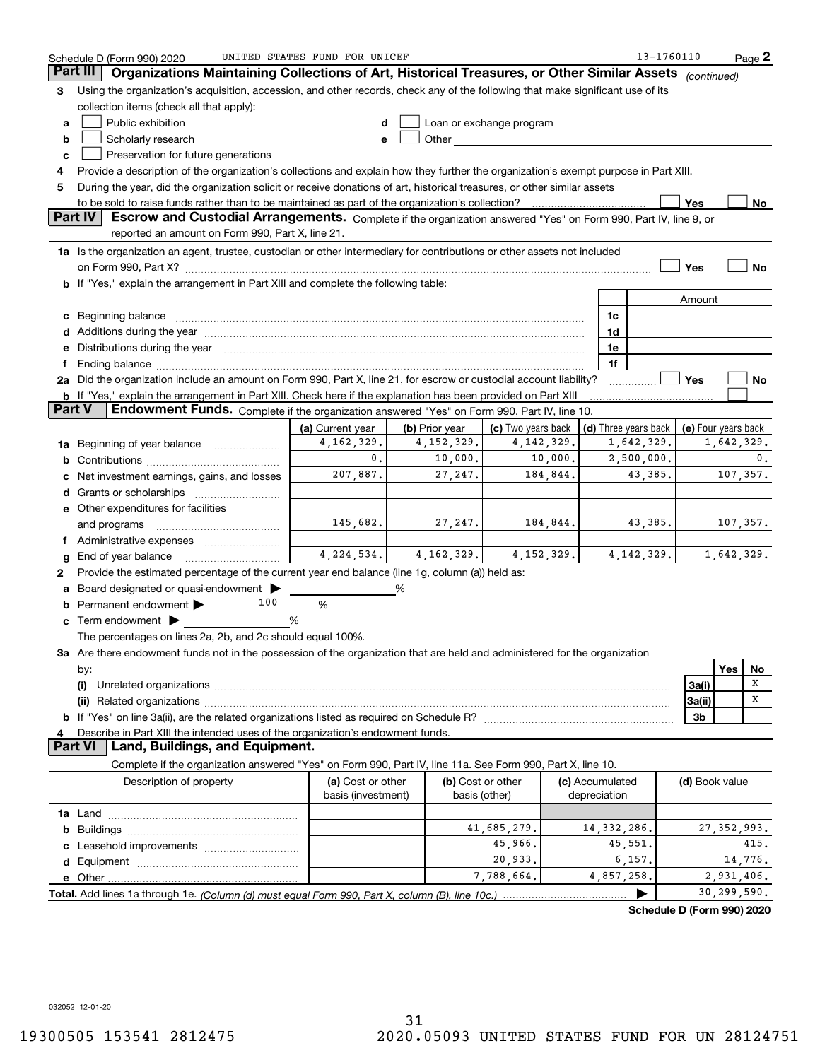Schedule D (Form 990) 2020 UNITED STATES FUND FOR UNICEF 13-1760110 Page 2

## Part III Organizations Maintaining Collections of Art, Historical Treasures, or Other Similar Assets *(continued)*

**3** Using the organization's acquisition, accession, and other records, check any of the following that make significant use of its collection items (check all that apply):

- **a** ☐ Public exhibition
- **b** ☐ Scholarly research
- **c** ☐ Preservation for future generations
- **d** ☐ Loan or exchange program
- **e** ☐ Other

**4** Provide a description of the organization's collections and explain how they further the organization's exempt purpose in Part XIII.

**5** During the year, did the organization solicit or receive donations of art, historical treasures, or other similar assets to be sold to raise funds rather than to be maintained as part of the organization's collection? ☐ Yes ☐ No

## Part IV Escrow and Custodial Arrangements.

Complete if the organization answered "Yes" on Form 990, Part IV, line 9, or reported an amount on Form 990, Part X, line 21.

**1a** Is the organization an agent, trustee, custodian or other intermediary for contributions or other assets not included on Form 990, Part X? ☐ Yes ☐ No

**b** If "Yes," explain the arrangement in Part XIII and complete the following table:

| | | Amount |
|---|---|---|
| **c** Beginning balance | 1c | |
| **d** Additions during the year | 1d | |
| **e** Distributions during the year | 1e | |
| **f** Ending balance | 1f | |

**2a** Did the organization include an amount on Form 990, Part X, line 21, for escrow or custodial account liability? ☐ Yes ☐ No

**b** If "Yes," explain the arrangement in Part XIII. Check here if the explanation has been provided on Part XIII ☐

## Part V Endowment Funds.

Complete if the organization answered "Yes" on Form 990, Part IV, line 10.

| | (a) Current year | (b) Prior year | (c) Two years back | (d) Three years back | (e) Four years back |
|---|---|---|---|---|---|
| **1a** Beginning of year balance | 4,162,329. | 4,152,329. | 4,142,329. | 1,642,329. | 1,642,329. |
| **b** Contributions | 0. | 10,000. | 10,000. | 2,500,000. | 0. |
| **c** Net investment earnings, gains, and losses | 207,887. | 27,247. | 184,844. | 43,385. | 107,357. |
| **d** Grants or scholarships | | | | | |
| **e** Other expenditures for facilities and programs | 145,682. | 27,247. | 184,844. | 43,385. | 107,357. |
| **f** Administrative expenses | | | | | |
| **g** End of year balance | 4,224,534. | 4,162,329. | 4,152,329. | 4,142,329. | 1,642,329. |

**2** Provide the estimated percentage of the current year end balance (line 1g, column (a)) held as:

- **a** Board designated or quasi-endowment ▶ ______ %
- **b** Permanent endowment ▶ 100 %
- **c** Term endowment ▶ ______ %

The percentages on lines 2a, 2b, and 2c should equal 100%.

**3a** Are there endowment funds not in the possession of the organization that are held and administered for the organization by:

| | | Yes | No |
|---|---|---|---|
| **(i)** Unrelated organizations | 3a(i) | | X |
| **(ii)** Related organizations | 3a(ii) | | X |
| **b** If "Yes" on line 3a(ii), are the related organizations listed as required on Schedule R? | 3b | | |

**4** Describe in Part XIII the intended uses of the organization's endowment funds.

## Part VI Land, Buildings, and Equipment.

Complete if the organization answered "Yes" on Form 990, Part IV, line 11a. See Form 990, Part X, line 10.

| Description of property | (a) Cost or other basis (investment) | (b) Cost or other basis (other) | (c) Accumulated depreciation | (d) Book value |
|---|---|---|---|---|
| **1a** Land | | | | |
| **b** Buildings | | 41,685,279. | 14,332,286. | 27,352,993. |
| **c** Leasehold improvements | | 45,966. | 45,551. | 415. |
| **d** Equipment | | 20,933. | 6,157. | 14,776. |
| **e** Other | | 7,788,664. | 4,857,258. | 2,931,406. |
| **Total.** Add lines 1a through 1e. *(Column (d) must equal Form 990, Part X, column (B), line 10c.)* | | | ▶ | 30,299,590. |

**Schedule D (Form 990) 2020**

032052 12-01-20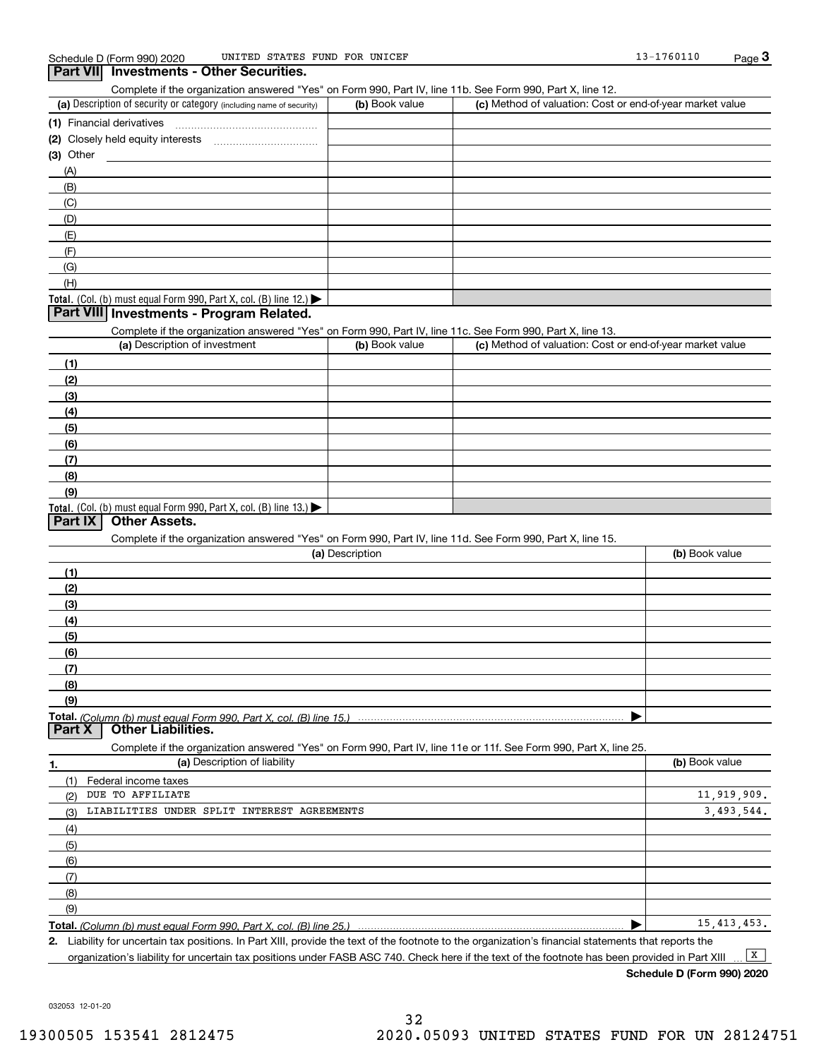Schedule D (Form 990) 2020 UNITED STATES FUND FOR UNICEF 13-1760110

## Part VII Investments - Other Securities.

Complete if the organization answered "Yes" on Form 990, Part IV, line 11b. See Form 990, Part X, line 12.

| (a) Description of security or category (including name of security) | (b) Book value | (c) Method of valuation: Cost or end-of-year market value |
|---|---|---|
| (1) Financial derivatives | | |
| (2) Closely held equity interests | | |
| (3) Other | | |
| (A) | | |
| (B) | | |
| (C) | | |
| (D) | | |
| (E) | | |
| (F) | | |
| (G) | | |
| (H) | | |
| **Total.** (Col. (b) must equal Form 990, Part X, col. (B) line 12.) ▶ | | |

## Part VIII Investments - Program Related.

Complete if the organization answered "Yes" on Form 990, Part IV, line 11c. See Form 990, Part X, line 13.

| (a) Description of investment | (b) Book value | (c) Method of valuation: Cost or end-of-year market value |
|---|---|---|
| (1) | | |
| (2) | | |
| (3) | | |
| (4) | | |
| (5) | | |
| (6) | | |
| (7) | | |
| (8) | | |
| (9) | | |
| **Total.** (Col. (b) must equal Form 990, Part X, col. (B) line 13.) ▶ | | |

## Part IX Other Assets.

Complete if the organization answered "Yes" on Form 990, Part IV, line 11d. See Form 990, Part X, line 15.

| (a) Description | (b) Book value |
|---|---|
| (1) | |
| (2) | |
| (3) | |
| (4) | |
| (5) | |
| (6) | |
| (7) | |
| (8) | |
| (9) | |
| **Total.** *(Column (b) must equal Form 990, Part X, col. (B) line 15.)* ▶ | |

## Part X Other Liabilities.

Complete if the organization answered "Yes" on Form 990, Part IV, line 11e or 11f. See Form 990, Part X, line 25.

| 1. (a) Description of liability | (b) Book value |
|---|---|
| (1) Federal income taxes | |
| (2) DUE TO AFFILIATE | 11,919,909. |
| (3) LIABILITIES UNDER SPLIT INTEREST AGREEMENTS | 3,493,544. |
| (4) | |
| (5) | |
| (6) | |
| (7) | |
| (8) | |
| (9) | |
| **Total.** *(Column (b) must equal Form 990, Part X, col. (B) line 25.)* ▶ | 15,413,453. |

**2.** Liability for uncertain tax positions. In Part XIII, provide the text of the footnote to the organization's financial statements that reports the organization's liability for uncertain tax positions under FASB ASC 740. Check here if the text of the footnote has been provided in Part XIII ... [X]

**Schedule D (Form 990) 2020**

032053 12-01-20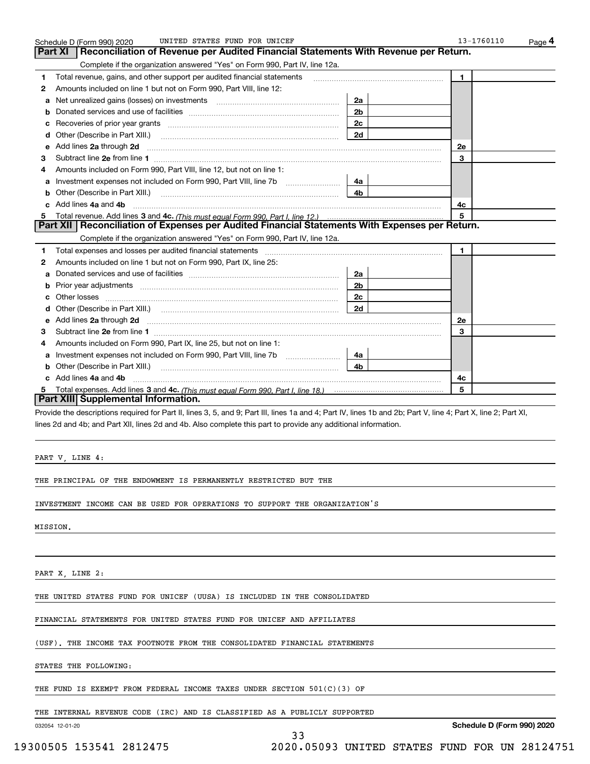Schedule D (Form 990) 2020 UNITED STATES FUND FOR UNICEF 13-1760110 Page 4

## Part XI Reconciliation of Revenue per Audited Financial Statements With Revenue per Return.

Complete if the organization answered "Yes" on Form 990, Part IV, line 12a.

| | | | | | |
|---|---|---|---|---|---|
| 1 | Total revenue, gains, and other support per audited financial statements | | | 1 | |
| 2 | Amounts included on line 1 but not on Form 990, Part VIII, line 12: | | | | |
| a | Net unrealized gains (losses) on investments | 2a | | | |
| b | Donated services and use of facilities | 2b | | | |
| c | Recoveries of prior year grants | 2c | | | |
| d | Other (Describe in Part XIII.) | 2d | | | |
| e | Add lines 2a through 2d | | | 2e | |
| 3 | Subtract line 2e from line 1 | | | 3 | |
| 4 | Amounts included on Form 990, Part VIII, line 12, but not on line 1: | | | | |
| a | Investment expenses not included on Form 990, Part VIII, line 7b | 4a | | | |
| b | Other (Describe in Part XIII.) | 4b | | | |
| c | Add lines 4a and 4b | | | 4c | |
| 5 | Total revenue. Add lines 3 and 4c. *(This must equal Form 990, Part I, line 12.)* | | | 5 | |

## Part XII Reconciliation of Expenses per Audited Financial Statements With Expenses per Return.

Complete if the organization answered "Yes" on Form 990, Part IV, line 12a.

| | | | | | |
|---|---|---|---|---|---|
| 1 | Total expenses and losses per audited financial statements | | | 1 | |
| 2 | Amounts included on line 1 but not on Form 990, Part IX, line 25: | | | | |
| a | Donated services and use of facilities | 2a | | | |
| b | Prior year adjustments | 2b | | | |
| c | Other losses | 2c | | | |
| d | Other (Describe in Part XIII.) | 2d | | | |
| e | Add lines 2a through 2d | | | 2e | |
| 3 | Subtract line 2e from line 1 | | | 3 | |
| 4 | Amounts included on Form 990, Part IX, line 25, but not on line 1: | | | | |
| a | Investment expenses not included on Form 990, Part VIII, line 7b | 4a | | | |
| b | Other (Describe in Part XIII.) | 4b | | | |
| c | Add lines 4a and 4b | | | 4c | |
| 5 | Total expenses. Add lines 3 and 4c. *(This must equal Form 990, Part I, line 18.)* | | | 5 | |

## Part XIII Supplemental Information.

Provide the descriptions required for Part II, lines 3, 5, and 9; Part III, lines 1a and 4; Part IV, lines 1b and 2b; Part V, line 4; Part X, line 2; Part XI, lines 2d and 4b; and Part XII, lines 2d and 4b. Also complete this part to provide any additional information.

PART V, LINE 4:

THE PRINCIPAL OF THE ENDOWMENT IS PERMANENTLY RESTRICTED BUT THE INVESTMENT INCOME CAN BE USED FOR OPERATIONS TO SUPPORT THE ORGANIZATION'S MISSION.

PART X, LINE 2:

THE UNITED STATES FUND FOR UNICEF (UUSA) IS INCLUDED IN THE CONSOLIDATED FINANCIAL STATEMENTS FOR UNITED STATES FUND FOR UNICEF AND AFFILIATES (USF). THE INCOME TAX FOOTNOTE FROM THE CONSOLIDATED FINANCIAL STATEMENTS STATES THE FOLLOWING:

THE FUND IS EXEMPT FROM FEDERAL INCOME TAXES UNDER SECTION 501(C)(3) OF THE INTERNAL REVENUE CODE (IRC) AND IS CLASSIFIED AS A PUBLICLY SUPPORTED

032054 12-01-20 **Schedule D (Form 990) 2020**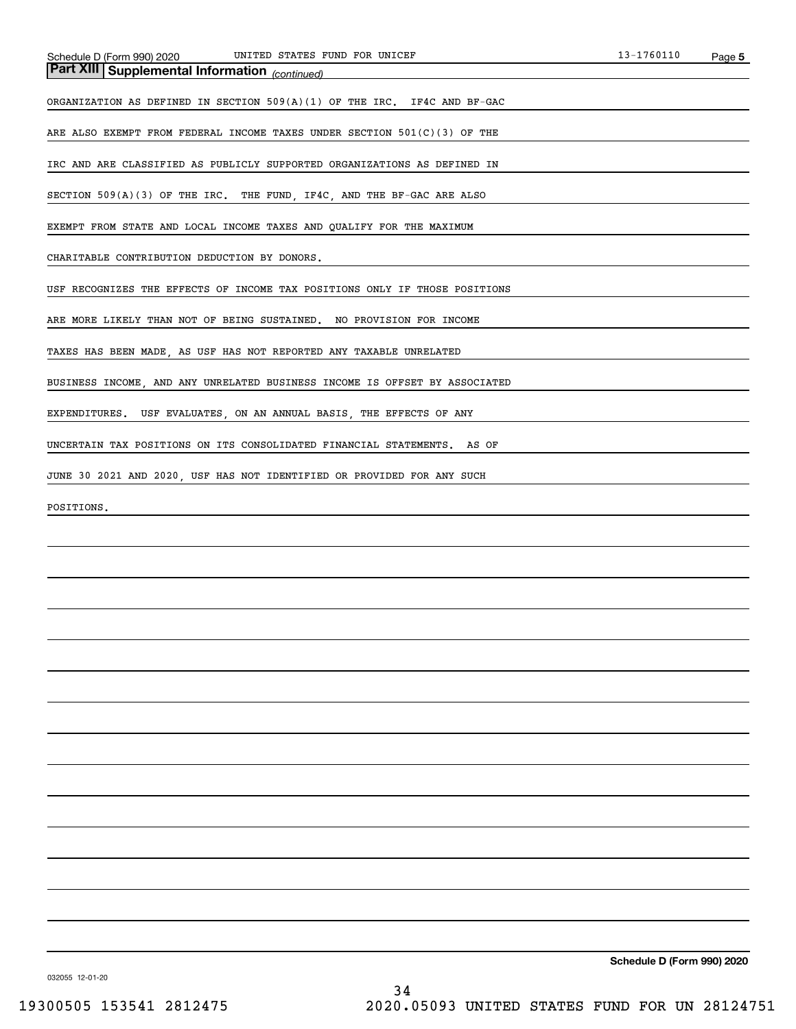## Part XIII Supplemental Information *(continued)*

ORGANIZATION AS DEFINED IN SECTION 509(A)(1) OF THE IRC. IF4C AND BF-GAC ARE ALSO EXEMPT FROM FEDERAL INCOME TAXES UNDER SECTION 501(C)(3) OF THE IRC AND ARE CLASSIFIED AS PUBLICLY SUPPORTED ORGANIZATIONS AS DEFINED IN SECTION 509(A)(3) OF THE IRC. THE FUND, IF4C, AND THE BF-GAC ARE ALSO EXEMPT FROM STATE AND LOCAL INCOME TAXES AND QUALIFY FOR THE MAXIMUM CHARITABLE CONTRIBUTION DEDUCTION BY DONORS.

USF RECOGNIZES THE EFFECTS OF INCOME TAX POSITIONS ONLY IF THOSE POSITIONS ARE MORE LIKELY THAN NOT OF BEING SUSTAINED. NO PROVISION FOR INCOME TAXES HAS BEEN MADE, AS USF HAS NOT REPORTED ANY TAXABLE UNRELATED BUSINESS INCOME, AND ANY UNRELATED BUSINESS INCOME IS OFFSET BY ASSOCIATED EXPENDITURES. USF EVALUATES, ON AN ANNUAL BASIS, THE EFFECTS OF ANY UNCERTAIN TAX POSITIONS ON ITS CONSOLIDATED FINANCIAL STATEMENTS. AS OF JUNE 30 2021 AND 2020, USF HAS NOT IDENTIFIED OR PROVIDED FOR ANY SUCH POSITIONS.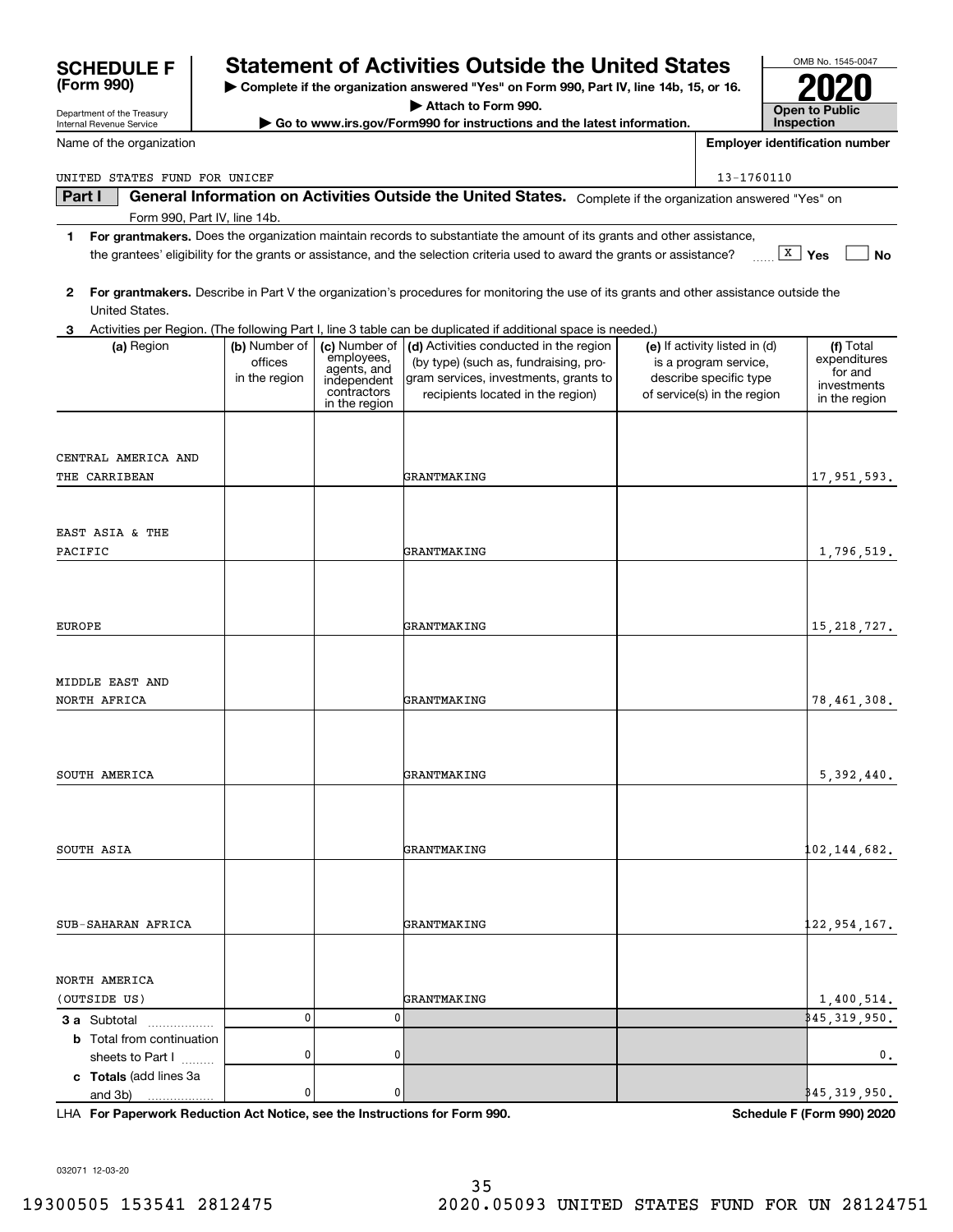**SCHEDULE F (Form 990)**

Department of the Treasury
Internal Revenue Service

# Statement of Activities Outside the United States

▶ **Complete if the organization answered "Yes" on Form 990, Part IV, line 14b, 15, or 16.**
▶ **Attach to Form 990.**
▶ **Go to www.irs.gov/Form990 for instructions and the latest information.**

OMB No. 1545-0047
**2020**
**Open to Public Inspection**

Name of the organization: UNITED STATES FUND FOR UNICEF

**Employer identification number:** 13-1760110

**Part I** **General Information on Activities Outside the United States.** Complete if the organization answered "Yes" on Form 990, Part IV, line 14b.

**1** **For grantmakers.** Does the organization maintain records to substantiate the amount of its grants and other assistance, the grantees' eligibility for the grants or assistance, and the selection criteria used to award the grants or assistance? ..... [X] Yes [ ] No

**2** **For grantmakers.** Describe in Part V the organization's procedures for monitoring the use of its grants and other assistance outside the United States.

**3** Activities per Region. (The following Part I, line 3 table can be duplicated if additional space is needed.)

| (a) Region | (b) Number of offices in the region | (c) Number of employees, agents, and independent contractors in the region | (d) Activities conducted in the region (by type) (such as, fundraising, program services, investments, grants to recipients located in the region) | (e) If activity listed in (d) is a program service, describe specific type of service(s) in the region | (f) Total expenditures for and investments in the region |
|---|---|---|---|---|---|
| CENTRAL AMERICA AND THE CARRIBEAN | | | GRANTMAKING | | 17,951,593. |
| EAST ASIA & THE PACIFIC | | | GRANTMAKING | | 1,796,519. |
| EUROPE | | | GRANTMAKING | | 15,218,727. |
| MIDDLE EAST AND NORTH AFRICA | | | GRANTMAKING | | 78,461,308. |
| SOUTH AMERICA | | | GRANTMAKING | | 5,392,440. |
| SOUTH ASIA | | | GRANTMAKING | | 102,144,682. |
| SUB-SAHARAN AFRICA | | | GRANTMAKING | | 122,954,167. |
| NORTH AMERICA (OUTSIDE US) | | | GRANTMAKING | | 1,400,514. |
| **3 a** Subtotal | 0 | 0 | | | 345,319,950. |
| **b** Total from continuation sheets to Part I | 0 | 0 | | | 0. |
| **c Totals** (add lines 3a and 3b) | 0 | 0 | | | 345,319,950. |

LHA **For Paperwork Reduction Act Notice, see the Instructions for Form 990.** **Schedule F (Form 990) 2020**

032071 12-03-20

19300505 153541 2812475 2020.05093 UNITED STATES FUND FOR UN 28124751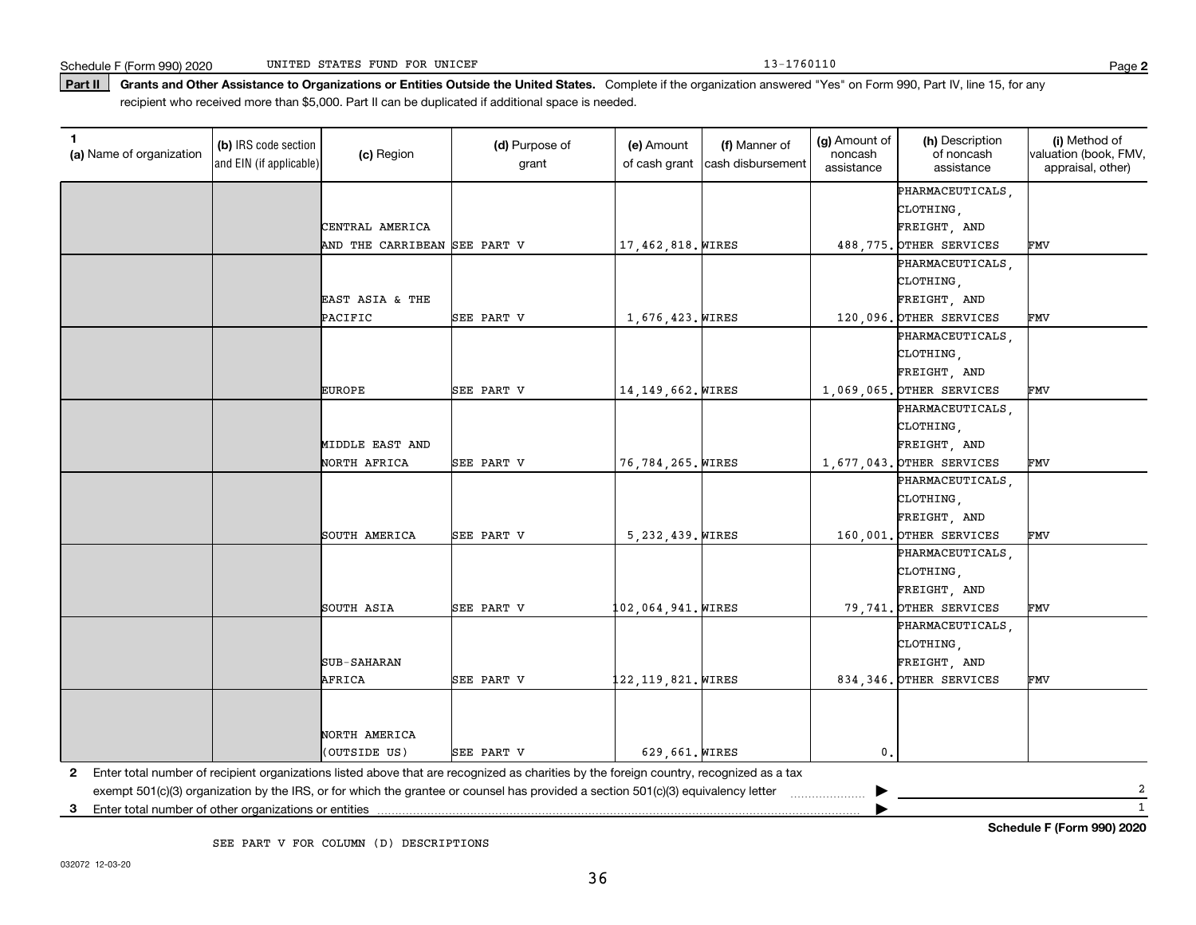Schedule F (Form 990) 2020 UNITED STATES FUND FOR UNICEF 13-1760110

**Part II** **Grants and Other Assistance to Organizations or Entities Outside the United States.** Complete if the organization answered "Yes" on Form 990, Part IV, line 15, for any recipient who received more than $5,000. Part II can be duplicated if additional space is needed.

| 1 (a) Name of organization | (b) IRS code section and EIN (if applicable) | (c) Region | (d) Purpose of grant | (e) Amount of cash grant | (f) Manner of cash disbursement | (g) Amount of noncash assistance | (h) Description of noncash assistance | (i) Method of valuation (book, FMV, appraisal, other) |
|---|---|---|---|---|---|---|---|---|
| | | CENTRAL AMERICA AND THE CARRIBEAN | SEE PART V | 17,462,818. | WIRES | 488,775. | PHARMACEUTICALS, CLOTHING, FREIGHT, AND OTHER SERVICES | FMV |
| | | EAST ASIA & THE PACIFIC | SEE PART V | 1,676,423. | WIRES | 120,096. | PHARMACEUTICALS, CLOTHING, FREIGHT, AND OTHER SERVICES | FMV |
| | | EUROPE | SEE PART V | 14,149,662. | WIRES | 1,069,065. | PHARMACEUTICALS, CLOTHING, FREIGHT, AND OTHER SERVICES | FMV |
| | | MIDDLE EAST AND NORTH AFRICA | SEE PART V | 76,784,265. | WIRES | 1,677,043. | PHARMACEUTICALS, CLOTHING, FREIGHT, AND OTHER SERVICES | FMV |
| | | SOUTH AMERICA | SEE PART V | 5,232,439. | WIRES | 160,001. | PHARMACEUTICALS, CLOTHING, FREIGHT, AND OTHER SERVICES | FMV |
| | | SOUTH ASIA | SEE PART V | 102,064,941. | WIRES | 79,741. | PHARMACEUTICALS, CLOTHING, FREIGHT, AND OTHER SERVICES | FMV |
| | | SUB-SAHARAN AFRICA | SEE PART V | 122,119,821. | WIRES | 834,346. | PHARMACEUTICALS, CLOTHING, FREIGHT, AND OTHER SERVICES | FMV |
| | | NORTH AMERICA (OUTSIDE US) | SEE PART V | 629,661. | WIRES | 0. | | |

**2** Enter total number of recipient organizations listed above that are recognized as charities by the foreign country, recognized as a tax exempt 501(c)(3) organization by the IRS, or for which the grantee or counsel has provided a section 501(c)(3) equivalency letter ▶ 2

**3** Enter total number of other organizations or entities ▶ 1

**Schedule F (Form 990) 2020**

SEE PART V FOR COLUMN (D) DESCRIPTIONS

032072 12-03-20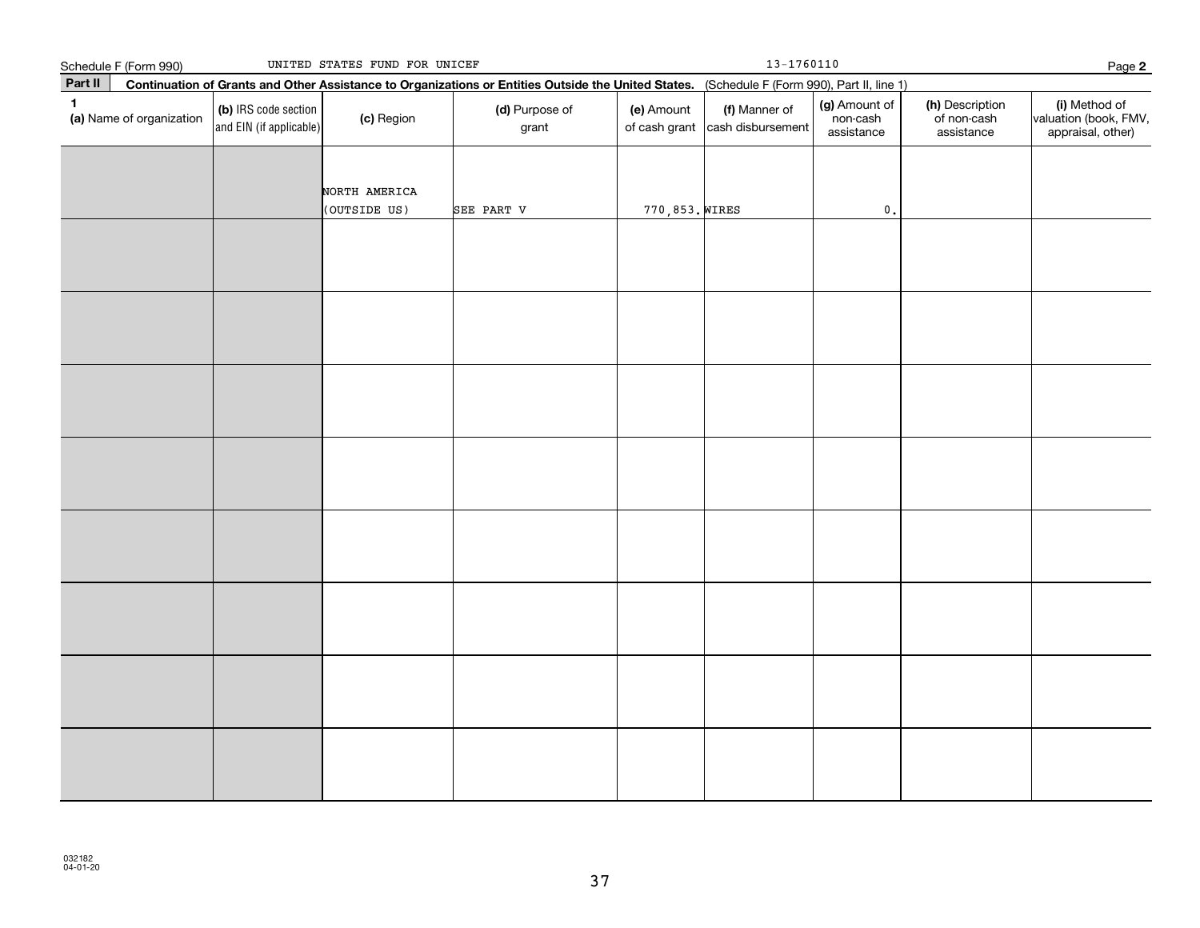Schedule F (Form 990) UNITED STATES FUND FOR UNICEF 13-1760110 Page **2**

**Part II** **Continuation of Grants and Other Assistance to Organizations or Entities Outside the United States.** (Schedule F (Form 990), Part II, line 1)

| 1 (a) Name of organization | (b) IRS code section and EIN (if applicable) | (c) Region | (d) Purpose of grant | (e) Amount of cash grant | (f) Manner of cash disbursement | (g) Amount of non-cash assistance | (h) Description of non-cash assistance | (i) Method of valuation (book, FMV, appraisal, other) |
|---|---|---|---|---|---|---|---|---|
| | | NORTH AMERICA (OUTSIDE US) | SEE PART V | 770,853. | WIRES | 0. | | |
| | | | | | | | | |
| | | | | | | | | |
| | | | | | | | | |
| | | | | | | | | |
| | | | | | | | | |
| | | | | | | | | |
| | | | | | | | | |
| | | | | | | | | |

032182
04-01-20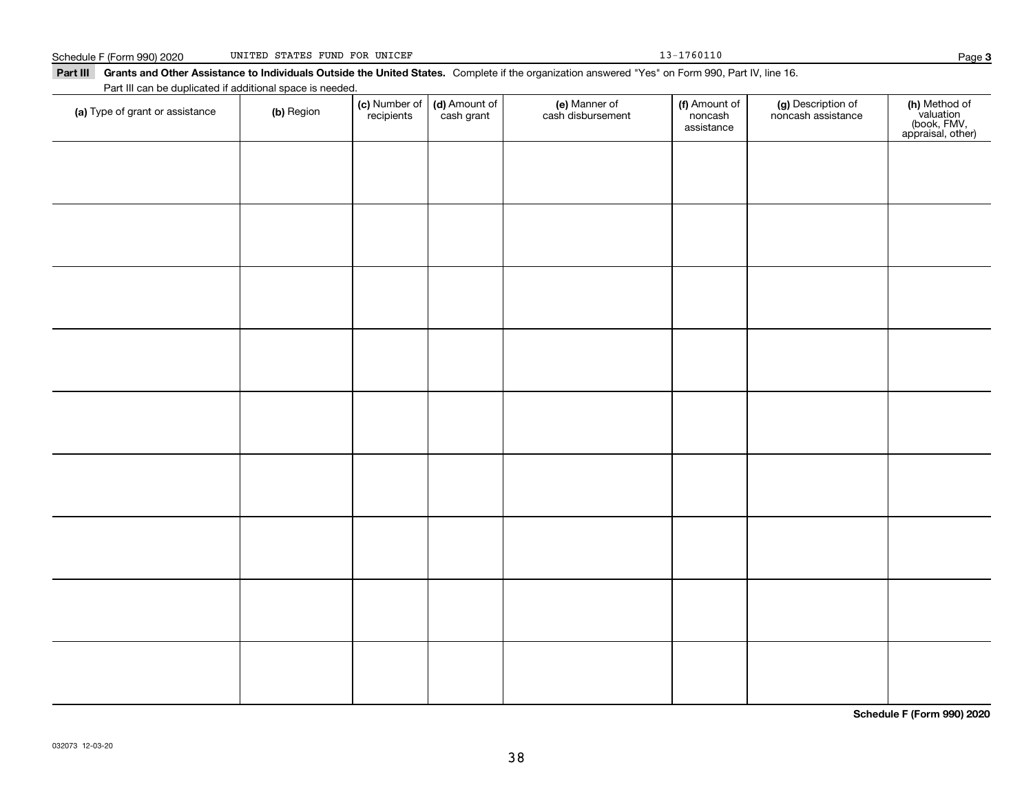Schedule F (Form 990) 2020 UNITED STATES FUND FOR UNICEF 13-1760110 Page 3

**Part III Grants and Other Assistance to Individuals Outside the United States.** Complete if the organization answered "Yes" on Form 990, Part IV, line 16.

Part III can be duplicated if additional space is needed.

| (a) Type of grant or assistance | (b) Region | (c) Number of recipients | (d) Amount of cash grant | (e) Manner of cash disbursement | (f) Amount of noncash assistance | (g) Description of noncash assistance | (h) Method of valuation (book, FMV, appraisal, other) |
|---|---|---|---|---|---|---|---|
| | | | | | | | |
| | | | | | | | |
| | | | | | | | |
| | | | | | | | |
| | | | | | | | |
| | | | | | | | |
| | | | | | | | |
| | | | | | | | |
| | | | | | | | |

**Schedule F (Form 990) 2020**

032073 12-03-20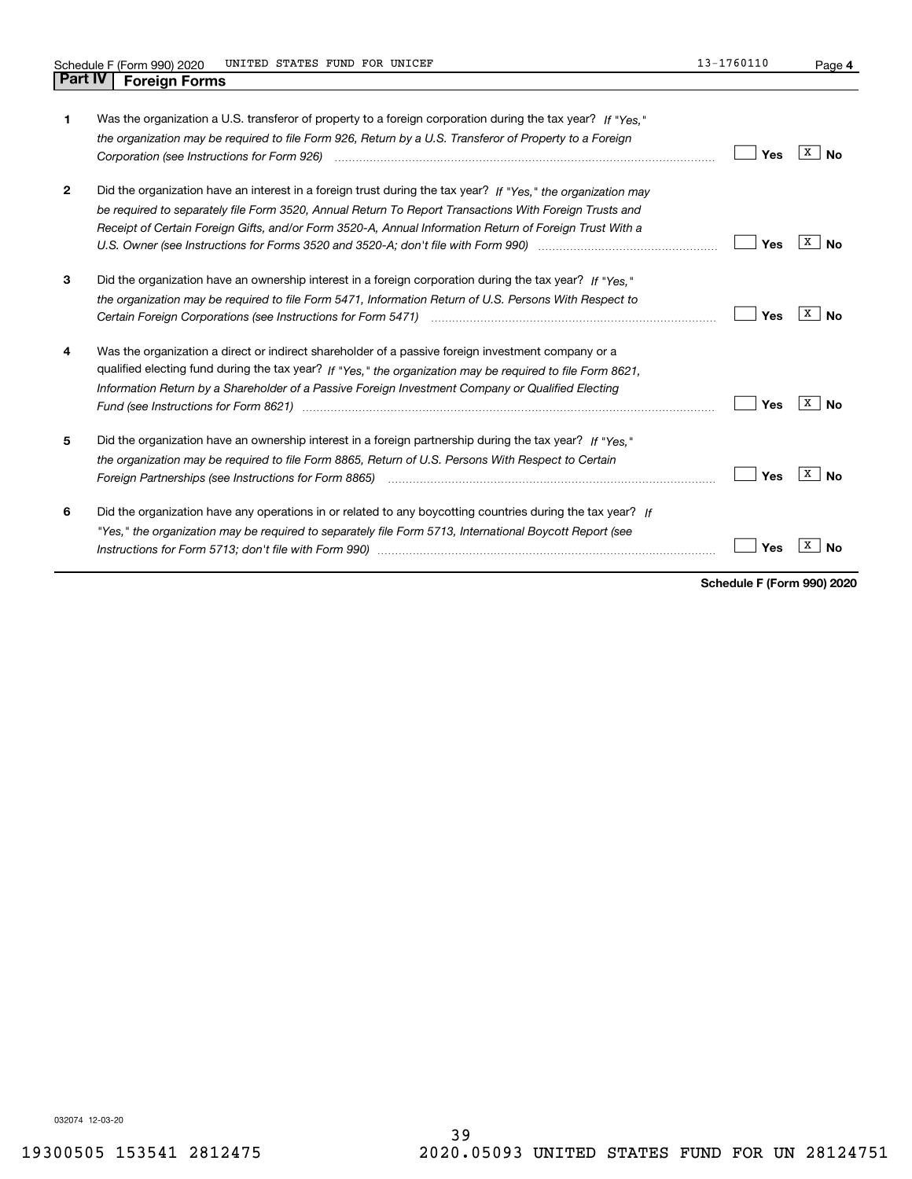Schedule F (Form 990) 2020 UNITED STATES FUND FOR UNICEF 13-1760110

## Part IV Foreign Forms

| | | Yes | No |
|---|---|---|---|
| **1** | Was the organization a U.S. transferor of property to a foreign corporation during the tax year? *If "Yes," the organization may be required to file Form 926, Return by a U.S. Transferor of Property to a Foreign Corporation (see Instructions for Form 926)* | | X |
| **2** | Did the organization have an interest in a foreign trust during the tax year? *If "Yes," the organization may be required to separately file Form 3520, Annual Return To Report Transactions With Foreign Trusts and Receipt of Certain Foreign Gifts, and/or Form 3520-A, Annual Information Return of Foreign Trust With a U.S. Owner (see Instructions for Forms 3520 and 3520-A; don't file with Form 990)* | | X |
| **3** | Did the organization have an ownership interest in a foreign corporation during the tax year? *If "Yes," the organization may be required to file Form 5471, Information Return of U.S. Persons With Respect to Certain Foreign Corporations (see Instructions for Form 5471)* | | X |
| **4** | Was the organization a direct or indirect shareholder of a passive foreign investment company or a qualified electing fund during the tax year? *If "Yes," the organization may be required to file Form 8621, Information Return by a Shareholder of a Passive Foreign Investment Company or Qualified Electing Fund (see Instructions for Form 8621)* | | X |
| **5** | Did the organization have an ownership interest in a foreign partnership during the tax year? *If "Yes," the organization may be required to file Form 8865, Return of U.S. Persons With Respect to Certain Foreign Partnerships (see Instructions for Form 8865)* | | X |
| **6** | Did the organization have any operations in or related to any boycotting countries during the tax year? *If "Yes," the organization may be required to separately file Form 5713, International Boycott Report (see Instructions for Form 5713; don't file with Form 990)* | | X |

**Schedule F (Form 990) 2020**

032074 12-03-20

19300505 153541 2812475 2020.05093 UNITED STATES FUND FOR UN 28124751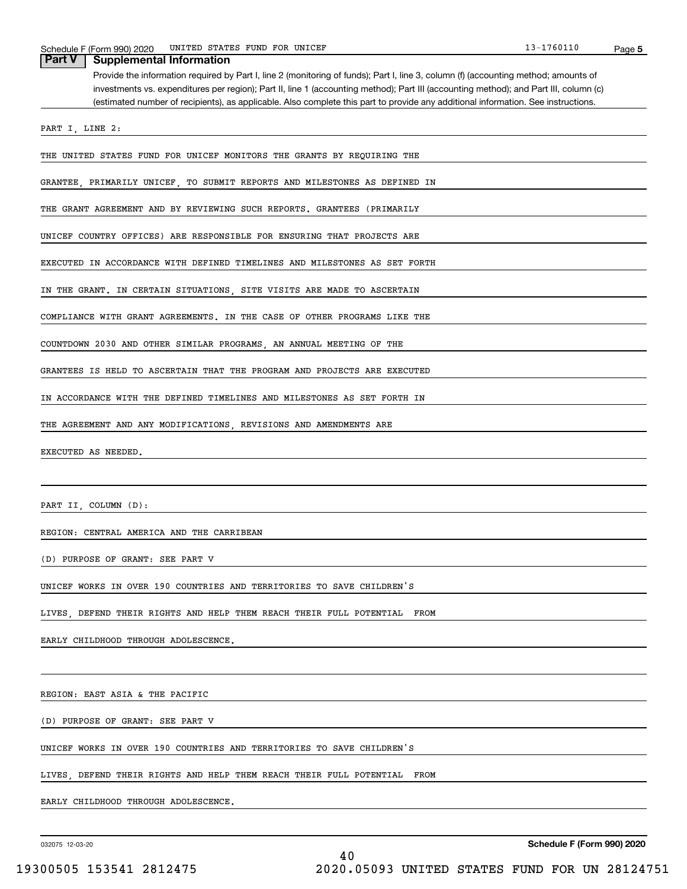## Part V Supplemental Information

Provide the information required by Part I, line 2 (monitoring of funds); Part I, line 3, column (f) (accounting method; amounts of investments vs. expenditures per region); Part II, line 1 (accounting method); Part III (accounting method); and Part III, column (c) (estimated number of recipients), as applicable. Also complete this part to provide any additional information. See instructions.

PART I, LINE 2:

THE UNITED STATES FUND FOR UNICEF MONITORS THE GRANTS BY REQUIRING THE GRANTEE, PRIMARILY UNICEF, TO SUBMIT REPORTS AND MILESTONES AS DEFINED IN THE GRANT AGREEMENT AND BY REVIEWING SUCH REPORTS. GRANTEES (PRIMARILY UNICEF COUNTRY OFFICES) ARE RESPONSIBLE FOR ENSURING THAT PROJECTS ARE EXECUTED IN ACCORDANCE WITH DEFINED TIMELINES AND MILESTONES AS SET FORTH IN THE GRANT. IN CERTAIN SITUATIONS, SITE VISITS ARE MADE TO ASCERTAIN COMPLIANCE WITH GRANT AGREEMENTS. IN THE CASE OF OTHER PROGRAMS LIKE THE COUNTDOWN 2030 AND OTHER SIMILAR PROGRAMS, AN ANNUAL MEETING OF THE GRANTEES IS HELD TO ASCERTAIN THAT THE PROGRAM AND PROJECTS ARE EXECUTED IN ACCORDANCE WITH THE DEFINED TIMELINES AND MILESTONES AS SET FORTH IN THE AGREEMENT AND ANY MODIFICATIONS, REVISIONS AND AMENDMENTS ARE EXECUTED AS NEEDED.

PART II, COLUMN (D):

REGION: CENTRAL AMERICA AND THE CARRIBEAN

(D) PURPOSE OF GRANT: SEE PART V

UNICEF WORKS IN OVER 190 COUNTRIES AND TERRITORIES TO SAVE CHILDREN'S LIVES, DEFEND THEIR RIGHTS AND HELP THEM REACH THEIR FULL POTENTIAL FROM EARLY CHILDHOOD THROUGH ADOLESCENCE.

REGION: EAST ASIA & THE PACIFIC

(D) PURPOSE OF GRANT: SEE PART V

UNICEF WORKS IN OVER 190 COUNTRIES AND TERRITORIES TO SAVE CHILDREN'S LIVES, DEFEND THEIR RIGHTS AND HELP THEM REACH THEIR FULL POTENTIAL FROM EARLY CHILDHOOD THROUGH ADOLESCENCE.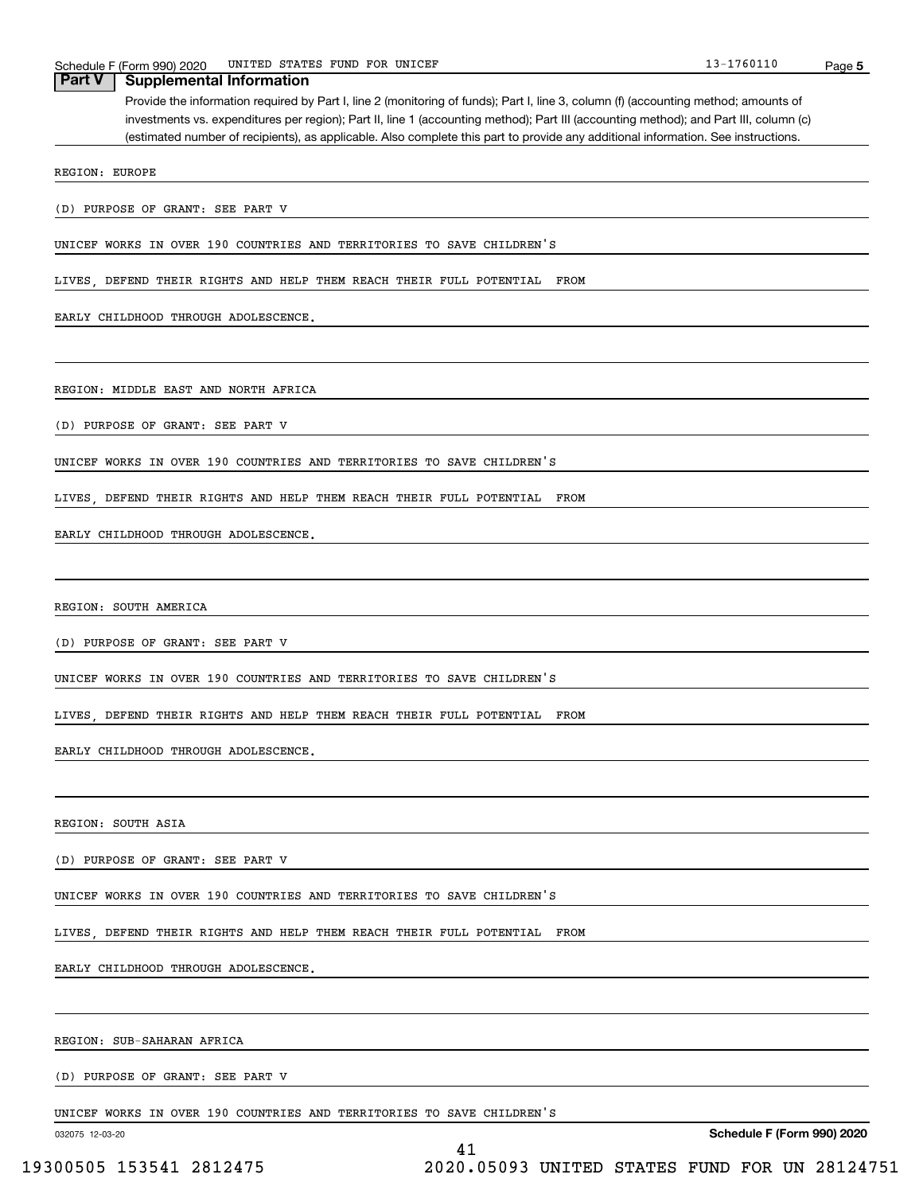## Part V Supplemental Information

Provide the information required by Part I, line 2 (monitoring of funds); Part I, line 3, column (f) (accounting method; amounts of investments vs. expenditures per region); Part II, line 1 (accounting method); Part III (accounting method); and Part III, column (c) (estimated number of recipients), as applicable. Also complete this part to provide any additional information. See instructions.

REGION: EUROPE

(D) PURPOSE OF GRANT: SEE PART V

UNICEF WORKS IN OVER 190 COUNTRIES AND TERRITORIES TO SAVE CHILDREN'S LIVES, DEFEND THEIR RIGHTS AND HELP THEM REACH THEIR FULL POTENTIAL FROM EARLY CHILDHOOD THROUGH ADOLESCENCE.

REGION: MIDDLE EAST AND NORTH AFRICA

(D) PURPOSE OF GRANT: SEE PART V

UNICEF WORKS IN OVER 190 COUNTRIES AND TERRITORIES TO SAVE CHILDREN'S LIVES, DEFEND THEIR RIGHTS AND HELP THEM REACH THEIR FULL POTENTIAL FROM EARLY CHILDHOOD THROUGH ADOLESCENCE.

REGION: SOUTH AMERICA

(D) PURPOSE OF GRANT: SEE PART V

UNICEF WORKS IN OVER 190 COUNTRIES AND TERRITORIES TO SAVE CHILDREN'S LIVES, DEFEND THEIR RIGHTS AND HELP THEM REACH THEIR FULL POTENTIAL FROM EARLY CHILDHOOD THROUGH ADOLESCENCE.

REGION: SOUTH ASIA

(D) PURPOSE OF GRANT: SEE PART V

UNICEF WORKS IN OVER 190 COUNTRIES AND TERRITORIES TO SAVE CHILDREN'S LIVES, DEFEND THEIR RIGHTS AND HELP THEM REACH THEIR FULL POTENTIAL FROM EARLY CHILDHOOD THROUGH ADOLESCENCE.

REGION: SUB-SAHARAN AFRICA

(D) PURPOSE OF GRANT: SEE PART V

UNICEF WORKS IN OVER 190 COUNTRIES AND TERRITORIES TO SAVE CHILDREN'S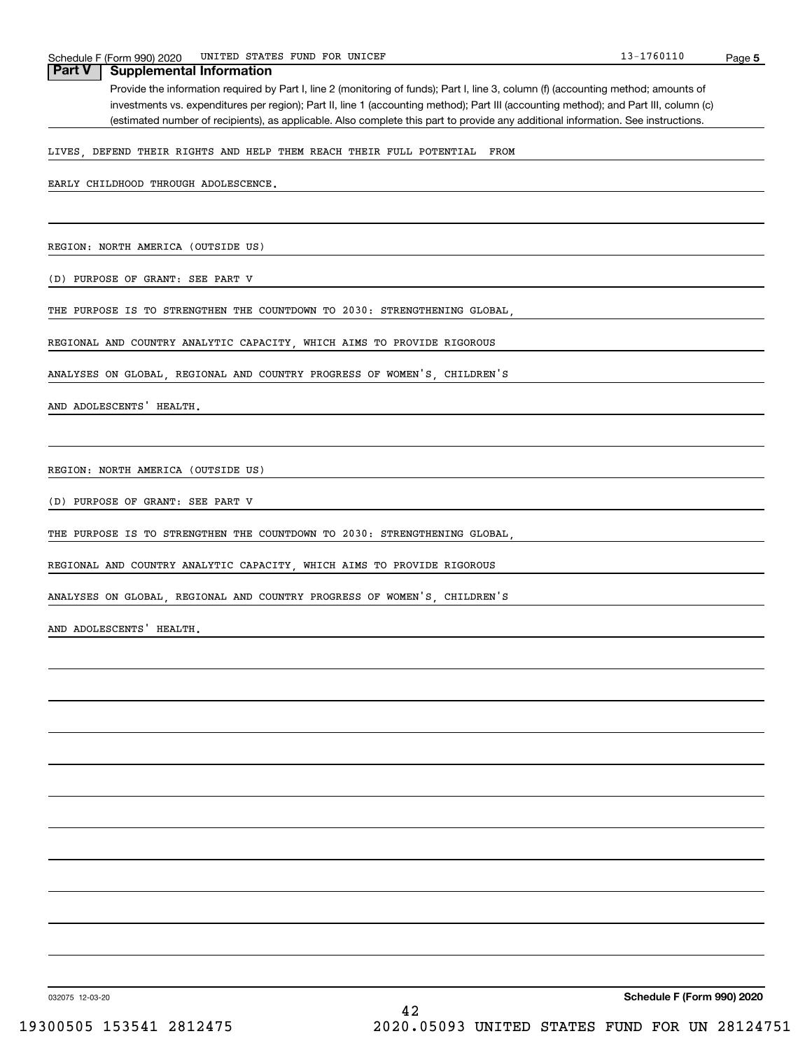## Part V Supplemental Information

Provide the information required by Part I, line 2 (monitoring of funds); Part I, line 3, column (f) (accounting method; amounts of investments vs. expenditures per region); Part II, line 1 (accounting method); Part III (accounting method); and Part III, column (c) (estimated number of recipients), as applicable. Also complete this part to provide any additional information. See instructions.

LIVES, DEFEND THEIR RIGHTS AND HELP THEM REACH THEIR FULL POTENTIAL FROM

EARLY CHILDHOOD THROUGH ADOLESCENCE.

REGION: NORTH AMERICA (OUTSIDE US)

(D) PURPOSE OF GRANT: SEE PART V

THE PURPOSE IS TO STRENGTHEN THE COUNTDOWN TO 2030: STRENGTHENING GLOBAL,

REGIONAL AND COUNTRY ANALYTIC CAPACITY, WHICH AIMS TO PROVIDE RIGOROUS

ANALYSES ON GLOBAL, REGIONAL AND COUNTRY PROGRESS OF WOMEN'S, CHILDREN'S

AND ADOLESCENTS' HEALTH.

REGION: NORTH AMERICA (OUTSIDE US)

(D) PURPOSE OF GRANT: SEE PART V

THE PURPOSE IS TO STRENGTHEN THE COUNTDOWN TO 2030: STRENGTHENING GLOBAL,

REGIONAL AND COUNTRY ANALYTIC CAPACITY, WHICH AIMS TO PROVIDE RIGOROUS

ANALYSES ON GLOBAL, REGIONAL AND COUNTRY PROGRESS OF WOMEN'S, CHILDREN'S

AND ADOLESCENTS' HEALTH.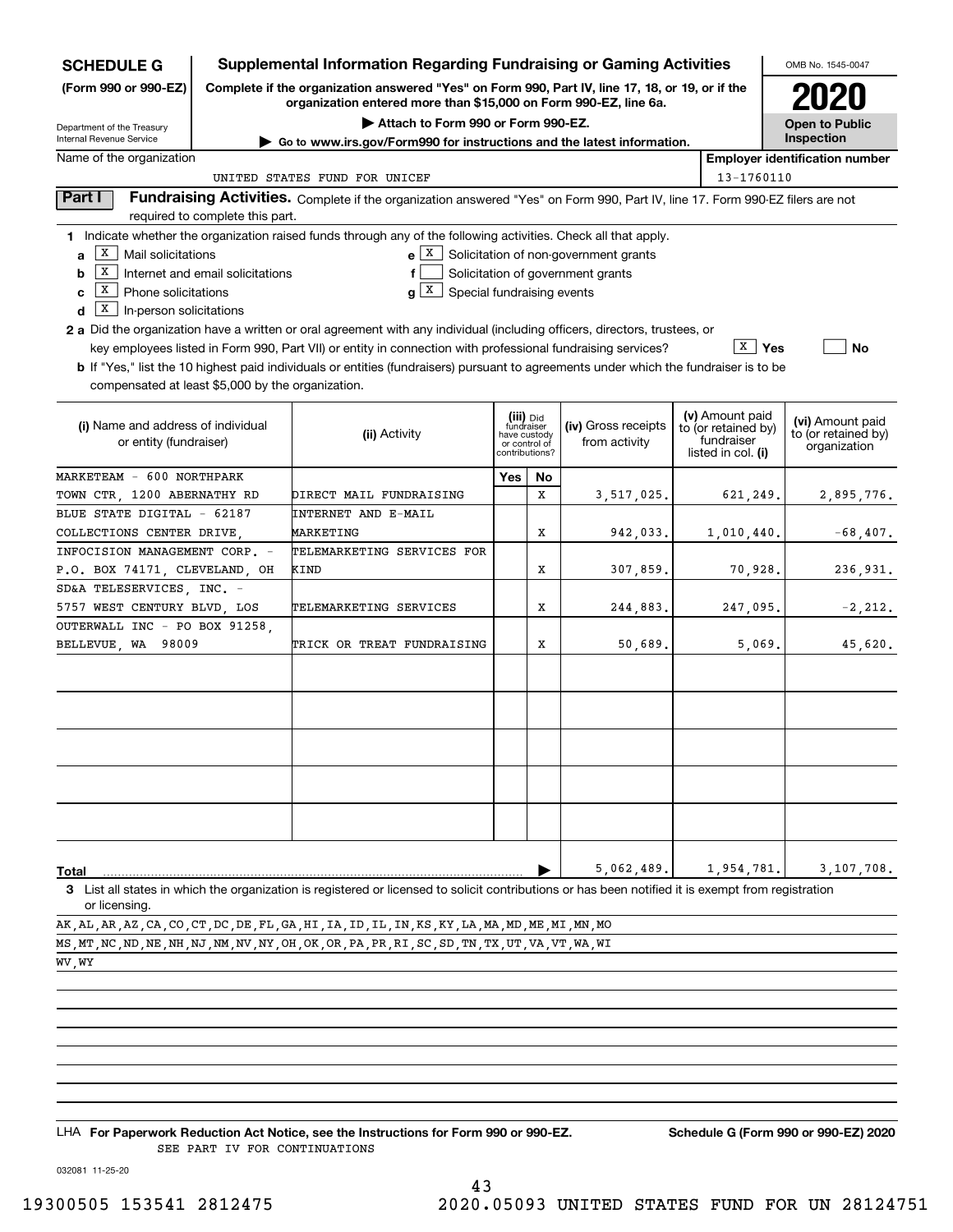# SCHEDULE G (Form 990 or 990-EZ)

**Supplemental Information Regarding Fundraising or Gaming Activities**

**Complete if the organization answered "Yes" on Form 990, Part IV, line 17, 18, or 19, or if the organization entered more than $15,000 on Form 990-EZ, line 6a.**

▶ Attach to Form 990 or Form 990-EZ.

▶ Go to www.irs.gov/Form990 for instructions and the latest information.

Department of the Treasury
Internal Revenue Service

OMB No. 1545-0047

**2020**

**Open to Public Inspection**

Name of the organization: UNITED STATES FUND FOR UNICEF

Employer identification number: 13-1760110

**Part I** **Fundraising Activities.** Complete if the organization answered "Yes" on Form 990, Part IV, line 17. Form 990-EZ filers are not required to complete this part.

**1** Indicate whether the organization raised funds through any of the following activities. Check all that apply.

- **a** [X] Mail solicitations
- **b** [X] Internet and email solicitations
- **c** [X] Phone solicitations
- **d** [X] In-person solicitations
- **e** [X] Solicitation of non-government grants
- **f** [ ] Solicitation of government grants
- **g** [X] Special fundraising events

**2a** Did the organization have a written or oral agreement with any individual (including officers, directors, trustees, or key employees listed in Form 990, Part VII) or entity in connection with professional fundraising services? [X] Yes [ ] No

**b** If "Yes," list the 10 highest paid individuals or entities (fundraisers) pursuant to agreements under which the fundraiser is to be compensated at least $5,000 by the organization.

| (i) Name and address of individual or entity (fundraiser) | (ii) Activity | (iii) Did fundraiser have custody or control of contributions? Yes | No | (iv) Gross receipts from activity | (v) Amount paid to (or retained by) fundraiser listed in col. (i) | (vi) Amount paid to (or retained by) organization |
|---|---|---|---|---|---|---|
| MARKETEAM - 600 NORTHPARK TOWN CTR, 1200 ABERNATHY RD | DIRECT MAIL FUNDRAISING | | X | 3,517,025. | 621,249. | 2,895,776. |
| BLUE STATE DIGITAL - 62187 COLLECTIONS CENTER DRIVE, | INTERNET AND E-MAIL MARKETING | | X | 942,033. | 1,010,440. | -68,407. |
| INFOCISION MANAGEMENT CORP. - P.O. BOX 74171, CLEVELAND, OH | TELEMARKETING SERVICES FOR KIND | | X | 307,859. | 70,928. | 236,931. |
| SD&A TELESERVICES, INC. - 5757 WEST CENTURY BLVD, LOS | TELEMARKETING SERVICES | | X | 244,883. | 247,095. | -2,212. |
| OUTERWALL INC - PO BOX 91258, BELLEVUE, WA 98009 | TRICK OR TREAT FUNDRAISING | | X | 50,689. | 5,069. | 45,620. |
| | | | | | | |
| | | | | | | |
| | | | | | | |
| | | | | | | |
| | | | | | | |
| **Total** | | | ▶ | 5,062,489. | 1,954,781. | 3,107,708. |

**3** List all states in which the organization is registered or licensed to solicit contributions or has been notified it is exempt from registration or licensing.

AK,AL,AR,AZ,CA,CO,CT,DC,DE,FL,GA,HI,IA,ID,IL,IN,KS,KY,LA,MA,MD,ME,MI,MN,MO
MS,MT,NC,ND,NE,NH,NJ,NM,NV,NY,OH,OK,OR,PA,PR,RI,SC,SD,TN,TX,UT,VA,VT,WA,WI
WV,WY

LHA **For Paperwork Reduction Act Notice, see the Instructions for Form 990 or 990-EZ.** **Schedule G (Form 990 or 990-EZ) 2020**

SEE PART IV FOR CONTINUATIONS

032081 11-25-20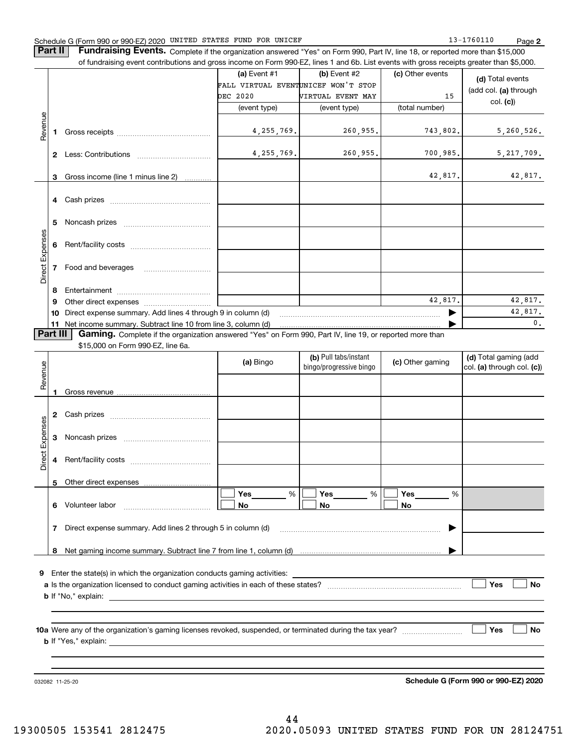Schedule G (Form 990 or 990-EZ) 2020 UNITED STATES FUND FOR UNICEF 13-1760110 Page 2

**Part II** **Fundraising Events.** Complete if the organization answered "Yes" on Form 990, Part IV, line 18, or reported more than $15,000 of fundraising event contributions and gross income on Form 990-EZ, lines 1 and 6b. List events with gross receipts greater than $5,000.

| | | (a) Event #1 FALL VIRTUAL EVENT DEC 2020 (event type) | (b) Event #2 UNICEF WON'T STOP VIRTUAL EVENT MAY (event type) | (c) Other events 15 (total number) | (d) Total events (add col. (a) through col. (c)) |
|---|---|---|---|---|---|
| Revenue | 1 Gross receipts | 4,255,769. | 260,955. | 743,802. | 5,260,526. |
| | 2 Less: Contributions | 4,255,769. | 260,955. | 700,985. | 5,217,709. |
| | 3 Gross income (line 1 minus line 2) | | | 42,817. | 42,817. |
| Direct Expenses | 4 Cash prizes | | | | |
| | 5 Noncash prizes | | | | |
| | 6 Rent/facility costs | | | | |
| | 7 Food and beverages | | | | |
| | 8 Entertainment | | | | |
| | 9 Other direct expenses | | | 42,817. | 42,817. |
| | 10 Direct expense summary. Add lines 4 through 9 in column (d) | | | ▶ | 42,817. |
| | 11 Net income summary. Subtract line 10 from line 3, column (d) | | | ▶ | 0. |

**Part III** **Gaming.** Complete if the organization answered "Yes" on Form 990, Part IV, line 19, or reported more than $15,000 on Form 990-EZ, line 6a.

| | | (a) Bingo | (b) Pull tabs/instant bingo/progressive bingo | (c) Other gaming | (d) Total gaming (add col. (a) through col. (c)) |
|---|---|---|---|---|---|
| Revenue | 1 Gross revenue | | | | |
| Direct Expenses | 2 Cash prizes | | | | |
| | 3 Noncash prizes | | | | |
| | 4 Rent/facility costs | | | | |
| | 5 Other direct expenses | | | | |
| | 6 Volunteer labor | ☐ Yes ___ % ☐ No | ☐ Yes ___ % ☐ No | ☐ Yes ___ % ☐ No | |
| | 7 Direct expense summary. Add lines 2 through 5 in column (d) | | | ▶ | |
| | 8 Net gaming income summary. Subtract line 7 from line 1, column (d) | | | ▶ | |

9 Enter the state(s) in which the organization conducts gaming activities: ______

a Is the organization licensed to conduct gaming activities in each of these states? ☐ Yes ☐ No

b If "No," explain: ______

10a Were any of the organization's gaming licenses revoked, suspended, or terminated during the tax year? ☐ Yes ☐ No

b If "Yes," explain: ______

032082 11-25-20 **Schedule G (Form 990 or 990-EZ) 2020**

19300505 153541 2812475 2020.05093 UNITED STATES FUND FOR UN 28124751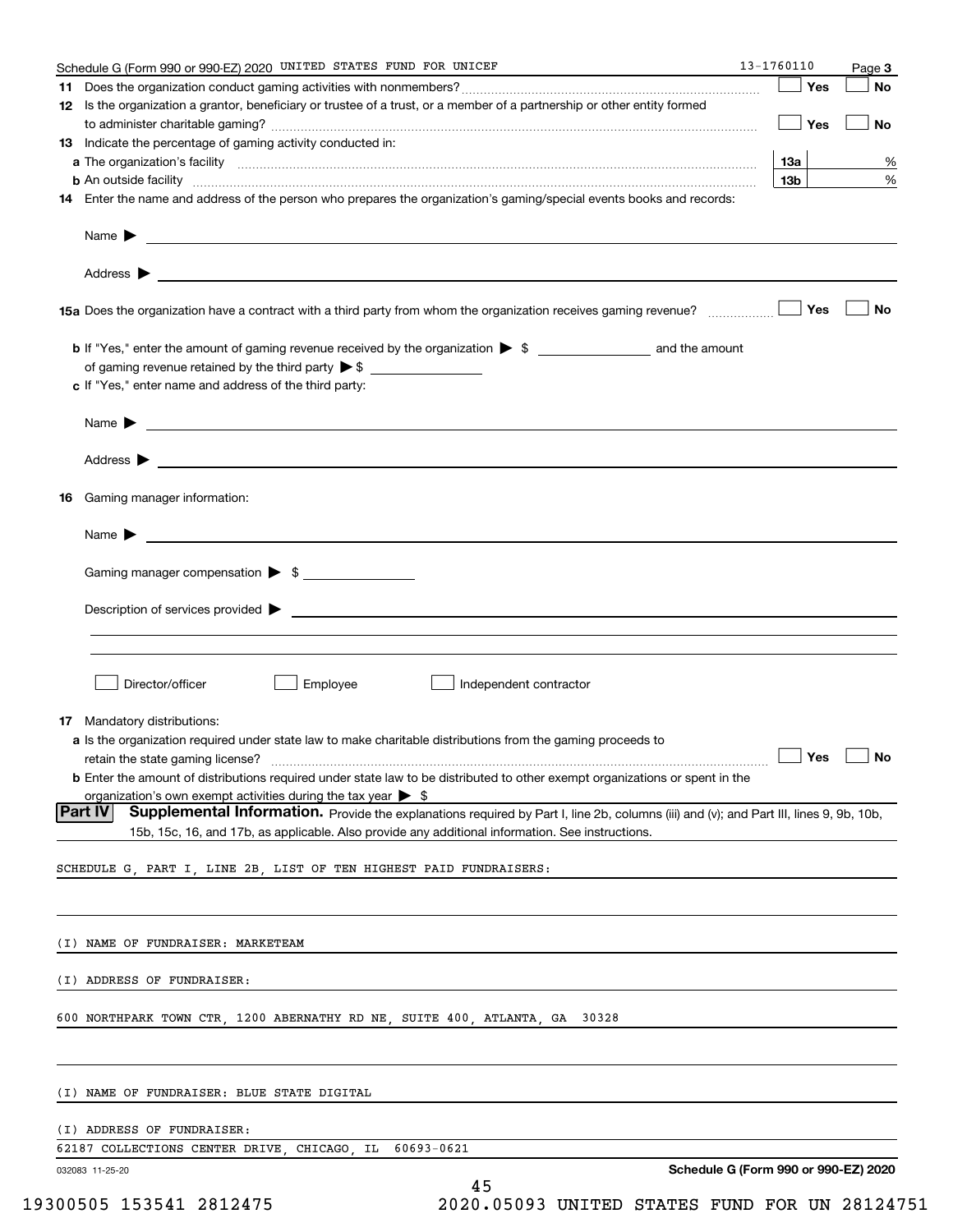Schedule G (Form 990 or 990-EZ) 2020 UNITED STATES FUND FOR UNICEF 13-1760110 Page 3

**11** Does the organization conduct gaming activities with nonmembers? ☐ Yes ☐ No

**12** Is the organization a grantor, beneficiary or trustee of a trust, or a member of a partnership or other entity formed to administer charitable gaming? ☐ Yes ☐ No

**13** Indicate the percentage of gaming activity conducted in:

**a** The organization's facility **13a** %

**b** An outside facility **13b** %

**14** Enter the name and address of the person who prepares the organization's gaming/special events books and records:

Name ▶

Address ▶

**15a** Does the organization have a contract with a third party from whom the organization receives gaming revenue? ☐ Yes ☐ No

**b** If "Yes," enter the amount of gaming revenue received by the organization ▶ $ and the amount of gaming revenue retained by the third party ▶ $

**c** If "Yes," enter name and address of the third party:

Name ▶

Address ▶

**16** Gaming manager information:

Name ▶

Gaming manager compensation ▶ $

Description of services provided ▶

☐ Director/officer ☐ Employee ☐ Independent contractor

**17** Mandatory distributions:

**a** Is the organization required under state law to make charitable distributions from the gaming proceeds to retain the state gaming license? ☐ Yes ☐ No

**b** Enter the amount of distributions required under state law to be distributed to other exempt organizations or spent in the organization's own exempt activities during the tax year ▶ $

**Part IV Supplemental Information.** Provide the explanations required by Part I, line 2b, columns (iii) and (v); and Part III, lines 9, 9b, 10b, 15b, 15c, 16, and 17b, as applicable. Also provide any additional information. See instructions.

SCHEDULE G, PART I, LINE 2B, LIST OF TEN HIGHEST PAID FUNDRAISERS:

(I) NAME OF FUNDRAISER: MARKETEAM

(I) ADDRESS OF FUNDRAISER:

600 NORTHPARK TOWN CTR, 1200 ABERNATHY RD NE, SUITE 400, ATLANTA, GA 30328

(I) NAME OF FUNDRAISER: BLUE STATE DIGITAL

(I) ADDRESS OF FUNDRAISER:

62187 COLLECTIONS CENTER DRIVE, CHICAGO, IL 60693-0621

032083 11-25-20 Schedule G (Form 990 or 990-EZ) 2020

19300505 153541 2812475 2020.05093 UNITED STATES FUND FOR UN 28124751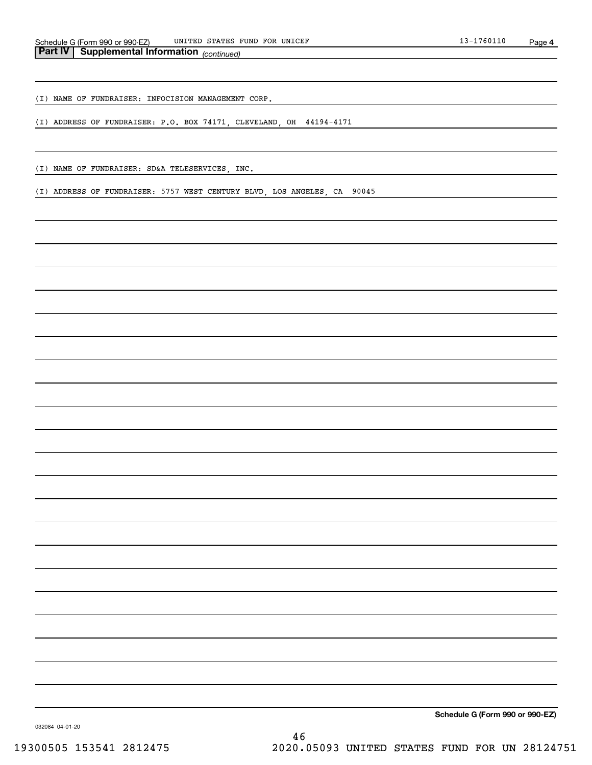## Part IV | Supplemental Information *(continued)*

(I) NAME OF FUNDRAISER: INFOCISION MANAGEMENT CORP.

(I) ADDRESS OF FUNDRAISER: P.O. BOX 74171, CLEVELAND, OH 44194-4171

(I) NAME OF FUNDRAISER: SD&A TELESERVICES, INC.

(I) ADDRESS OF FUNDRAISER: 5757 WEST CENTURY BLVD, LOS ANGELES, CA 90045

**Schedule G (Form 990 or 990-EZ)**

032084 04-01-20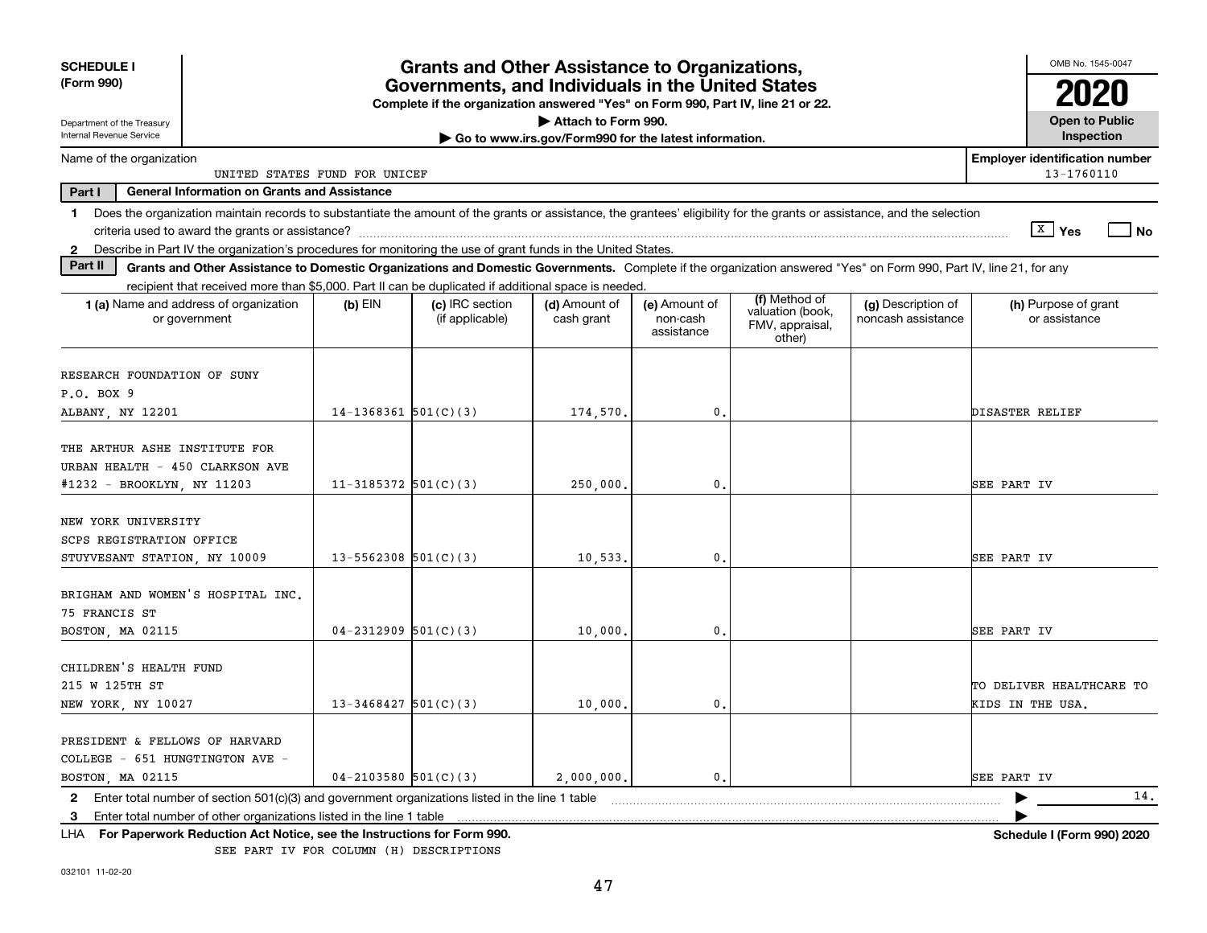**SCHEDULE I (Form 990)**

Department of the Treasury
Internal Revenue Service

# Grants and Other Assistance to Organizations, Governments, and Individuals in the United States

**Complete if the organization answered "Yes" on Form 990, Part IV, line 21 or 22.**
**▶ Attach to Form 990.**
**▶ Go to www.irs.gov/Form990 for the latest information.**

OMB No. 1545-0047
**2020**
**Open to Public Inspection**

Name of the organization: UNITED STATES FUND FOR UNICEF
**Employer identification number:** 13-1760110

**Part I — General Information on Grants and Assistance**

1 Does the organization maintain records to substantiate the amount of the grants or assistance, the grantees' eligibility for the grants or assistance, and the selection criteria used to award the grants or assistance? ☒ **Yes** ☐ **No**

2 Describe in Part IV the organization's procedures for monitoring the use of grant funds in the United States.

**Part II — Grants and Other Assistance to Domestic Organizations and Domestic Governments.** Complete if the organization answered "Yes" on Form 990, Part IV, line 21, for any recipient that received more than $5,000. Part II can be duplicated if additional space is needed.

| 1 (a) Name and address of organization or government | (b) EIN | (c) IRC section (if applicable) | (d) Amount of cash grant | (e) Amount of non-cash assistance | (f) Method of valuation (book, FMV, appraisal, other) | (g) Description of noncash assistance | (h) Purpose of grant or assistance |
|---|---|---|---|---|---|---|---|
| RESEARCH FOUNDATION OF SUNY<br>P.O. BOX 9<br>ALBANY, NY 12201 | 14-1368361 | 501(C)(3) | 174,570. | 0. | | | DISASTER RELIEF |
| THE ARTHUR ASHE INSTITUTE FOR URBAN HEALTH - 450 CLARKSON AVE #1232 - BROOKLYN, NY 11203 | 11-3185372 | 501(C)(3) | 250,000. | 0. | | | SEE PART IV |
| NEW YORK UNIVERSITY<br>SCPS REGISTRATION OFFICE<br>STUYVESANT STATION, NY 10009 | 13-5562308 | 501(C)(3) | 10,533. | 0. | | | SEE PART IV |
| BRIGHAM AND WOMEN'S HOSPITAL INC.<br>75 FRANCIS ST<br>BOSTON, MA 02115 | 04-2312909 | 501(C)(3) | 10,000. | 0. | | | SEE PART IV |
| CHILDREN'S HEALTH FUND<br>215 W 125TH ST<br>NEW YORK, NY 10027 | 13-3468427 | 501(C)(3) | 10,000. | 0. | | | TO DELIVER HEALTHCARE TO KIDS IN THE USA. |
| PRESIDENT & FELLOWS OF HARVARD COLLEGE - 651 HUNGTINGTON AVE - BOSTON, MA 02115 | 04-2103580 | 501(C)(3) | 2,000,000. | 0. | | | SEE PART IV |

2 Enter total number of section 501(c)(3) and government organizations listed in the line 1 table ▶ 14.

3 Enter total number of other organizations listed in the line 1 table ▶

LHA **For Paperwork Reduction Act Notice, see the Instructions for Form 990.** **Schedule I (Form 990) 2020**

SEE PART IV FOR COLUMN (H) DESCRIPTIONS

032101 11-02-20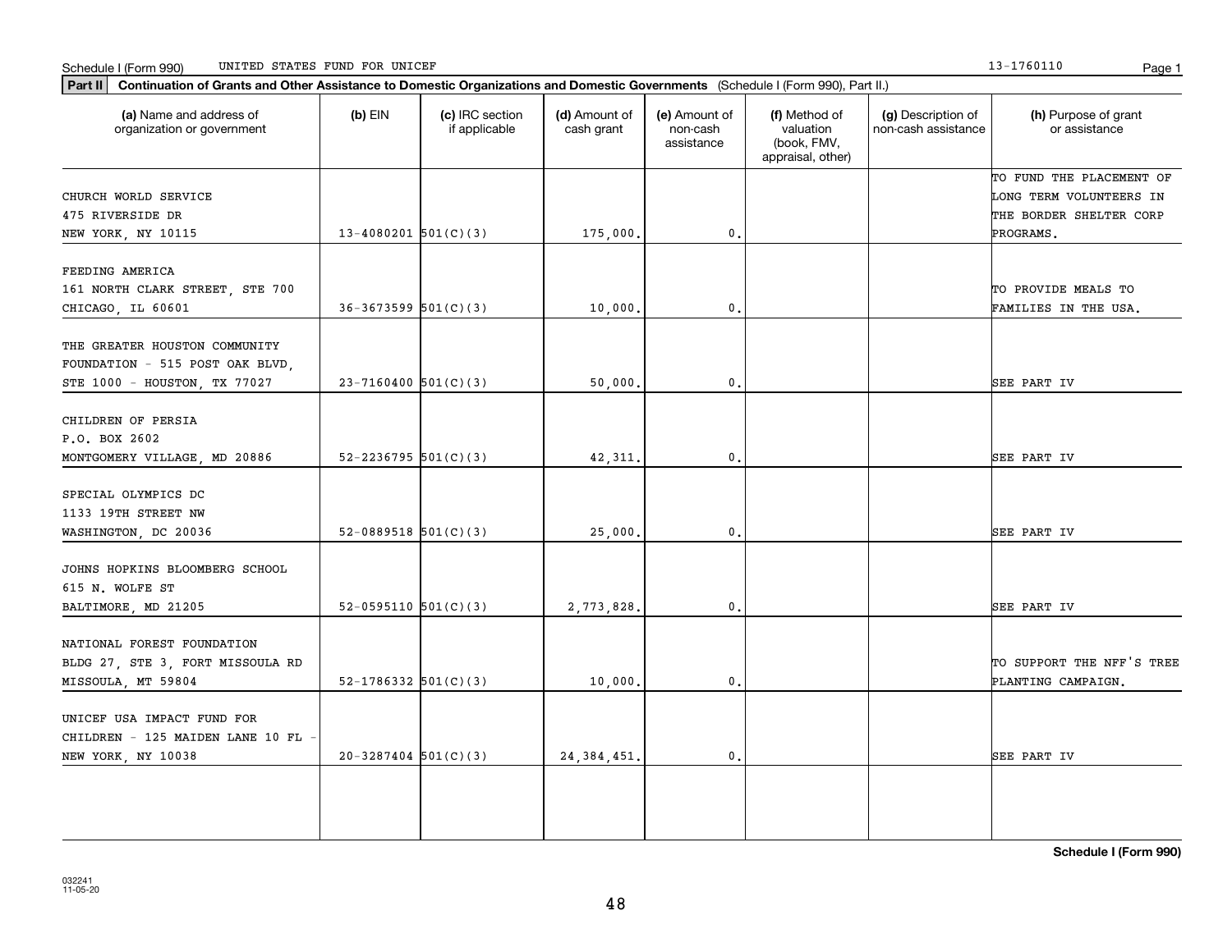Schedule I (Form 990) UNITED STATES FUND FOR UNICEF 13-1760110

**Part II** **Continuation of Grants and Other Assistance to Domestic Organizations and Domestic Governments** (Schedule I (Form 990), Part II.)

| (a) Name and address of organization or government | (b) EIN | (c) IRC section if applicable | (d) Amount of cash grant | (e) Amount of non-cash assistance | (f) Method of valuation (book, FMV, appraisal, other) | (g) Description of non-cash assistance | (h) Purpose of grant or assistance |
|---|---|---|---|---|---|---|---|
| CHURCH WORLD SERVICE 475 RIVERSIDE DR NEW YORK, NY 10115 | 13-4080201 | 501(C)(3) | 175,000. | 0. | | | TO FUND THE PLACEMENT OF LONG TERM VOLUNTEERS IN THE BORDER SHELTER CORP PROGRAMS. |
| FEEDING AMERICA 161 NORTH CLARK STREET, STE 700 CHICAGO, IL 60601 | 36-3673599 | 501(C)(3) | 10,000. | 0. | | | TO PROVIDE MEALS TO FAMILIES IN THE USA. |
| THE GREATER HOUSTON COMMUNITY FOUNDATION - 515 POST OAK BLVD, STE 1000 - HOUSTON, TX 77027 | 23-7160400 | 501(C)(3) | 50,000. | 0. | | | SEE PART IV |
| CHILDREN OF PERSIA P.O. BOX 2602 MONTGOMERY VILLAGE, MD 20886 | 52-2236795 | 501(C)(3) | 42,311. | 0. | | | SEE PART IV |
| SPECIAL OLYMPICS DC 1133 19TH STREET NW WASHINGTON, DC 20036 | 52-0889518 | 501(C)(3) | 25,000. | 0. | | | SEE PART IV |
| JOHNS HOPKINS BLOOMBERG SCHOOL 615 N. WOLFE ST BALTIMORE, MD 21205 | 52-0595110 | 501(C)(3) | 2,773,828. | 0. | | | SEE PART IV |
| NATIONAL FOREST FOUNDATION BLDG 27, STE 3, FORT MISSOULA RD MISSOULA, MT 59804 | 52-1786332 | 501(C)(3) | 10,000. | 0. | | | TO SUPPORT THE NFF'S TREE PLANTING CAMPAIGN. |
| UNICEF USA IMPACT FUND FOR CHILDREN - 125 MAIDEN LANE 10 FL - NEW YORK, NY 10038 | 20-3287404 | 501(C)(3) | 24,384,451. | 0. | | | SEE PART IV |
| | | | | | | | |

**Schedule I (Form 990)**

032241
11-05-20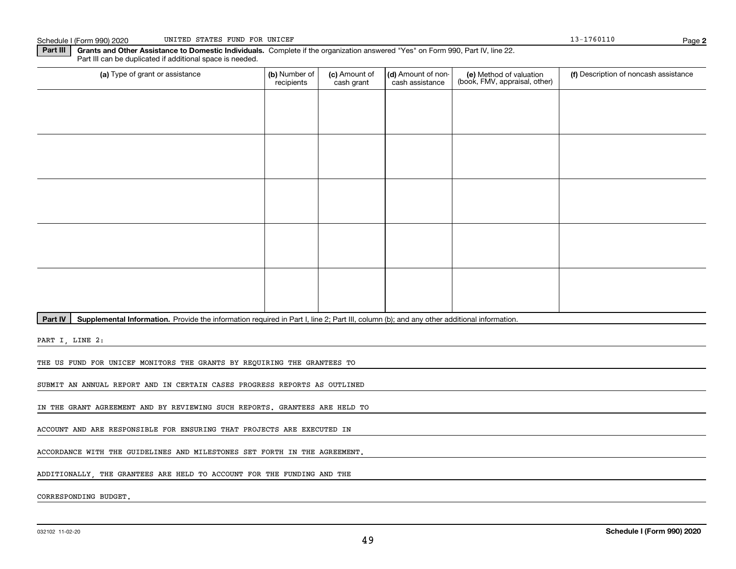Schedule I (Form 990) 2020 UNITED STATES FUND FOR UNICEF 13-1760110 Page **2**

**Part III** **Grants and Other Assistance to Domestic Individuals.** Complete if the organization answered "Yes" on Form 990, Part IV, line 22. Part III can be duplicated if additional space is needed.

| (a) Type of grant or assistance | (b) Number of recipients | (c) Amount of cash grant | (d) Amount of non-cash assistance | (e) Method of valuation (book, FMV, appraisal, other) | (f) Description of noncash assistance |
|---|---|---|---|---|---|
| | | | | | |
| | | | | | |
| | | | | | |
| | | | | | |
| | | | | | |

**Part IV** **Supplemental Information.** Provide the information required in Part I, line 2; Part III, column (b); and any other additional information.

PART I, LINE 2:

THE US FUND FOR UNICEF MONITORS THE GRANTS BY REQUIRING THE GRANTEES TO SUBMIT AN ANNUAL REPORT AND IN CERTAIN CASES PROGRESS REPORTS AS OUTLINED IN THE GRANT AGREEMENT AND BY REVIEWING SUCH REPORTS. GRANTEES ARE HELD TO ACCOUNT AND ARE RESPONSIBLE FOR ENSURING THAT PROJECTS ARE EXECUTED IN ACCORDANCE WITH THE GUIDELINES AND MILESTONES SET FORTH IN THE AGREEMENT. ADDITIONALLY, THE GRANTEES ARE HELD TO ACCOUNT FOR THE FUNDING AND THE CORRESPONDING BUDGET.

032102 11-02-20 **Schedule I (Form 990) 2020**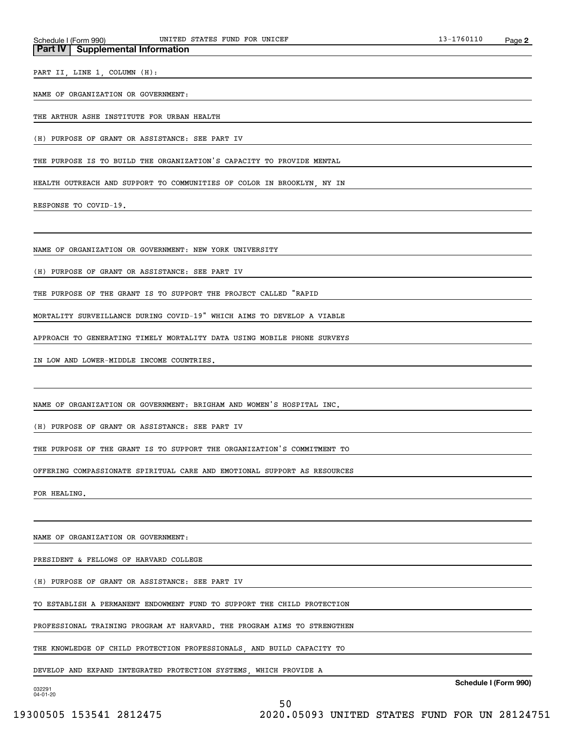## Part IV | Supplemental Information

PART II, LINE 1, COLUMN (H):

NAME OF ORGANIZATION OR GOVERNMENT:

THE ARTHUR ASHE INSTITUTE FOR URBAN HEALTH

(H) PURPOSE OF GRANT OR ASSISTANCE: SEE PART IV

THE PURPOSE IS TO BUILD THE ORGANIZATION'S CAPACITY TO PROVIDE MENTAL HEALTH OUTREACH AND SUPPORT TO COMMUNITIES OF COLOR IN BROOKLYN, NY IN RESPONSE TO COVID-19.

NAME OF ORGANIZATION OR GOVERNMENT: NEW YORK UNIVERSITY

(H) PURPOSE OF GRANT OR ASSISTANCE: SEE PART IV

THE PURPOSE OF THE GRANT IS TO SUPPORT THE PROJECT CALLED "RAPID MORTALITY SURVEILLANCE DURING COVID-19" WHICH AIMS TO DEVELOP A VIABLE APPROACH TO GENERATING TIMELY MORTALITY DATA USING MOBILE PHONE SURVEYS IN LOW AND LOWER-MIDDLE INCOME COUNTRIES.

NAME OF ORGANIZATION OR GOVERNMENT: BRIGHAM AND WOMEN'S HOSPITAL INC.

(H) PURPOSE OF GRANT OR ASSISTANCE: SEE PART IV

THE PURPOSE OF THE GRANT IS TO SUPPORT THE ORGANIZATION'S COMMITMENT TO OFFERING COMPASSIONATE SPIRITUAL CARE AND EMOTIONAL SUPPORT AS RESOURCES FOR HEALING.

NAME OF ORGANIZATION OR GOVERNMENT:

PRESIDENT & FELLOWS OF HARVARD COLLEGE

(H) PURPOSE OF GRANT OR ASSISTANCE: SEE PART IV

TO ESTABLISH A PERMANENT ENDOWMENT FUND TO SUPPORT THE CHILD PROTECTION PROFESSIONAL TRAINING PROGRAM AT HARVARD. THE PROGRAM AIMS TO STRENGTHEN THE KNOWLEDGE OF CHILD PROTECTION PROFESSIONALS, AND BUILD CAPACITY TO DEVELOP AND EXPAND INTEGRATED PROTECTION SYSTEMS, WHICH PROVIDE A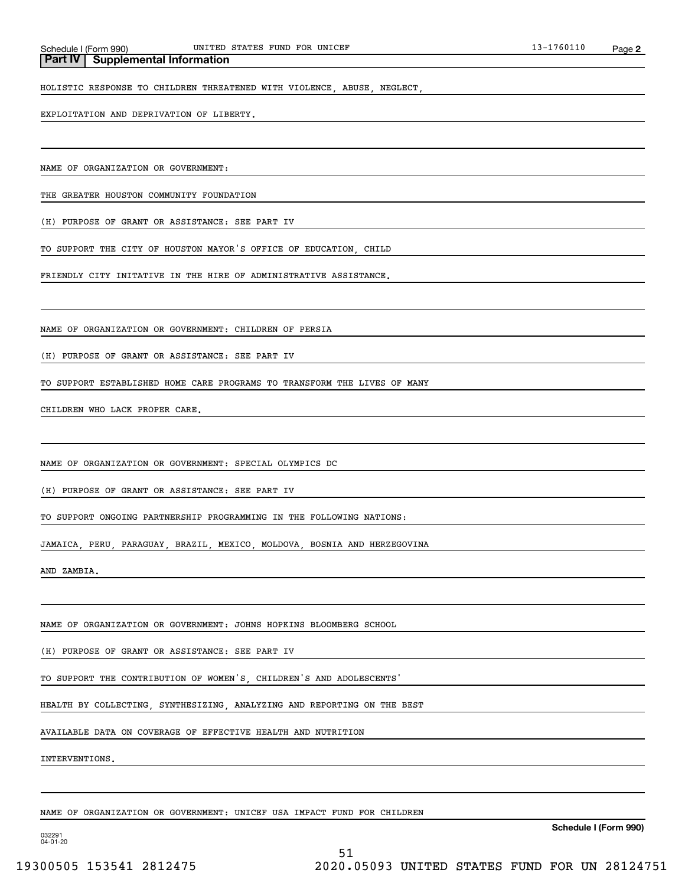## Part IV | Supplemental Information

HOLISTIC RESPONSE TO CHILDREN THREATENED WITH VIOLENCE, ABUSE, NEGLECT,

EXPLOITATION AND DEPRIVATION OF LIBERTY.

NAME OF ORGANIZATION OR GOVERNMENT:

THE GREATER HOUSTON COMMUNITY FOUNDATION

(H) PURPOSE OF GRANT OR ASSISTANCE: SEE PART IV

TO SUPPORT THE CITY OF HOUSTON MAYOR'S OFFICE OF EDUCATION, CHILD

FRIENDLY CITY INITATIVE IN THE HIRE OF ADMINISTRATIVE ASSISTANCE.

NAME OF ORGANIZATION OR GOVERNMENT: CHILDREN OF PERSIA

(H) PURPOSE OF GRANT OR ASSISTANCE: SEE PART IV

TO SUPPORT ESTABLISHED HOME CARE PROGRAMS TO TRANSFORM THE LIVES OF MANY

CHILDREN WHO LACK PROPER CARE.

NAME OF ORGANIZATION OR GOVERNMENT: SPECIAL OLYMPICS DC

(H) PURPOSE OF GRANT OR ASSISTANCE: SEE PART IV

TO SUPPORT ONGOING PARTNERSHIP PROGRAMMING IN THE FOLLOWING NATIONS:

JAMAICA, PERU, PARAGUAY, BRAZIL, MEXICO, MOLDOVA, BOSNIA AND HERZEGOVINA

AND ZAMBIA.

NAME OF ORGANIZATION OR GOVERNMENT: JOHNS HOPKINS BLOOMBERG SCHOOL

(H) PURPOSE OF GRANT OR ASSISTANCE: SEE PART IV

TO SUPPORT THE CONTRIBUTION OF WOMEN'S, CHILDREN'S AND ADOLESCENTS'

HEALTH BY COLLECTING, SYNTHESIZING, ANALYZING AND REPORTING ON THE BEST

AVAILABLE DATA ON COVERAGE OF EFFECTIVE HEALTH AND NUTRITION

INTERVENTIONS.

NAME OF ORGANIZATION OR GOVERNMENT: UNICEF USA IMPACT FUND FOR CHILDREN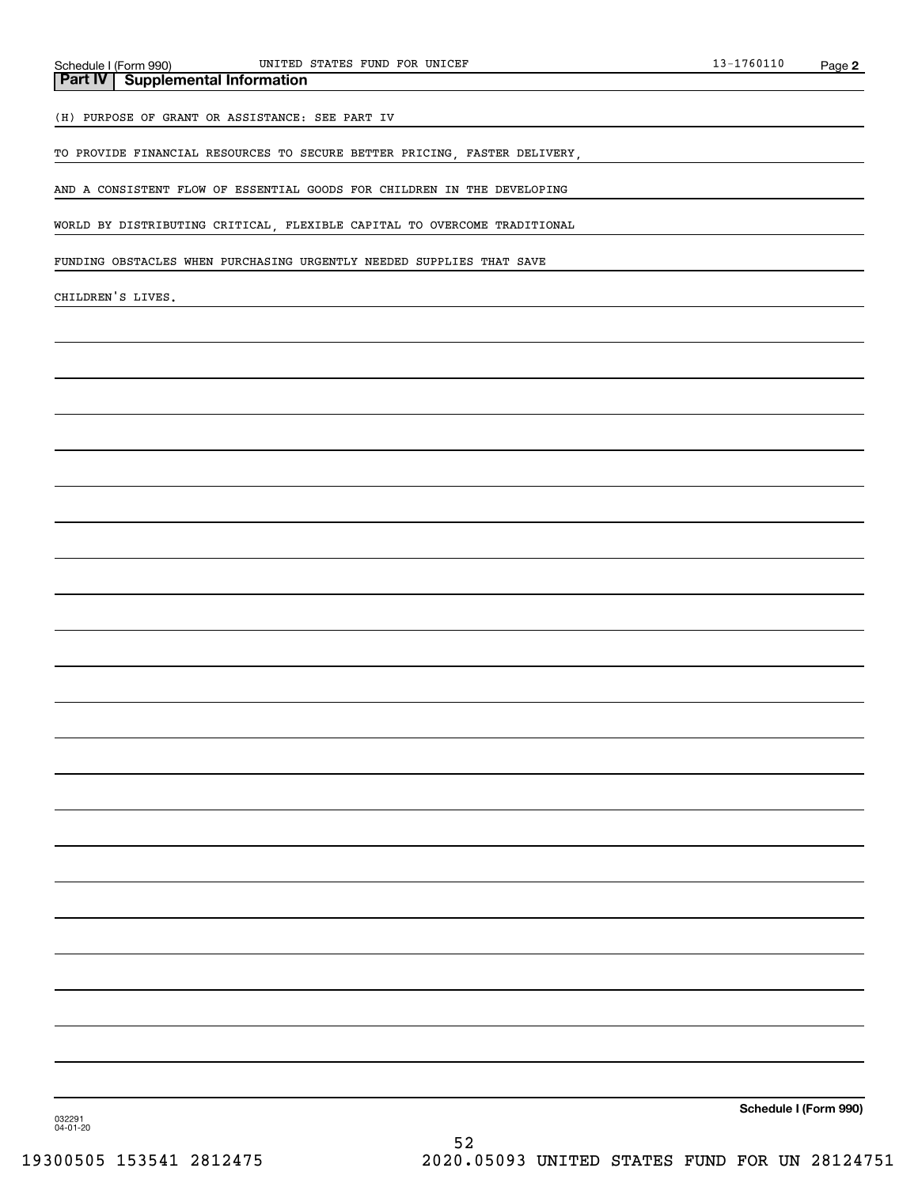## Part IV Supplemental Information

(H) PURPOSE OF GRANT OR ASSISTANCE: SEE PART IV

TO PROVIDE FINANCIAL RESOURCES TO SECURE BETTER PRICING, FASTER DELIVERY,

AND A CONSISTENT FLOW OF ESSENTIAL GOODS FOR CHILDREN IN THE DEVELOPING

WORLD BY DISTRIBUTING CRITICAL, FLEXIBLE CAPITAL TO OVERCOME TRADITIONAL

FUNDING OBSTACLES WHEN PURCHASING URGENTLY NEEDED SUPPLIES THAT SAVE

CHILDREN'S LIVES.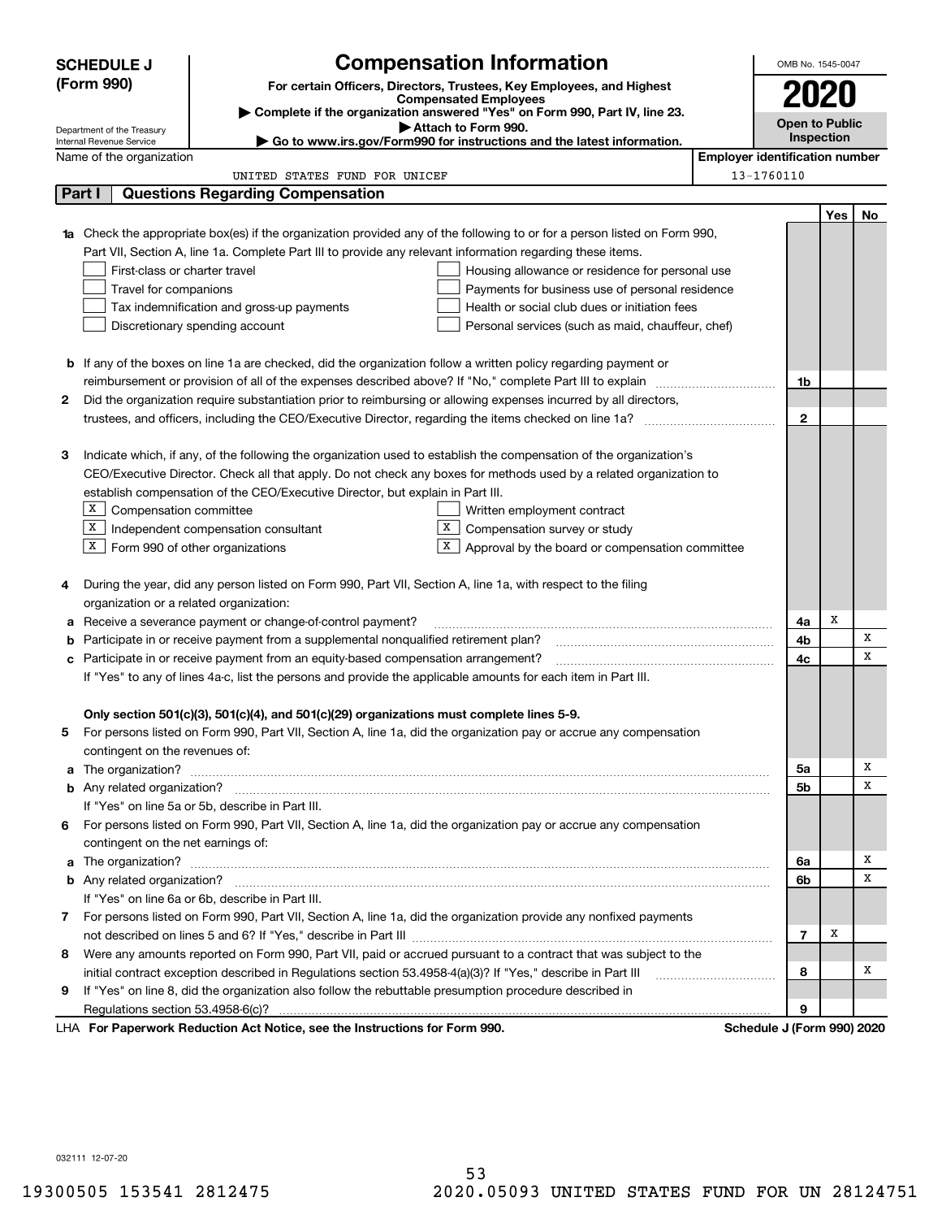**SCHEDULE J (Form 990)**

Department of the Treasury
Internal Revenue Service

# Compensation Information

**For certain Officers, Directors, Trustees, Key Employees, and Highest Compensated Employees**

▶ Complete if the organization answered "Yes" on Form 990, Part IV, line 23.
▶ Attach to Form 990.
▶ Go to www.irs.gov/Form990 for instructions and the latest information.

OMB No. 1545-0047

**2020**

**Open to Public Inspection**

Name of the organization: UNITED STATES FUND FOR UNICEF

Employer identification number: 13-1760110

## Part I Questions Regarding Compensation

| | | | Yes | No |
|---|---|---|---|---|
| **1a** | Check the appropriate box(es) if the organization provided any of the following to or for a person listed on Form 990, Part VII, Section A, line 1a. Complete Part III to provide any relevant information regarding these items.<br>☐ First-class or charter travel ☐ Housing allowance or residence for personal use<br>☐ Travel for companions ☐ Payments for business use of personal residence<br>☐ Tax indemnification and gross-up payments ☐ Health or social club dues or initiation fees<br>☐ Discretionary spending account ☐ Personal services (such as maid, chauffeur, chef) | | | |
| **b** | If any of the boxes on line 1a are checked, did the organization follow a written policy regarding payment or reimbursement or provision of all of the expenses described above? If "No," complete Part III to explain | 1b | | |
| **2** | Did the organization require substantiation prior to reimbursing or allowing expenses incurred by all directors, trustees, and officers, including the CEO/Executive Director, regarding the items checked on line 1a? | 2 | | |
| **3** | Indicate which, if any, of the following the organization used to establish the compensation of the organization's CEO/Executive Director. Check all that apply. Do not check any boxes for methods used by a related organization to establish compensation of the CEO/Executive Director, but explain in Part III.<br>☒ Compensation committee ☐ Written employment contract<br>☒ Independent compensation consultant ☒ Compensation survey or study<br>☒ Form 990 of other organizations ☒ Approval by the board or compensation committee | | | |
| **4** | During the year, did any person listed on Form 990, Part VII, Section A, line 1a, with respect to the filing organization or a related organization: | | | |
| **a** | Receive a severance payment or change-of-control payment? | 4a | X | |
| **b** | Participate in or receive payment from a supplemental nonqualified retirement plan? | 4b | | X |
| **c** | Participate in or receive payment from an equity-based compensation arrangement? | 4c | | X |
| | If "Yes" to any of lines 4a-c, list the persons and provide the applicable amounts for each item in Part III. | | | |
| | **Only section 501(c)(3), 501(c)(4), and 501(c)(29) organizations must complete lines 5-9.** | | | |
| **5** | For persons listed on Form 990, Part VII, Section A, line 1a, did the organization pay or accrue any compensation contingent on the revenues of: | | | |
| **a** | The organization? | 5a | | X |
| **b** | Any related organization? | 5b | | X |
| | If "Yes" on line 5a or 5b, describe in Part III. | | | |
| **6** | For persons listed on Form 990, Part VII, Section A, line 1a, did the organization pay or accrue any compensation contingent on the net earnings of: | | | |
| **a** | The organization? | 6a | | X |
| **b** | Any related organization? | 6b | | X |
| | If "Yes" on line 6a or 6b, describe in Part III. | | | |
| **7** | For persons listed on Form 990, Part VII, Section A, line 1a, did the organization provide any nonfixed payments not described on lines 5 and 6? If "Yes," describe in Part III | 7 | X | |
| **8** | Were any amounts reported on Form 990, Part VII, paid or accrued pursuant to a contract that was subject to the initial contract exception described in Regulations section 53.4958-4(a)(3)? If "Yes," describe in Part III | 8 | | X |
| **9** | If "Yes" on line 8, did the organization also follow the rebuttable presumption procedure described in Regulations section 53.4958-6(c)? | 9 | | |

LHA **For Paperwork Reduction Act Notice, see the Instructions for Form 990.** **Schedule J (Form 990) 2020**

032111 12-07-20

19300505 153541 2812475 2020.05093 UNITED STATES FUND FOR UN 28124751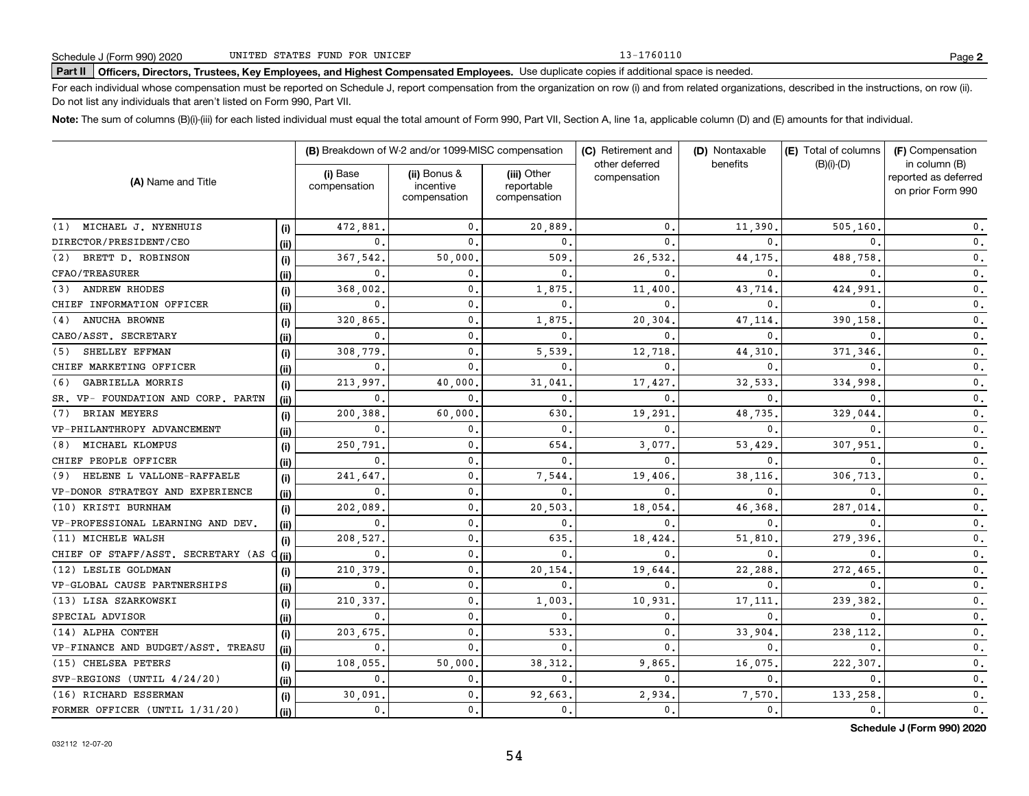Schedule J (Form 990) 2020 UNITED STATES FUND FOR UNICEF 13-1760110

**Part II Officers, Directors, Trustees, Key Employees, and Highest Compensated Employees.** Use duplicate copies if additional space is needed.

For each individual whose compensation must be reported on Schedule J, report compensation from the organization on row (i) and from related organizations, described in the instructions, on row (ii). Do not list any individuals that aren't listed on Form 990, Part VII.

**Note:** The sum of columns (B)(i)-(iii) for each listed individual must equal the total amount of Form 990, Part VII, Section A, line 1a, applicable column (D) and (E) amounts for that individual.

| (A) Name and Title | | (B) Breakdown of W-2 and/or 1099-MISC compensation | | | (C) Retirement and other deferred compensation | (D) Nontaxable benefits | (E) Total of columns (B)(i)-(D) | (F) Compensation in column (B) reported as deferred on prior Form 990 |
|---|---|---|---|---|---|---|---|---|
| | | (i) Base compensation | (ii) Bonus & incentive compensation | (iii) Other reportable compensation | | | | |
| (1) MICHAEL J. NYENHUIS | (i) | 472,881. | 0. | 20,889. | 0. | 11,390. | 505,160. | 0. |
| DIRECTOR/PRESIDENT/CEO | (ii) | 0. | 0. | 0. | 0. | 0. | 0. | 0. |
| (2) BRETT D. ROBINSON | (i) | 367,542. | 50,000. | 509. | 26,532. | 44,175. | 488,758. | 0. |
| CFAO/TREASURER | (ii) | 0. | 0. | 0. | 0. | 0. | 0. | 0. |
| (3) ANDREW RHODES | (i) | 368,002. | 0. | 1,875. | 11,400. | 43,714. | 424,991. | 0. |
| CHIEF INFORMATION OFFICER | (ii) | 0. | 0. | 0. | 0. | 0. | 0. | 0. |
| (4) ANUCHA BROWNE | (i) | 320,865. | 0. | 1,875. | 20,304. | 47,114. | 390,158. | 0. |
| CAEO/ASST. SECRETARY | (ii) | 0. | 0. | 0. | 0. | 0. | 0. | 0. |
| (5) SHELLEY EFFMAN | (i) | 308,779. | 0. | 5,539. | 12,718. | 44,310. | 371,346. | 0. |
| CHIEF MARKETING OFFICER | (ii) | 0. | 0. | 0. | 0. | 0. | 0. | 0. |
| (6) GABRIELLA MORRIS | (i) | 213,997. | 40,000. | 31,041. | 17,427. | 32,533. | 334,998. | 0. |
| SR. VP- FOUNDATION AND CORP. PARTN | (ii) | 0. | 0. | 0. | 0. | 0. | 0. | 0. |
| (7) BRIAN MEYERS | (i) | 200,388. | 60,000. | 630. | 19,291. | 48,735. | 329,044. | 0. |
| VP-PHILANTHROPY ADVANCEMENT | (ii) | 0. | 0. | 0. | 0. | 0. | 0. | 0. |
| (8) MICHAEL KLOMPUS | (i) | 250,791. | 0. | 654. | 3,077. | 53,429. | 307,951. | 0. |
| CHIEF PEOPLE OFFICER | (ii) | 0. | 0. | 0. | 0. | 0. | 0. | 0. |
| (9) HELENE L VALLONE-RAFFAELE | (i) | 241,647. | 0. | 7,544. | 19,406. | 38,116. | 306,713. | 0. |
| VP-DONOR STRATEGY AND EXPERIENCE | (ii) | 0. | 0. | 0. | 0. | 0. | 0. | 0. |
| (10) KRISTI BURNHAM | (i) | 202,089. | 0. | 20,503. | 18,054. | 46,368. | 287,014. | 0. |
| VP-PROFESSIONAL LEARNING AND DEV. | (ii) | 0. | 0. | 0. | 0. | 0. | 0. | 0. |
| (11) MICHELE WALSH | (i) | 208,527. | 0. | 635. | 18,424. | 51,810. | 279,396. | 0. |
| CHIEF OF STAFF/ASST. SECRETARY (AS O | (ii) | 0. | 0. | 0. | 0. | 0. | 0. | 0. |
| (12) LESLIE GOLDMAN | (i) | 210,379. | 0. | 20,154. | 19,644. | 22,288. | 272,465. | 0. |
| VP-GLOBAL CAUSE PARTNERSHIPS | (ii) | 0. | 0. | 0. | 0. | 0. | 0. | 0. |
| (13) LISA SZARKOWSKI | (i) | 210,337. | 0. | 1,003. | 10,931. | 17,111. | 239,382. | 0. |
| SPECIAL ADVISOR | (ii) | 0. | 0. | 0. | 0. | 0. | 0. | 0. |
| (14) ALPHA CONTEH | (i) | 203,675. | 0. | 533. | 0. | 33,904. | 238,112. | 0. |
| VP-FINANCE AND BUDGET/ASST. TREASU | (ii) | 0. | 0. | 0. | 0. | 0. | 0. | 0. |
| (15) CHELSEA PETERS | (i) | 108,055. | 50,000. | 38,312. | 9,865. | 16,075. | 222,307. | 0. |
| SVP-REGIONS (UNTIL 4/24/20) | (ii) | 0. | 0. | 0. | 0. | 0. | 0. | 0. |
| (16) RICHARD ESSERMAN | (i) | 30,091. | 0. | 92,663. | 2,934. | 7,570. | 133,258. | 0. |
| FORMER OFFICER (UNTIL 1/31/20) | (ii) | 0. | 0. | 0. | 0. | 0. | 0. | 0. |

**Schedule J (Form 990) 2020**

032112 12-07-20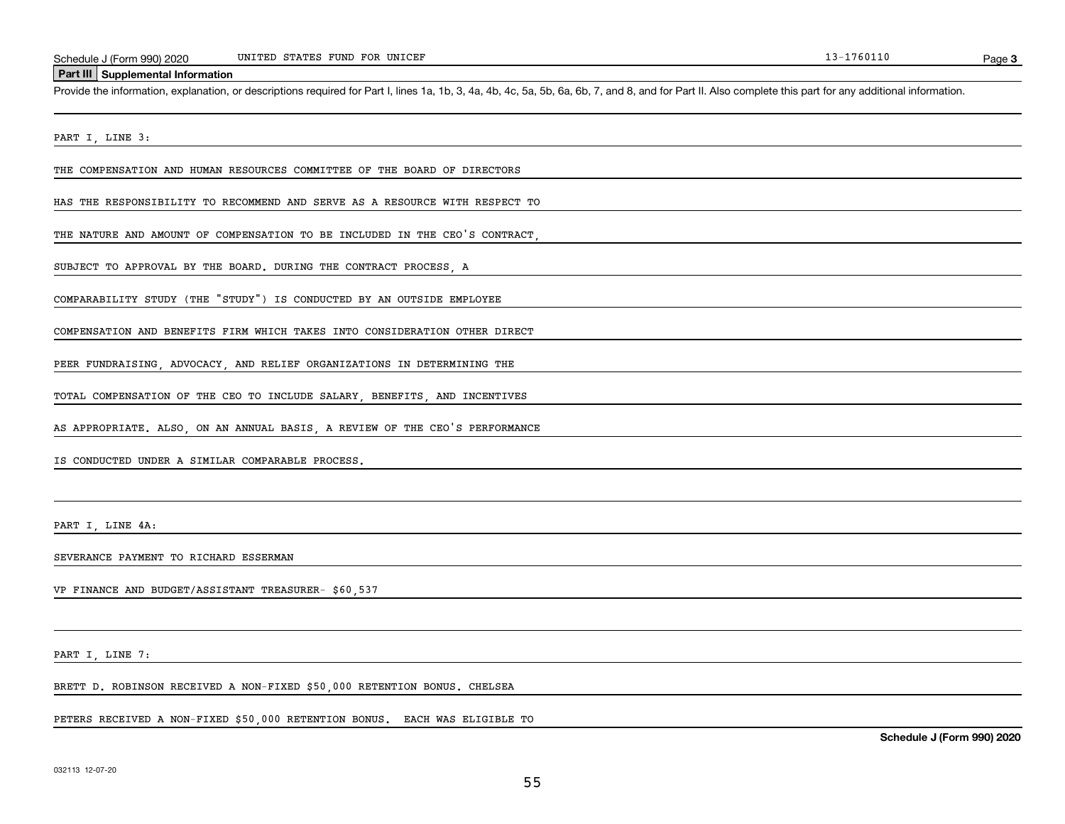## Part III Supplemental Information

Provide the information, explanation, or descriptions required for Part I, lines 1a, 1b, 3, 4a, 4b, 4c, 5a, 5b, 6a, 6b, 7, and 8, and for Part II. Also complete this part for any additional information.

PART I, LINE 3:

THE COMPENSATION AND HUMAN RESOURCES COMMITTEE OF THE BOARD OF DIRECTORS HAS THE RESPONSIBILITY TO RECOMMEND AND SERVE AS A RESOURCE WITH RESPECT TO THE NATURE AND AMOUNT OF COMPENSATION TO BE INCLUDED IN THE CEO'S CONTRACT, SUBJECT TO APPROVAL BY THE BOARD. DURING THE CONTRACT PROCESS, A COMPARABILITY STUDY (THE "STUDY") IS CONDUCTED BY AN OUTSIDE EMPLOYEE COMPENSATION AND BENEFITS FIRM WHICH TAKES INTO CONSIDERATION OTHER DIRECT PEER FUNDRAISING, ADVOCACY, AND RELIEF ORGANIZATIONS IN DETERMINING THE TOTAL COMPENSATION OF THE CEO TO INCLUDE SALARY, BENEFITS, AND INCENTIVES AS APPROPRIATE. ALSO, ON AN ANNUAL BASIS, A REVIEW OF THE CEO'S PERFORMANCE IS CONDUCTED UNDER A SIMILAR COMPARABLE PROCESS.

PART I, LINE 4A:

SEVERANCE PAYMENT TO RICHARD ESSERMAN

VP FINANCE AND BUDGET/ASSISTANT TREASURER- $60,537

PART I, LINE 7:

BRETT D. ROBINSON RECEIVED A NON-FIXED $50,000 RETENTION BONUS. CHELSEA PETERS RECEIVED A NON-FIXED $50,000 RETENTION BONUS. EACH WAS ELIGIBLE TO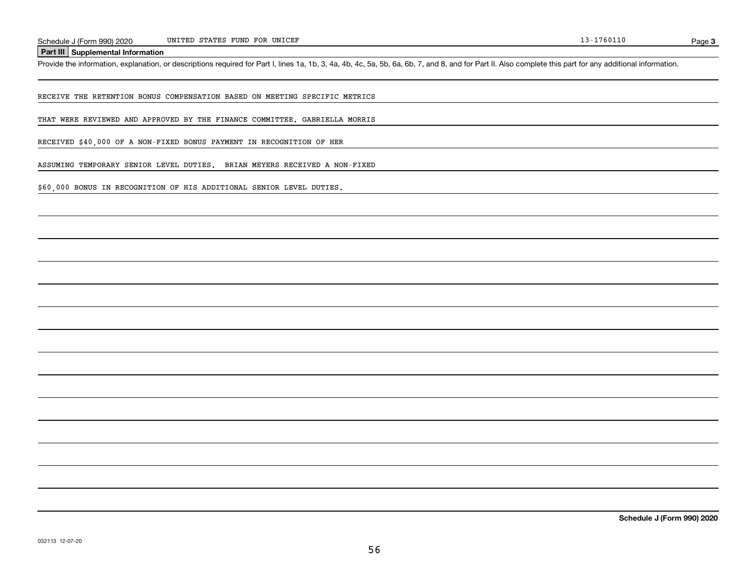Schedule J (Form 990) 2020 UNITED STATES FUND FOR UNICEF 13-1760110

## Part III Supplemental Information

Provide the information, explanation, or descriptions required for Part I, lines 1a, 1b, 3, 4a, 4b, 4c, 5a, 5b, 6a, 6b, 7, and 8, and for Part II. Also complete this part for any additional information.

RECEIVE THE RETENTION BONUS COMPENSATION BASED ON MEETING SPECIFIC METRICS

THAT WERE REVIEWED AND APPROVED BY THE FINANCE COMMITTEE. GABRIELLA MORRIS

RECEIVED $40,000 OF A NON-FIXED BONUS PAYMENT IN RECOGNITION OF HER

ASSUMING TEMPORARY SENIOR LEVEL DUTIES. BRIAN MEYERS RECEIVED A NON-FIXED

$60,000 BONUS IN RECOGNITION OF HIS ADDITIONAL SENIOR LEVEL DUTIES.

Schedule J (Form 990) 2020

032113 12-07-20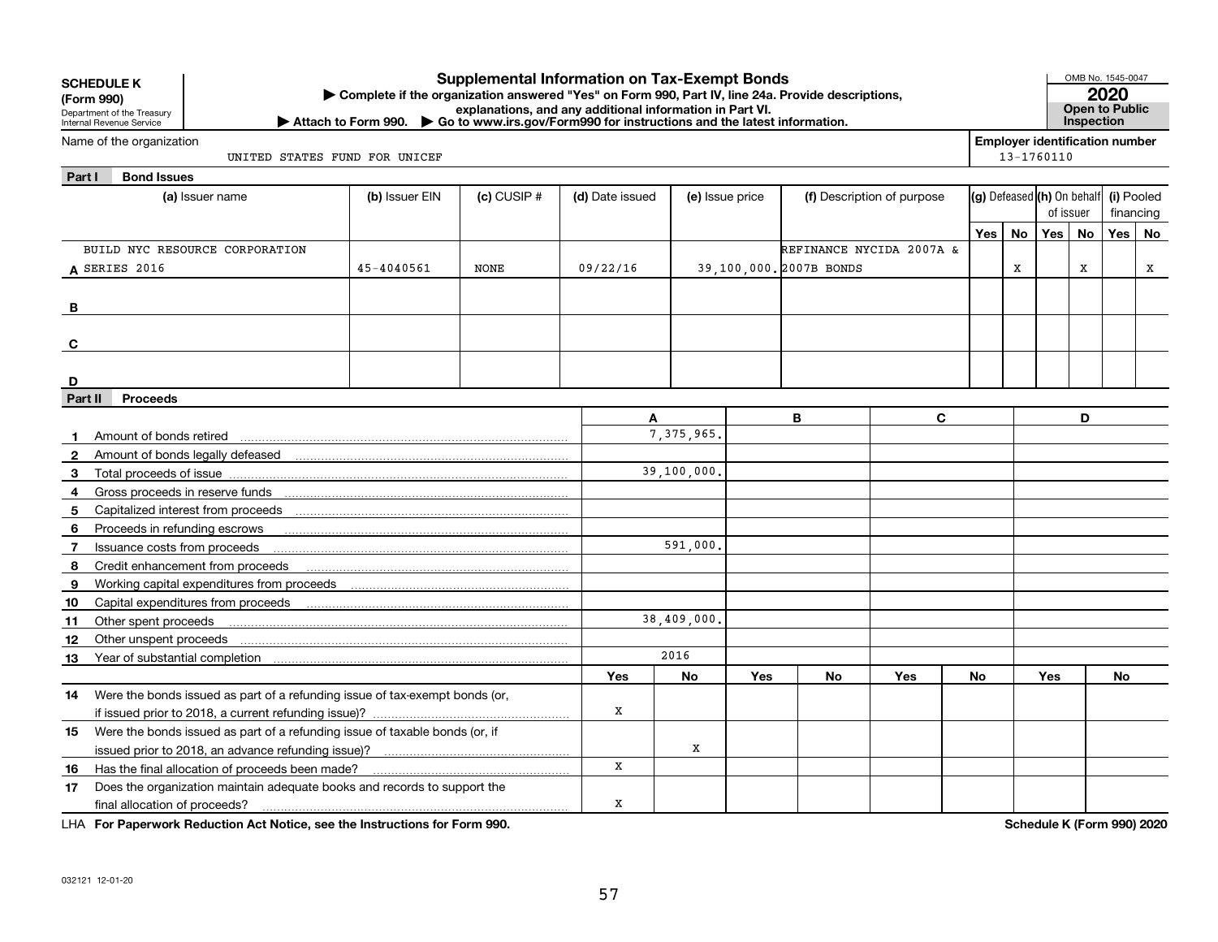**SCHEDULE K (Form 990)**
Department of the Treasury
Internal Revenue Service

# Supplemental Information on Tax-Exempt Bonds

▶ Complete if the organization answered "Yes" on Form 990, Part IV, line 24a. Provide descriptions, explanations, and any additional information in Part VI.
▶ Attach to Form 990. ▶ Go to www.irs.gov/Form990 for instructions and the latest information.

OMB No. 1545-0047
**2020**
**Open to Public Inspection**

Name of the organization: UNITED STATES FUND FOR UNICEF
Employer identification number: 13-1760110

## Part I Bond Issues

| | (a) Issuer name | (b) Issuer EIN | (c) CUSIP # | (d) Date issued | (e) Issue price | (f) Description of purpose | (g) Defeased Yes | (g) Defeased No | (h) On behalf of issuer Yes | (h) On behalf of issuer No | (i) Pooled financing Yes | (i) Pooled financing No |
|---|---|---|---|---|---|---|---|---|---|---|---|---|
| A | BUILD NYC RESOURCE CORPORATION SERIES 2016 | 45-4040561 | NONE | 09/22/16 | 39,100,000. | REFINANCE NYCIDA 2007A & 2007B BONDS | | X | | X | | X |
| B | | | | | | | | | | | | |
| C | | | | | | | | | | | | |
| D | | | | | | | | | | | | |

## Part II Proceeds

| | | A | | B | | C | | D | |
|---|---|---|---|---|---|---|---|---|---|
| 1 | Amount of bonds retired | 7,375,965. | | | | | | | |
| 2 | Amount of bonds legally defeased | | | | | | | | |
| 3 | Total proceeds of issue | 39,100,000. | | | | | | | |
| 4 | Gross proceeds in reserve funds | | | | | | | | |
| 5 | Capitalized interest from proceeds | | | | | | | | |
| 6 | Proceeds in refunding escrows | | | | | | | | |
| 7 | Issuance costs from proceeds | 591,000. | | | | | | | |
| 8 | Credit enhancement from proceeds | | | | | | | | |
| 9 | Working capital expenditures from proceeds | | | | | | | | |
| 10 | Capital expenditures from proceeds | | | | | | | | |
| 11 | Other spent proceeds | 38,409,000. | | | | | | | |
| 12 | Other unspent proceeds | | | | | | | | |
| 13 | Year of substantial completion | 2016 | | | | | | | |
| | | Yes | No | Yes | No | Yes | No | Yes | No |
| 14 | Were the bonds issued as part of a refunding issue of tax-exempt bonds (or, if issued prior to 2018, a current refunding issue)? | X | | | | | | | |
| 15 | Were the bonds issued as part of a refunding issue of taxable bonds (or, if issued prior to 2018, an advance refunding issue)? | | X | | | | | | |
| 16 | Has the final allocation of proceeds been made? | X | | | | | | | |
| 17 | Does the organization maintain adequate books and records to support the final allocation of proceeds? | X | | | | | | | |

LHA **For Paperwork Reduction Act Notice, see the Instructions for Form 990.** **Schedule K (Form 990) 2020**

032121 12-01-20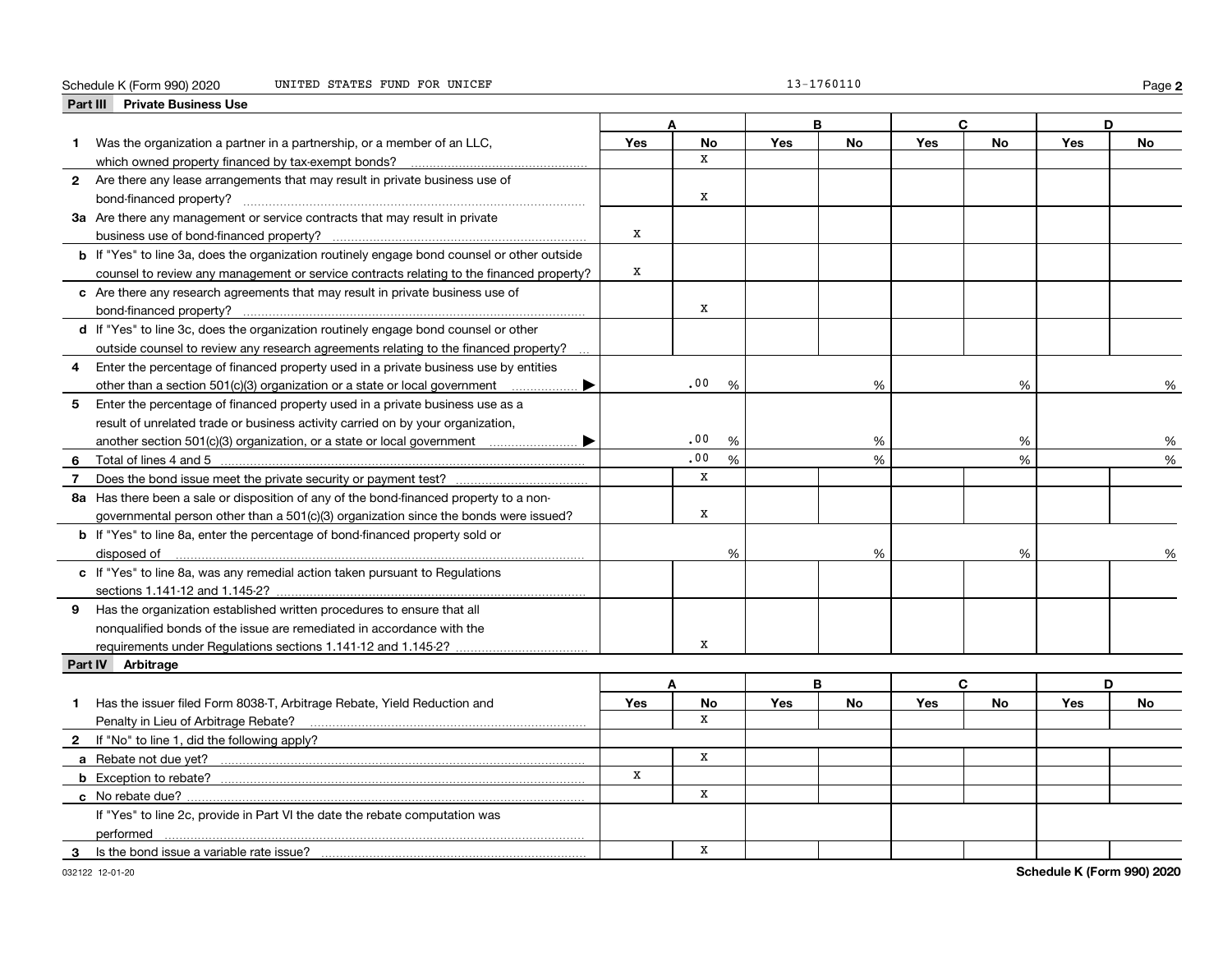Schedule K (Form 990) 2020 UNITED STATES FUND FOR UNICEF 13-1760110

## Part III Private Business Use

| | A | | B | | C | | D | |
|---|---|---|---|---|---|---|---|---|
| | Yes | No | Yes | No | Yes | No | Yes | No |
| 1 Was the organization a partner in a partnership, or a member of an LLC, which owned property financed by tax-exempt bonds? | | X | | | | | | |
| 2 Are there any lease arrangements that may result in private business use of bond-financed property? | | X | | | | | | |
| 3a Are there any management or service contracts that may result in private business use of bond-financed property? | X | | | | | | | |
| b If "Yes" to line 3a, does the organization routinely engage bond counsel or other outside counsel to review any management or service contracts relating to the financed property? | X | | | | | | | |
| c Are there any research agreements that may result in private business use of bond-financed property? | | X | | | | | | |
| d If "Yes" to line 3c, does the organization routinely engage bond counsel or other outside counsel to review any research agreements relating to the financed property? | | | | | | | | |
| 4 Enter the percentage of financed property used in a private business use by entities other than a section 501(c)(3) organization or a state or local government ▶ | .00 % | | % | | % | | % | |
| 5 Enter the percentage of financed property used in a private business use as a result of unrelated trade or business activity carried on by your organization, another section 501(c)(3) organization, or a state or local government ▶ | .00 % | | % | | % | | % | |
| 6 Total of lines 4 and 5 | .00 % | | % | | % | | % | |
| 7 Does the bond issue meet the private security or payment test? | | X | | | | | | |
| 8a Has there been a sale or disposition of any of the bond-financed property to a non-governmental person other than a 501(c)(3) organization since the bonds were issued? | | X | | | | | | |
| b If "Yes" to line 8a, enter the percentage of bond-financed property sold or disposed of | % | | % | | % | | % | |
| c If "Yes" to line 8a, was any remedial action taken pursuant to Regulations sections 1.141-12 and 1.145-2? | | | | | | | | |
| 9 Has the organization established written procedures to ensure that all nonqualified bonds of the issue are remediated in accordance with the requirements under Regulations sections 1.141-12 and 1.145-2? | | X | | | | | | |

## Part IV Arbitrage

| | A | | B | | C | | D | |
|---|---|---|---|---|---|---|---|---|
| | Yes | No | Yes | No | Yes | No | Yes | No |
| 1 Has the issuer filed Form 8038-T, Arbitrage Rebate, Yield Reduction and Penalty in Lieu of Arbitrage Rebate? | | X | | | | | | |
| 2 If "No" to line 1, did the following apply? | | | | | | | | |
| a Rebate not due yet? | | X | | | | | | |
| b Exception to rebate? | X | | | | | | | |
| c No rebate due? | | X | | | | | | |
| If "Yes" to line 2c, provide in Part VI the date the rebate computation was performed | | | | | | | | |
| 3 Is the bond issue a variable rate issue? | | X | | | | | | |

032122 12-01-20 Schedule K (Form 990) 2020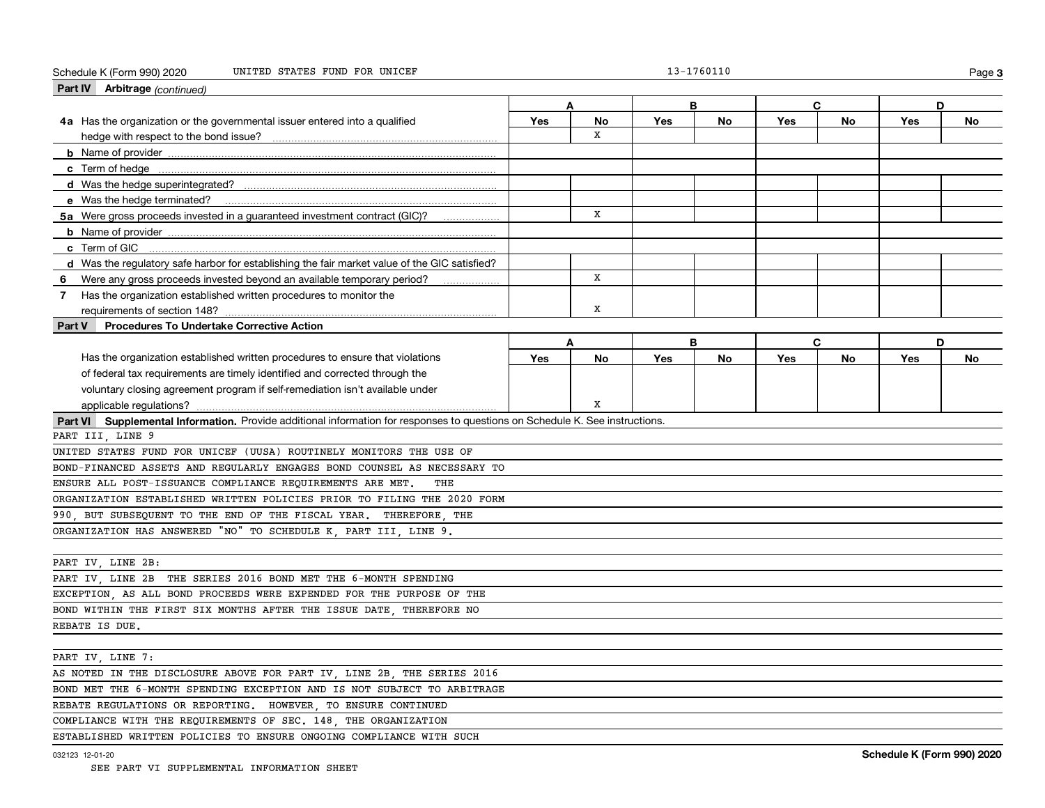Schedule K (Form 990) 2020 UNITED STATES FUND FOR UNICEF 13-1760110

## Part IV Arbitrage *(continued)*

| | A | | B | | C | | D | |
|---|---|---|---|---|---|---|---|---|
| | Yes | No | Yes | No | Yes | No | Yes | No |
| **4a** Has the organization or the governmental issuer entered into a qualified hedge with respect to the bond issue? | | X | | | | | | |
| **b** Name of provider | | | | | | | | |
| **c** Term of hedge | | | | | | | | |
| **d** Was the hedge superintegrated? | | | | | | | | |
| **e** Was the hedge terminated? | | | | | | | | |
| **5a** Were gross proceeds invested in a guaranteed investment contract (GIC)? | | X | | | | | | |
| **b** Name of provider | | | | | | | | |
| **c** Term of GIC | | | | | | | | |
| **d** Was the regulatory safe harbor for establishing the fair market value of the GIC satisfied? | | | | | | | | |
| **6** Were any gross proceeds invested beyond an available temporary period? | | X | | | | | | |
| **7** Has the organization established written procedures to monitor the requirements of section 148? | | X | | | | | | |

## Part V Procedures To Undertake Corrective Action

| | A | | B | | C | | D | |
|---|---|---|---|---|---|---|---|---|
| | Yes | No | Yes | No | Yes | No | Yes | No |
| Has the organization established written procedures to ensure that violations of federal tax requirements are timely identified and corrected through the voluntary closing agreement program if self-remediation isn't available under applicable regulations? | | X | | | | | | |

## Part VI Supplemental Information. 
Provide additional information for responses to questions on Schedule K. See instructions.

PART III, LINE 9

UNITED STATES FUND FOR UNICEF (UUSA) ROUTINELY MONITORS THE USE OF BOND-FINANCED ASSETS AND REGULARLY ENGAGES BOND COUNSEL AS NECESSARY TO ENSURE ALL POST-ISSUANCE COMPLIANCE REQUIREMENTS ARE MET. THE ORGANIZATION ESTABLISHED WRITTEN POLICIES PRIOR TO FILING THE 2020 FORM 990, BUT SUBSEQUENT TO THE END OF THE FISCAL YEAR. THEREFORE, THE ORGANIZATION HAS ANSWERED "NO" TO SCHEDULE K, PART III, LINE 9.

PART IV, LINE 2B:

PART IV, LINE 2B THE SERIES 2016 BOND MET THE 6-MONTH SPENDING EXCEPTION, AS ALL BOND PROCEEDS WERE EXPENDED FOR THE PURPOSE OF THE BOND WITHIN THE FIRST SIX MONTHS AFTER THE ISSUE DATE, THEREFORE NO REBATE IS DUE.

PART IV, LINE 7:

AS NOTED IN THE DISCLOSURE ABOVE FOR PART IV, LINE 2B, THE SERIES 2016 BOND MET THE 6-MONTH SPENDING EXCEPTION AND IS NOT SUBJECT TO ARBITRAGE REBATE REGULATIONS OR REPORTING. HOWEVER, TO ENSURE CONTINUED COMPLIANCE WITH THE REQUIREMENTS OF SEC. 148, THE ORGANIZATION ESTABLISHED WRITTEN POLICIES TO ENSURE ONGOING COMPLIANCE WITH SUCH

032123 12-01-20 **Schedule K (Form 990) 2020**

SEE PART VI SUPPLEMENTAL INFORMATION SHEET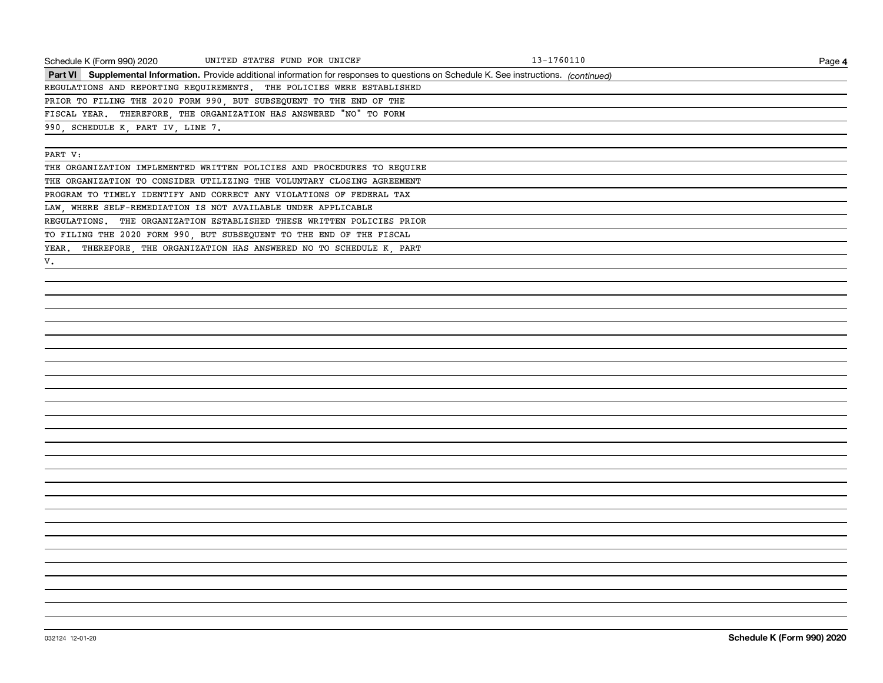Schedule K (Form 990) 2020 UNITED STATES FUND FOR UNICEF 13-1760110

**Part VI Supplemental Information.** Provide additional information for responses to questions on Schedule K. See instructions. *(continued)*

REGULATIONS AND REPORTING REQUIREMENTS. THE POLICIES WERE ESTABLISHED PRIOR TO FILING THE 2020 FORM 990, BUT SUBSEQUENT TO THE END OF THE FISCAL YEAR. THEREFORE, THE ORGANIZATION HAS ANSWERED "NO" TO FORM 990, SCHEDULE K, PART IV, LINE 7.

PART V:

THE ORGANIZATION IMPLEMENTED WRITTEN POLICIES AND PROCEDURES TO REQUIRE THE ORGANIZATION TO CONSIDER UTILIZING THE VOLUNTARY CLOSING AGREEMENT PROGRAM TO TIMELY IDENTIFY AND CORRECT ANY VIOLATIONS OF FEDERAL TAX LAW, WHERE SELF-REMEDIATION IS NOT AVAILABLE UNDER APPLICABLE REGULATIONS. THE ORGANIZATION ESTABLISHED THESE WRITTEN POLICIES PRIOR TO FILING THE 2020 FORM 990, BUT SUBSEQUENT TO THE END OF THE FISCAL YEAR. THEREFORE, THE ORGANIZATION HAS ANSWERED NO TO SCHEDULE K, PART V.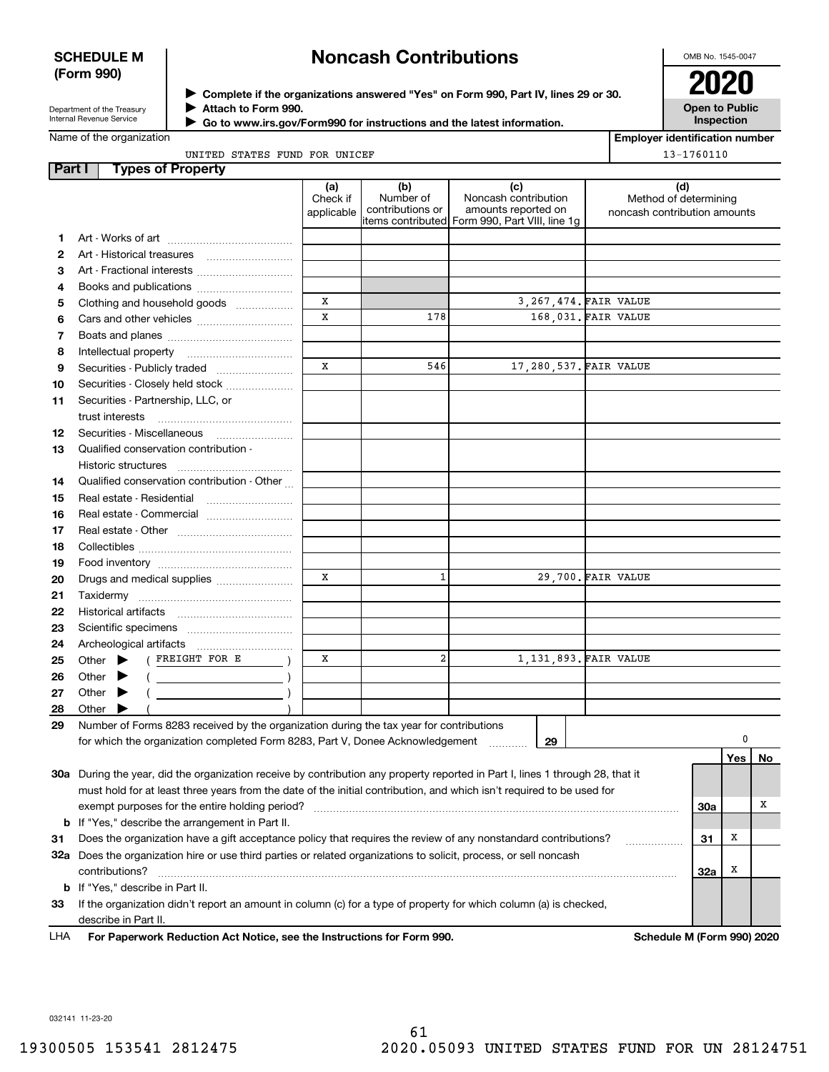**SCHEDULE M (Form 990)**

Department of the Treasury
Internal Revenue Service

# Noncash Contributions

▶ Complete if the organizations answered "Yes" on Form 990, Part IV, lines 29 or 30.
▶ Attach to Form 990.
▶ Go to www.irs.gov/Form990 for instructions and the latest information.

OMB No. 1545-0047

**2020**

**Open to Public Inspection**

Name of the organization: UNITED STATES FUND FOR UNICEF

Employer identification number: 13-1760110

## Part I Types of Property

| | | (a) Check if applicable | (b) Number of contributions or items contributed | (c) Noncash contribution amounts reported on Form 990, Part VIII, line 1g | (d) Method of determining noncash contribution amounts |
|---|---|---|---|---|---|
| 1 | Art - Works of art | | | | |
| 2 | Art - Historical treasures | | | | |
| 3 | Art - Fractional interests | | | | |
| 4 | Books and publications | | | | |
| 5 | Clothing and household goods | X | | 3,267,474. | FAIR VALUE |
| 6 | Cars and other vehicles | X | 178 | 168,031. | FAIR VALUE |
| 7 | Boats and planes | | | | |
| 8 | Intellectual property | | | | |
| 9 | Securities - Publicly traded | X | 546 | 17,280,537. | FAIR VALUE |
| 10 | Securities - Closely held stock | | | | |
| 11 | Securities - Partnership, LLC, or trust interests | | | | |
| 12 | Securities - Miscellaneous | | | | |
| 13 | Qualified conservation contribution - Historic structures | | | | |
| 14 | Qualified conservation contribution - Other | | | | |
| 15 | Real estate - Residential | | | | |
| 16 | Real estate - Commercial | | | | |
| 17 | Real estate - Other | | | | |
| 18 | Collectibles | | | | |
| 19 | Food inventory | | | | |
| 20 | Drugs and medical supplies | X | 1 | 29,700. | FAIR VALUE |
| 21 | Taxidermy | | | | |
| 22 | Historical artifacts | | | | |
| 23 | Scientific specimens | | | | |
| 24 | Archeological artifacts | | | | |
| 25 | Other ▶ ( FREIGHT FOR E ) | X | 2 | 1,131,893. | FAIR VALUE |
| 26 | Other ▶ ( ) | | | | |
| 27 | Other ▶ ( ) | | | | |
| 28 | Other ▶ ( ) | | | | |

29 Number of Forms 8283 received by the organization during the tax year for contributions for which the organization completed Form 8283, Part V, Donee Acknowledgement ..... **29** | 0

| | | | Yes | No |
|---|---|---|---|---|
| 30a | During the year, did the organization receive by contribution any property reported in Part I, lines 1 through 28, that it must hold for at least three years from the date of the initial contribution, and which isn't required to be used for exempt purposes for the entire holding period? | 30a | | X |
| b | If "Yes," describe the arrangement in Part II. | | | |
| 31 | Does the organization have a gift acceptance policy that requires the review of any nonstandard contributions? | 31 | X | |
| 32a | Does the organization hire or use third parties or related organizations to solicit, process, or sell noncash contributions? | 32a | X | |
| b | If "Yes," describe in Part II. | | | |
| 33 | If the organization didn't report an amount in column (c) for a type of property for which column (a) is checked, describe in Part II. | | | |

LHA **For Paperwork Reduction Act Notice, see the Instructions for Form 990.** **Schedule M (Form 990) 2020**

032141 11-23-20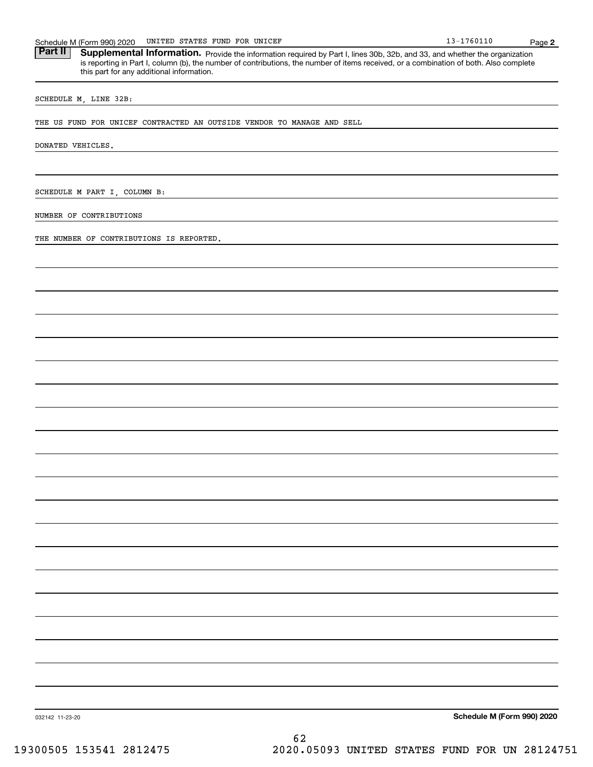Schedule M (Form 990) 2020 UNITED STATES FUND FOR UNICEF 13-1760110 Page 2

## Part II Supplemental Information.

Provide the information required by Part I, lines 30b, 32b, and 33, and whether the organization is reporting in Part I, column (b), the number of contributions, the number of items received, or a combination of both. Also complete this part for any additional information.

SCHEDULE M, LINE 32B:

THE US FUND FOR UNICEF CONTRACTED AN OUTSIDE VENDOR TO MANAGE AND SELL DONATED VEHICLES.

SCHEDULE M PART I, COLUMN B:

NUMBER OF CONTRIBUTIONS

THE NUMBER OF CONTRIBUTIONS IS REPORTED.

032142 11-23-20 **Schedule M (Form 990) 2020**

19300505 153541 2812475 2020.05093 UNITED STATES FUND FOR UN 28124751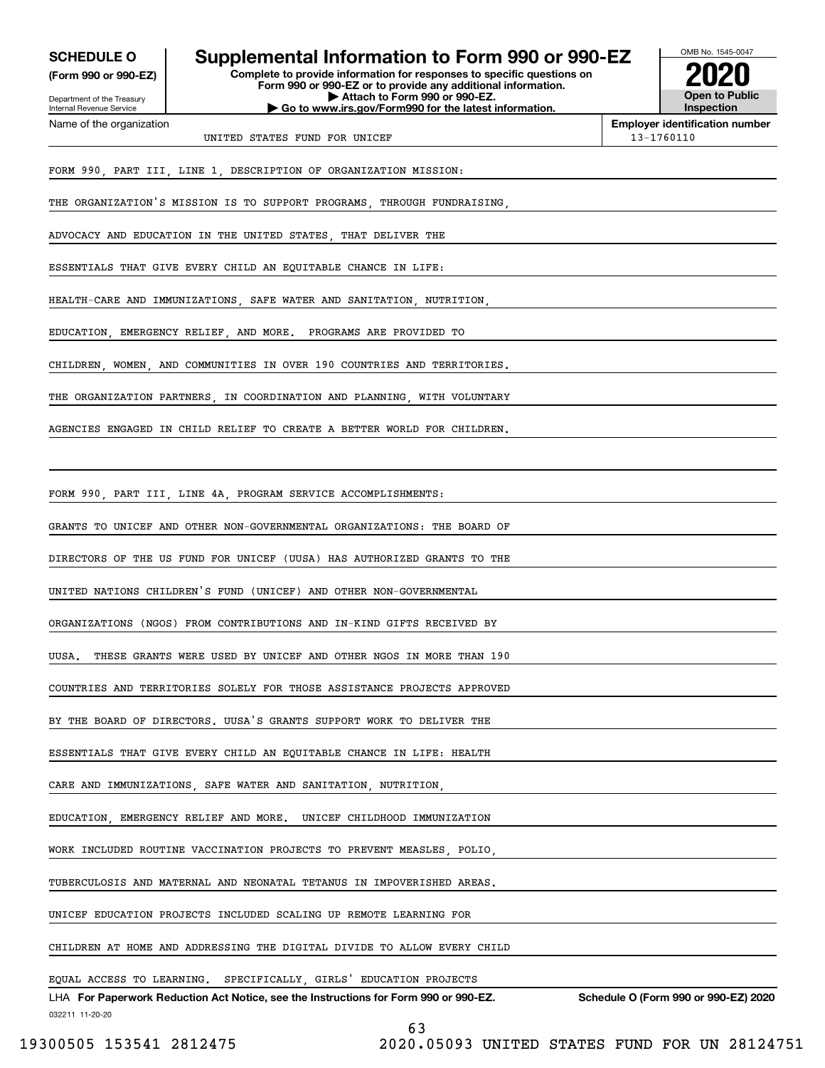**SCHEDULE O**
**(Form 990 or 990-EZ)**

Department of the Treasury
Internal Revenue Service

# Supplemental Information to Form 990 or 990-EZ

**Complete to provide information for responses to specific questions on Form 990 or 990-EZ or to provide any additional information.**
**▶ Attach to Form 990 or 990-EZ.**
**▶ Go to www.irs.gov/Form990 for the latest information.**

OMB No. 1545-0047

**2020**

**Open to Public Inspection**

| Name of the organization | Employer identification number |
|---|---|
| UNITED STATES FUND FOR UNICEF | 13-1760110 |

FORM 990, PART III, LINE 1, DESCRIPTION OF ORGANIZATION MISSION:

THE ORGANIZATION'S MISSION IS TO SUPPORT PROGRAMS, THROUGH FUNDRAISING, ADVOCACY AND EDUCATION IN THE UNITED STATES, THAT DELIVER THE ESSENTIALS THAT GIVE EVERY CHILD AN EQUITABLE CHANCE IN LIFE: HEALTH-CARE AND IMMUNIZATIONS, SAFE WATER AND SANITATION, NUTRITION, EDUCATION, EMERGENCY RELIEF, AND MORE. PROGRAMS ARE PROVIDED TO CHILDREN, WOMEN, AND COMMUNITIES IN OVER 190 COUNTRIES AND TERRITORIES. THE ORGANIZATION PARTNERS, IN COORDINATION AND PLANNING, WITH VOLUNTARY AGENCIES ENGAGED IN CHILD RELIEF TO CREATE A BETTER WORLD FOR CHILDREN.

FORM 990, PART III, LINE 4A, PROGRAM SERVICE ACCOMPLISHMENTS:

GRANTS TO UNICEF AND OTHER NON-GOVERNMENTAL ORGANIZATIONS: THE BOARD OF DIRECTORS OF THE US FUND FOR UNICEF (UUSA) HAS AUTHORIZED GRANTS TO THE UNITED NATIONS CHILDREN'S FUND (UNICEF) AND OTHER NON-GOVERNMENTAL ORGANIZATIONS (NGOS) FROM CONTRIBUTIONS AND IN-KIND GIFTS RECEIVED BY UUSA. THESE GRANTS WERE USED BY UNICEF AND OTHER NGOS IN MORE THAN 190 COUNTRIES AND TERRITORIES SOLELY FOR THOSE ASSISTANCE PROJECTS APPROVED BY THE BOARD OF DIRECTORS. UUSA'S GRANTS SUPPORT WORK TO DELIVER THE ESSENTIALS THAT GIVE EVERY CHILD AN EQUITABLE CHANCE IN LIFE: HEALTH CARE AND IMMUNIZATIONS, SAFE WATER AND SANITATION, NUTRITION, EDUCATION, EMERGENCY RELIEF AND MORE. UNICEF CHILDHOOD IMMUNIZATION WORK INCLUDED ROUTINE VACCINATION PROJECTS TO PREVENT MEASLES, POLIO, TUBERCULOSIS AND MATERNAL AND NEONATAL TETANUS IN IMPOVERISHED AREAS. UNICEF EDUCATION PROJECTS INCLUDED SCALING UP REMOTE LEARNING FOR CHILDREN AT HOME AND ADDRESSING THE DIGITAL DIVIDE TO ALLOW EVERY CHILD EQUAL ACCESS TO LEARNING. SPECIFICALLY, GIRLS' EDUCATION PROJECTS

LHA **For Paperwork Reduction Act Notice, see the Instructions for Form 990 or 990-EZ.** **Schedule O (Form 990 or 990-EZ) 2020**

032211 11-20-20

19300505 153541 2812475 2020.05093 UNITED STATES FUND FOR UN 28124751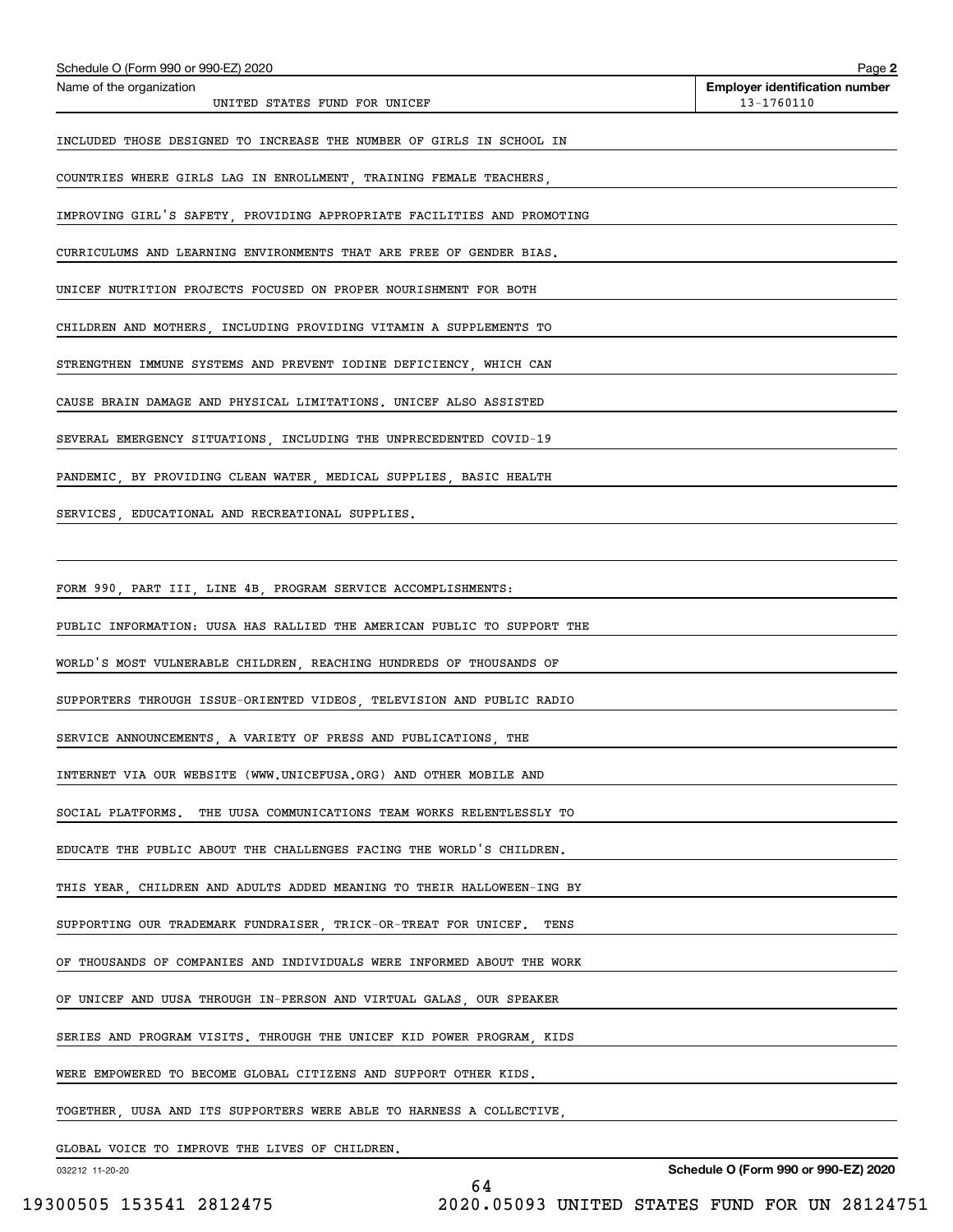Name of the organization: UNITED STATES FUND FOR UNICEF

Employer identification number: 13-1760110

INCLUDED THOSE DESIGNED TO INCREASE THE NUMBER OF GIRLS IN SCHOOL IN COUNTRIES WHERE GIRLS LAG IN ENROLLMENT, TRAINING FEMALE TEACHERS, IMPROVING GIRL'S SAFETY, PROVIDING APPROPRIATE FACILITIES AND PROMOTING CURRICULUMS AND LEARNING ENVIRONMENTS THAT ARE FREE OF GENDER BIAS. UNICEF NUTRITION PROJECTS FOCUSED ON PROPER NOURISHMENT FOR BOTH CHILDREN AND MOTHERS, INCLUDING PROVIDING VITAMIN A SUPPLEMENTS TO STRENGTHEN IMMUNE SYSTEMS AND PREVENT IODINE DEFICIENCY, WHICH CAN CAUSE BRAIN DAMAGE AND PHYSICAL LIMITATIONS. UNICEF ALSO ASSISTED SEVERAL EMERGENCY SITUATIONS, INCLUDING THE UNPRECEDENTED COVID-19 PANDEMIC, BY PROVIDING CLEAN WATER, MEDICAL SUPPLIES, BASIC HEALTH SERVICES, EDUCATIONAL AND RECREATIONAL SUPPLIES.

FORM 990, PART III, LINE 4B, PROGRAM SERVICE ACCOMPLISHMENTS:

PUBLIC INFORMATION: UUSA HAS RALLIED THE AMERICAN PUBLIC TO SUPPORT THE WORLD'S MOST VULNERABLE CHILDREN, REACHING HUNDREDS OF THOUSANDS OF SUPPORTERS THROUGH ISSUE-ORIENTED VIDEOS, TELEVISION AND PUBLIC RADIO SERVICE ANNOUNCEMENTS, A VARIETY OF PRESS AND PUBLICATIONS, THE INTERNET VIA OUR WEBSITE (WWW.UNICEFUSA.ORG) AND OTHER MOBILE AND SOCIAL PLATFORMS. THE UUSA COMMUNICATIONS TEAM WORKS RELENTLESSLY TO EDUCATE THE PUBLIC ABOUT THE CHALLENGES FACING THE WORLD'S CHILDREN. THIS YEAR, CHILDREN AND ADULTS ADDED MEANING TO THEIR HALLOWEEN-ING BY SUPPORTING OUR TRADEMARK FUNDRAISER, TRICK-OR-TREAT FOR UNICEF. TENS OF THOUSANDS OF COMPANIES AND INDIVIDUALS WERE INFORMED ABOUT THE WORK OF UNICEF AND UUSA THROUGH IN-PERSON AND VIRTUAL GALAS, OUR SPEAKER SERIES AND PROGRAM VISITS. THROUGH THE UNICEF KID POWER PROGRAM, KIDS WERE EMPOWERED TO BECOME GLOBAL CITIZENS AND SUPPORT OTHER KIDS. TOGETHER, UUSA AND ITS SUPPORTERS WERE ABLE TO HARNESS A COLLECTIVE, GLOBAL VOICE TO IMPROVE THE LIVES OF CHILDREN.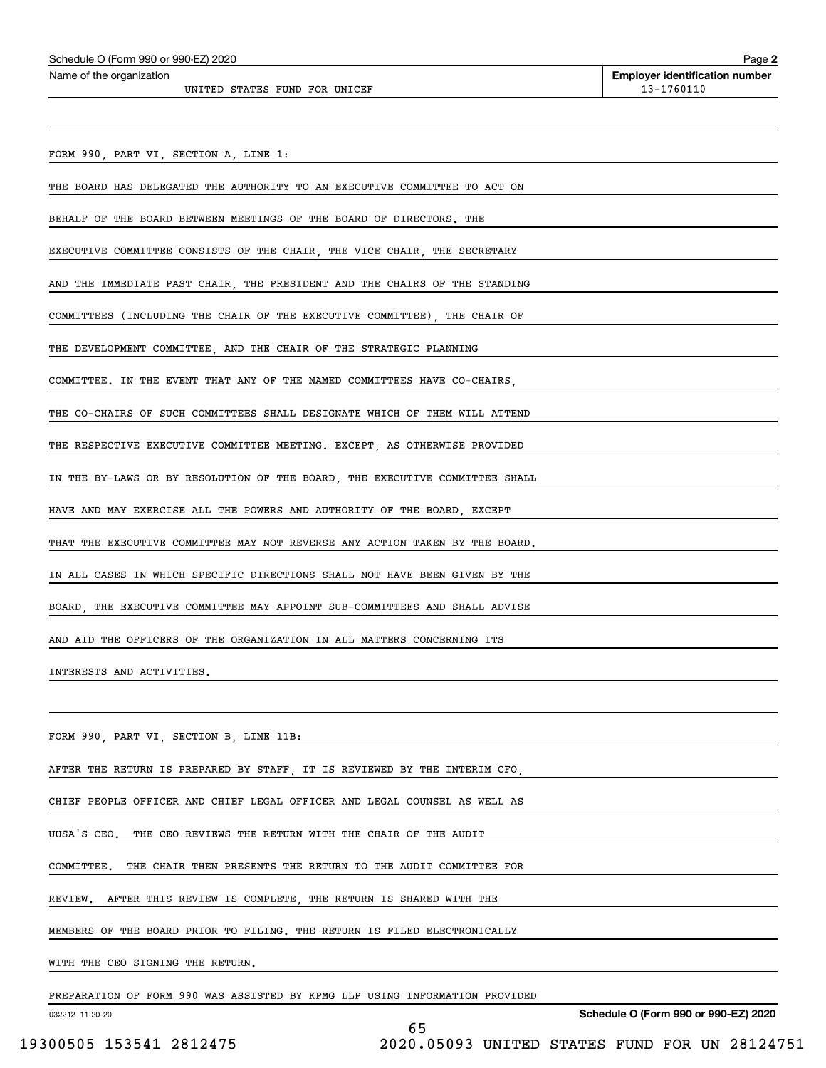Schedule O (Form 990 or 990-EZ) 2020

Name of the organization: UNITED STATES FUND FOR UNICEF

Employer identification number: 13-1760110

FORM 990, PART VI, SECTION A, LINE 1:

THE BOARD HAS DELEGATED THE AUTHORITY TO AN EXECUTIVE COMMITTEE TO ACT ON BEHALF OF THE BOARD BETWEEN MEETINGS OF THE BOARD OF DIRECTORS. THE EXECUTIVE COMMITTEE CONSISTS OF THE CHAIR, THE VICE CHAIR, THE SECRETARY AND THE IMMEDIATE PAST CHAIR, THE PRESIDENT AND THE CHAIRS OF THE STANDING COMMITTEES (INCLUDING THE CHAIR OF THE EXECUTIVE COMMITTEE), THE CHAIR OF THE DEVELOPMENT COMMITTEE, AND THE CHAIR OF THE STRATEGIC PLANNING COMMITTEE. IN THE EVENT THAT ANY OF THE NAMED COMMITTEES HAVE CO-CHAIRS, THE CO-CHAIRS OF SUCH COMMITTEES SHALL DESIGNATE WHICH OF THEM WILL ATTEND THE RESPECTIVE EXECUTIVE COMMITTEE MEETING. EXCEPT, AS OTHERWISE PROVIDED IN THE BY-LAWS OR BY RESOLUTION OF THE BOARD, THE EXECUTIVE COMMITTEE SHALL HAVE AND MAY EXERCISE ALL THE POWERS AND AUTHORITY OF THE BOARD, EXCEPT THAT THE EXECUTIVE COMMITTEE MAY NOT REVERSE ANY ACTION TAKEN BY THE BOARD. IN ALL CASES IN WHICH SPECIFIC DIRECTIONS SHALL NOT HAVE BEEN GIVEN BY THE BOARD, THE EXECUTIVE COMMITTEE MAY APPOINT SUB-COMMITTEES AND SHALL ADVISE AND AID THE OFFICERS OF THE ORGANIZATION IN ALL MATTERS CONCERNING ITS INTERESTS AND ACTIVITIES.

FORM 990, PART VI, SECTION B, LINE 11B:

AFTER THE RETURN IS PREPARED BY STAFF, IT IS REVIEWED BY THE INTERIM CFO, CHIEF PEOPLE OFFICER AND CHIEF LEGAL OFFICER AND LEGAL COUNSEL AS WELL AS UUSA'S CEO. THE CEO REVIEWS THE RETURN WITH THE CHAIR OF THE AUDIT COMMITTEE. THE CHAIR THEN PRESENTS THE RETURN TO THE AUDIT COMMITTEE FOR REVIEW. AFTER THIS REVIEW IS COMPLETE, THE RETURN IS SHARED WITH THE MEMBERS OF THE BOARD PRIOR TO FILING. THE RETURN IS FILED ELECTRONICALLY WITH THE CEO SIGNING THE RETURN.

PREPARATION OF FORM 990 WAS ASSISTED BY KPMG LLP USING INFORMATION PROVIDED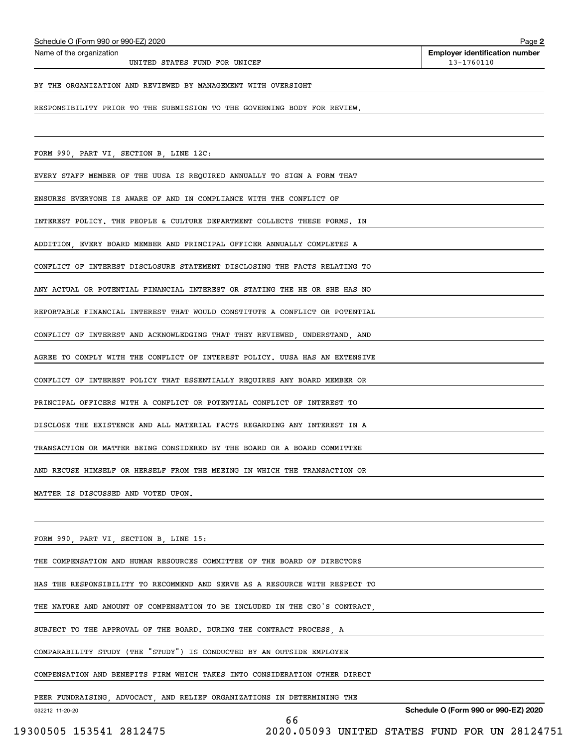Name of the organization: UNITED STATES FUND FOR UNICEF

Employer identification number: 13-1760110

BY THE ORGANIZATION AND REVIEWED BY MANAGEMENT WITH OVERSIGHT RESPONSIBILITY PRIOR TO THE SUBMISSION TO THE GOVERNING BODY FOR REVIEW.

FORM 990, PART VI, SECTION B, LINE 12C:

EVERY STAFF MEMBER OF THE UUSA IS REQUIRED ANNUALLY TO SIGN A FORM THAT ENSURES EVERYONE IS AWARE OF AND IN COMPLIANCE WITH THE CONFLICT OF INTEREST POLICY. THE PEOPLE & CULTURE DEPARTMENT COLLECTS THESE FORMS. IN ADDITION, EVERY BOARD MEMBER AND PRINCIPAL OFFICER ANNUALLY COMPLETES A CONFLICT OF INTEREST DISCLOSURE STATEMENT DISCLOSING THE FACTS RELATING TO ANY ACTUAL OR POTENTIAL FINANCIAL INTEREST OR STATING THE HE OR SHE HAS NO REPORTABLE FINANCIAL INTEREST THAT WOULD CONSTITUTE A CONFLICT OR POTENTIAL CONFLICT OF INTEREST AND ACKNOWLEDGING THAT THEY REVIEWED, UNDERSTAND, AND AGREE TO COMPLY WITH THE CONFLICT OF INTEREST POLICY. UUSA HAS AN EXTENSIVE CONFLICT OF INTEREST POLICY THAT ESSENTIALLY REQUIRES ANY BOARD MEMBER OR PRINCIPAL OFFICERS WITH A CONFLICT OR POTENTIAL CONFLICT OF INTEREST TO DISCLOSE THE EXISTENCE AND ALL MATERIAL FACTS REGARDING ANY INTEREST IN A TRANSACTION OR MATTER BEING CONSIDERED BY THE BOARD OR A BOARD COMMITTEE AND RECUSE HIMSELF OR HERSELF FROM THE MEEING IN WHICH THE TRANSACTION OR MATTER IS DISCUSSED AND VOTED UPON.

FORM 990, PART VI, SECTION B, LINE 15:

THE COMPENSATION AND HUMAN RESOURCES COMMITTEE OF THE BOARD OF DIRECTORS HAS THE RESPONSIBILITY TO RECOMMEND AND SERVE AS A RESOURCE WITH RESPECT TO THE NATURE AND AMOUNT OF COMPENSATION TO BE INCLUDED IN THE CEO'S CONTRACT, SUBJECT TO THE APPROVAL OF THE BOARD. DURING THE CONTRACT PROCESS, A COMPARABILITY STUDY (THE "STUDY") IS CONDUCTED BY AN OUTSIDE EMPLOYEE COMPENSATION AND BENEFITS FIRM WHICH TAKES INTO CONSIDERATION OTHER DIRECT PEER FUNDRAISING, ADVOCACY, AND RELIEF ORGANIZATIONS IN DETERMINING THE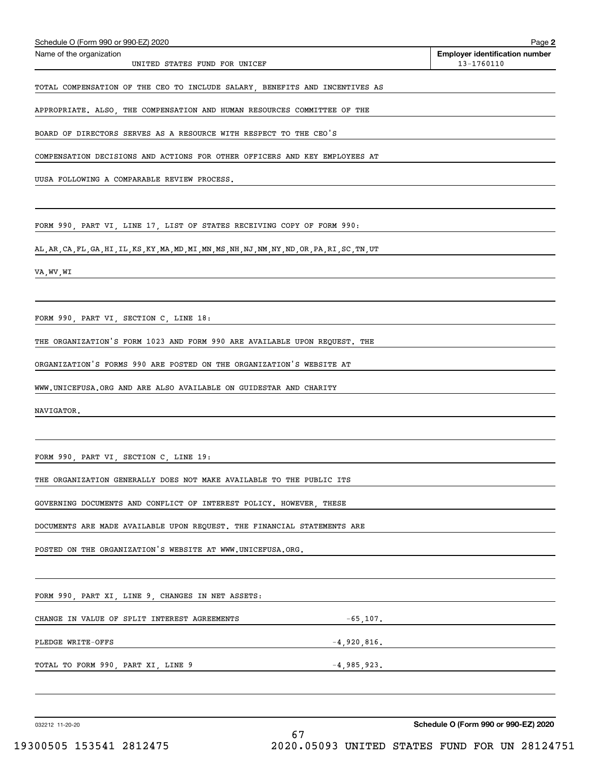Name of the organization: UNITED STATES FUND FOR UNICEF

Employer identification number: 13-1760110

TOTAL COMPENSATION OF THE CEO TO INCLUDE SALARY, BENEFITS AND INCENTIVES AS APPROPRIATE. ALSO, THE COMPENSATION AND HUMAN RESOURCES COMMITTEE OF THE BOARD OF DIRECTORS SERVES AS A RESOURCE WITH RESPECT TO THE CEO'S COMPENSATION DECISIONS AND ACTIONS FOR OTHER OFFICERS AND KEY EMPLOYEES AT UUSA FOLLOWING A COMPARABLE REVIEW PROCESS.

FORM 990, PART VI, LINE 17, LIST OF STATES RECEIVING COPY OF FORM 990:

AL,AR,CA,FL,GA,HI,IL,KS,KY,MA,MD,MI,MN,MS,NH,NJ,NM,NY,ND,OR,PA,RI,SC,TN,UT VA,WV,WI

FORM 990, PART VI, SECTION C, LINE 18:

THE ORGANIZATION'S FORM 1023 AND FORM 990 ARE AVAILABLE UPON REQUEST. THE ORGANIZATION'S FORMS 990 ARE POSTED ON THE ORGANIZATION'S WEBSITE AT WWW.UNICEFUSA.ORG AND ARE ALSO AVAILABLE ON GUIDESTAR AND CHARITY NAVIGATOR.

FORM 990, PART VI, SECTION C, LINE 19:

THE ORGANIZATION GENERALLY DOES NOT MAKE AVAILABLE TO THE PUBLIC ITS GOVERNING DOCUMENTS AND CONFLICT OF INTEREST POLICY. HOWEVER, THESE DOCUMENTS ARE MADE AVAILABLE UPON REQUEST. THE FINANCIAL STATEMENTS ARE POSTED ON THE ORGANIZATION'S WEBSITE AT WWW.UNICEFUSA.ORG.

FORM 990, PART XI, LINE 9, CHANGES IN NET ASSETS:

| | |
|---|---|
| CHANGE IN VALUE OF SPLIT INTEREST AGREEMENTS | -65,107. |
| PLEDGE WRITE-OFFS | -4,920,816. |
| TOTAL TO FORM 990, PART XI, LINE 9 | -4,985,923. |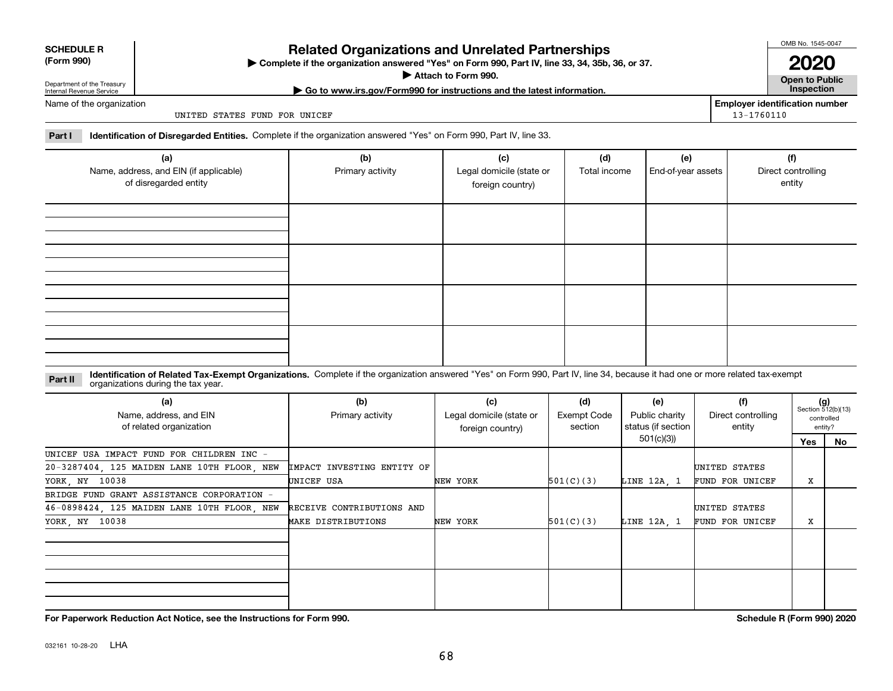**SCHEDULE R (Form 990)**

Department of the Treasury
Internal Revenue Service

# Related Organizations and Unrelated Partnerships

▶ Complete if the organization answered "Yes" on Form 990, Part IV, line 33, 34, 35b, 36, or 37.
▶ Attach to Form 990.
▶ Go to www.irs.gov/Form990 for instructions and the latest information.

OMB No. 1545-0047

**2020**

**Open to Public Inspection**

Name of the organization: UNITED STATES FUND FOR UNICEF

Employer identification number: 13-1760110

**Part I** **Identification of Disregarded Entities.** Complete if the organization answered "Yes" on Form 990, Part IV, line 33.

| (a) Name, address, and EIN (if applicable) of disregarded entity | (b) Primary activity | (c) Legal domicile (state or foreign country) | (d) Total income | (e) End-of-year assets | (f) Direct controlling entity |
|---|---|---|---|---|---|
| | | | | | |
| | | | | | |
| | | | | | |
| | | | | | |

**Part II** **Identification of Related Tax-Exempt Organizations.** Complete if the organization answered "Yes" on Form 990, Part IV, line 34, because it had one or more related tax-exempt organizations during the tax year.

| (a) Name, address, and EIN of related organization | (b) Primary activity | (c) Legal domicile (state or foreign country) | (d) Exempt Code section | (e) Public charity status (if section 501(c)(3)) | (f) Direct controlling entity | (g) Section 512(b)(13) controlled entity? | |
|---|---|---|---|---|---|---|---|
| | | | | | | Yes | No |
| UNICEF USA IMPACT FUND FOR CHILDREN INC - 20-3287404, 125 MAIDEN LANE 10TH FLOOR, NEW YORK, NY 10038 | IMPACT INVESTING ENTITY OF UNICEF USA | NEW YORK | 501(C)(3) | LINE 12A, 1 | UNITED STATES FUND FOR UNICEF | X | |
| BRIDGE FUND GRANT ASSISTANCE CORPORATION - 46-0898424, 125 MAIDEN LANE 10TH FLOOR, NEW YORK, NY 10038 | RECEIVE CONTRIBUTIONS AND MAKE DISTRIBUTIONS | NEW YORK | 501(C)(3) | LINE 12A, 1 | UNITED STATES FUND FOR UNICEF | X | |
| | | | | | | | |
| | | | | | | | |

**For Paperwork Reduction Act Notice, see the Instructions for Form 990.**

**Schedule R (Form 990) 2020**

032161 10-28-20 LHA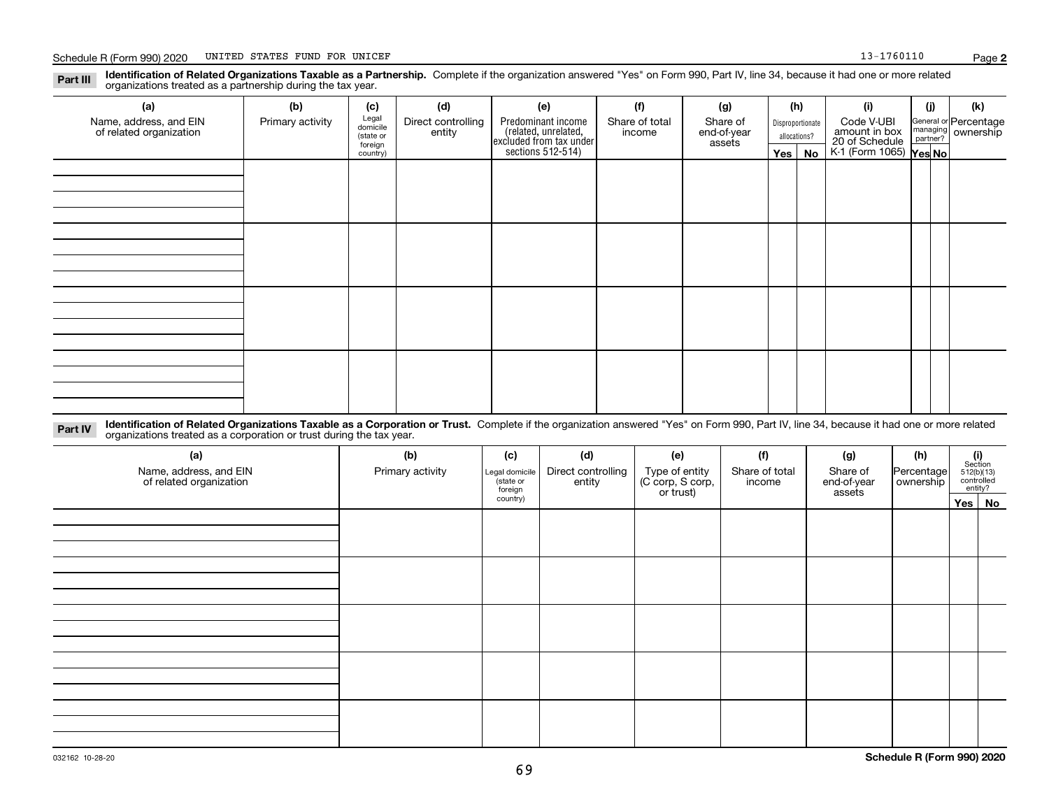Schedule R (Form 990) 2020 UNITED STATES FUND FOR UNICEF 13-1760110

**Part III** **Identification of Related Organizations Taxable as a Partnership.** Complete if the organization answered "Yes" on Form 990, Part IV, line 34, because it had one or more related organizations treated as a partnership during the tax year.

| (a) Name, address, and EIN of related organization | (b) Primary activity | (c) Legal domicile (state or foreign country) | (d) Direct controlling entity | (e) Predominant income (related, unrelated, excluded from tax under sections 512-514) | (f) Share of total income | (g) Share of end-of-year assets | (h) Disproportionate allocations? Yes | No | (i) Code V-UBI amount in box 20 of Schedule K-1 (Form 1065) | (j) General or managing partner? Yes | No | (k) Percentage ownership |
|---|---|---|---|---|---|---|---|---|---|---|---|---|
| | | | | | | | | | | | | |
| | | | | | | | | | | | | |
| | | | | | | | | | | | | |
| | | | | | | | | | | | | |

**Part IV** **Identification of Related Organizations Taxable as a Corporation or Trust.** Complete if the organization answered "Yes" on Form 990, Part IV, line 34, because it had one or more related organizations treated as a corporation or trust during the tax year.

| (a) Name, address, and EIN of related organization | (b) Primary activity | (c) Legal domicile (state or foreign country) | (d) Direct controlling entity | (e) Type of entity (C corp, S corp, or trust) | (f) Share of total income | (g) Share of end-of-year assets | (h) Percentage ownership | (i) Section 512(b)(13) controlled entity? Yes | No |
|---|---|---|---|---|---|---|---|---|---|
| | | | | | | | | | |
| | | | | | | | | | |
| | | | | | | | | | |
| | | | | | | | | | |
| | | | | | | | | | |

032162 10-28-20 **Schedule R (Form 990) 2020**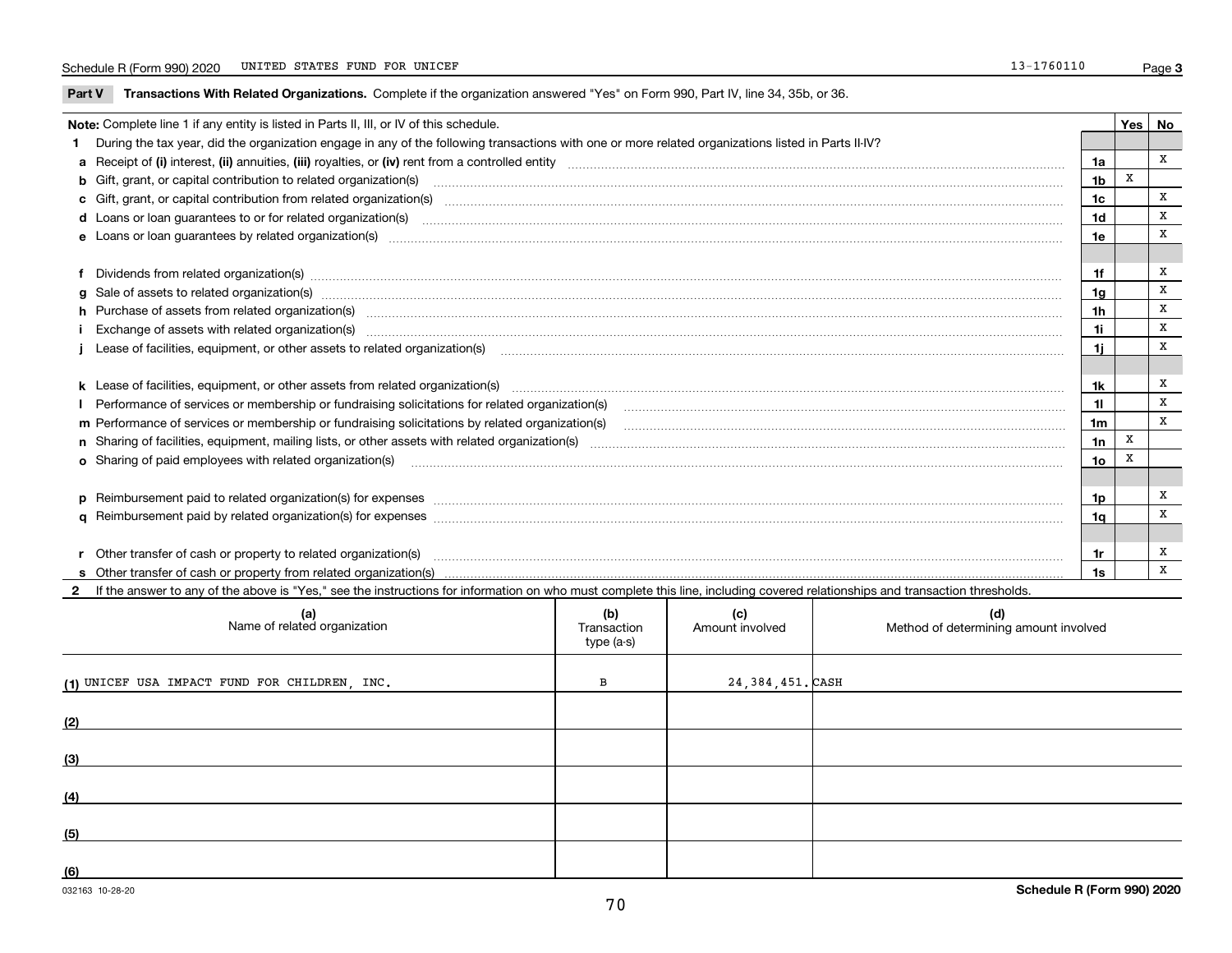Schedule R (Form 990) 2020 UNITED STATES FUND FOR UNICEF 13-1760110 Page 3

## Part V Transactions With Related Organizations. Complete if the organization answered "Yes" on Form 990, Part IV, line 34, 35b, or 36.

| Note: Complete line 1 if any entity is listed in Parts II, III, or IV of this schedule. | | Yes | No |
|---|---|---|---|
| **1** During the tax year, did the organization engage in any of the following transactions with one or more related organizations listed in Parts II-IV? | | | |
| **a** Receipt of (i) interest, (ii) annuities, (iii) royalties, or (iv) rent from a controlled entity | 1a | | X |
| **b** Gift, grant, or capital contribution to related organization(s) | 1b | X | |
| **c** Gift, grant, or capital contribution from related organization(s) | 1c | | X |
| **d** Loans or loan guarantees to or for related organization(s) | 1d | | X |
| **e** Loans or loan guarantees by related organization(s) | 1e | | X |
| **f** Dividends from related organization(s) | 1f | | X |
| **g** Sale of assets to related organization(s) | 1g | | X |
| **h** Purchase of assets from related organization(s) | 1h | | X |
| **i** Exchange of assets with related organization(s) | 1i | | X |
| **j** Lease of facilities, equipment, or other assets to related organization(s) | 1j | | X |
| **k** Lease of facilities, equipment, or other assets from related organization(s) | 1k | | X |
| **l** Performance of services or membership or fundraising solicitations for related organization(s) | 1l | | X |
| **m** Performance of services or membership or fundraising solicitations by related organization(s) | 1m | | X |
| **n** Sharing of facilities, equipment, mailing lists, or other assets with related organization(s) | 1n | X | |
| **o** Sharing of paid employees with related organization(s) | 1o | X | |
| **p** Reimbursement paid to related organization(s) for expenses | 1p | | X |
| **q** Reimbursement paid by related organization(s) for expenses | 1q | | X |
| **r** Other transfer of cash or property to related organization(s) | 1r | | X |
| **s** Other transfer of cash or property from related organization(s) | 1s | | X |

**2** If the answer to any of the above is "Yes," see the instructions for information on who must complete this line, including covered relationships and transaction thresholds.

| | (a) Name of related organization | (b) Transaction type (a-s) | (c) Amount involved | (d) Method of determining amount involved |
|---|---|---|---|---|
| (1) | UNICEF USA IMPACT FUND FOR CHILDREN, INC. | B | 24,384,451. | CASH |
| (2) | | | | |
| (3) | | | | |
| (4) | | | | |
| (5) | | | | |
| (6) | | | | |

032163 10-28-20 Schedule R (Form 990) 2020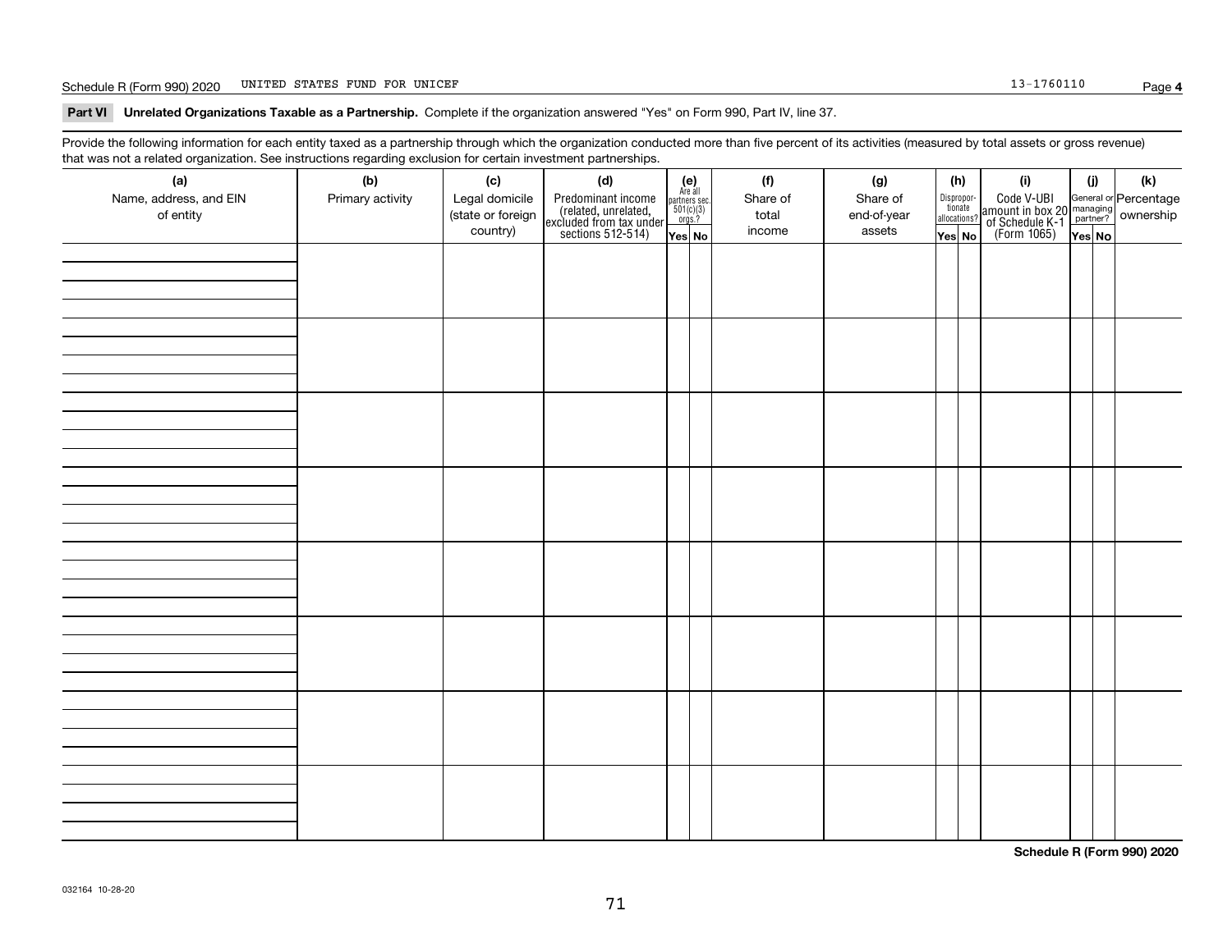Schedule R (Form 990) 2020 UNITED STATES FUND FOR UNICEF 13-1760110

**Part VI Unrelated Organizations Taxable as a Partnership.** Complete if the organization answered "Yes" on Form 990, Part IV, line 37.

Provide the following information for each entity taxed as a partnership through which the organization conducted more than five percent of its activities (measured by total assets or gross revenue) that was not a related organization. See instructions regarding exclusion for certain investment partnerships.

| (a) Name, address, and EIN of entity | (b) Primary activity | (c) Legal domicile (state or foreign country) | (d) Predominant income (related, unrelated, excluded from tax under sections 512-514) | (e) Are all partners sec. 501(c)(3) orgs.? | | (f) Share of total income | (g) Share of end-of-year assets | (h) Disproportionate allocations? | | (i) Code V-UBI amount in box 20 of Schedule K-1 (Form 1065) | (j) General or managing partner? | | (k) Percentage ownership |
|---|---|---|---|---|---|---|---|---|---|---|---|---|---|
| | | | | Yes | No | | | Yes | No | | Yes | No | |
| | | | | | | | | | | | | | |
| | | | | | | | | | | | | | |
| | | | | | | | | | | | | | |
| | | | | | | | | | | | | | |
| | | | | | | | | | | | | | |
| | | | | | | | | | | | | | |
| | | | | | | | | | | | | | |
| | | | | | | | | | | | | | |

**Schedule R (Form 990) 2020**

032164 10-28-20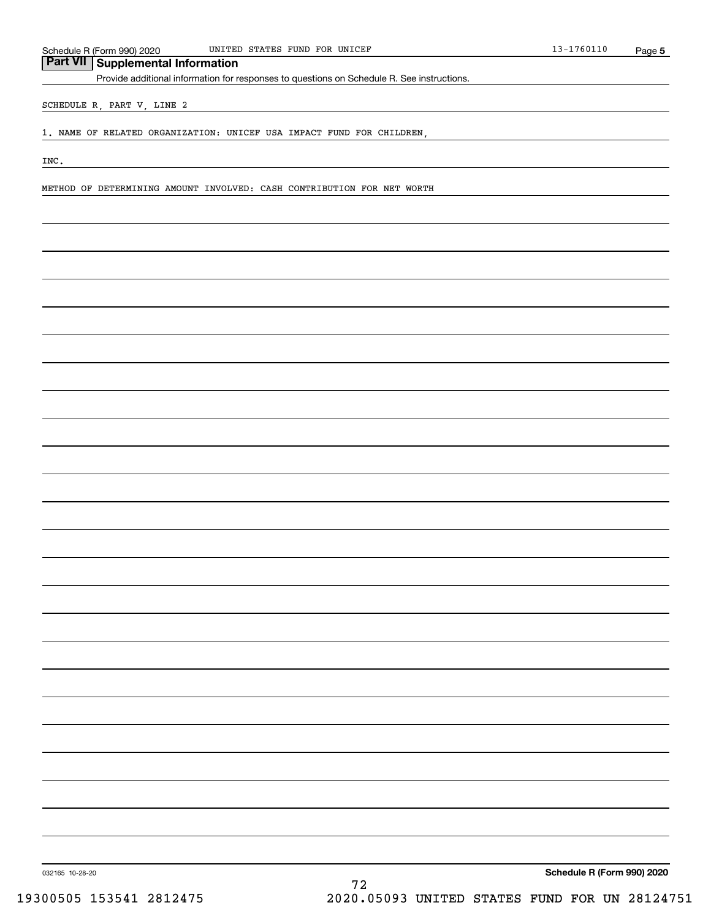## Part VII Supplemental Information

Provide additional information for responses to questions on Schedule R. See instructions.

SCHEDULE R, PART V, LINE 2

1. NAME OF RELATED ORGANIZATION: UNICEF USA IMPACT FUND FOR CHILDREN,

INC.

METHOD OF DETERMINING AMOUNT INVOLVED: CASH CONTRIBUTION FOR NET WORTH